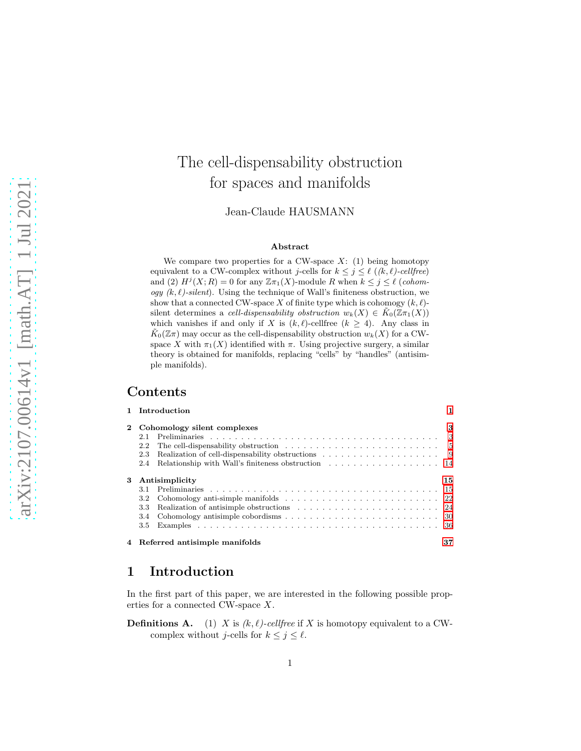# The cell-dispensability obstruction for spaces and manifolds

Jean-Claude HAUSMANN

### Abstract

We compare two properties for a CW-space $X$: (1) being homotopy equivalent to a CW-complex without $j$-cells for $k \leq j \leq \ell$ (*$(k,\ell)$-cellfree*) and (2) $H^j(X;R) = 0$ for any $\mathbb{Z}\pi_1(X)$-module $R$ when $k \leq j \leq \ell$ (*cohomology $(k,\ell)$-silent*). Using the technique of Wall's finiteness obstruction, we show that a connected CW-space $X$ of finite type which is cohomology $(k,\ell)$-silent determines a *cell-dispensability obstruction* $w_k(X) \in \tilde{K}_0(\mathbb{Z}\pi_1(X))$ which vanishes if and only if $X$ is $(k,\ell)$-cellfree ($k \geq 4$). Any class in $\tilde{K}_0(\mathbb{Z}\pi)$ may occur as the cell-dispensability obstruction $w_k(X)$ for a CW-space $X$ with $\pi_1(X)$ identified with $\pi$. Using projective surgery, a similar theory is obtained for manifolds, replacing "cells" by "handles" (antisimple manifolds).

## Contents

**1 Introduction** 1

**2 Cohomology silent complexes** 3
- 2.1 Preliminaries 3
- 2.2 The cell-dispensability obstruction 5
- 2.3 Realization of cell-dispensability obstructions 9
- 2.4 Relationship with Wall's finiteness obstruction 14

**3 Antisimplicity** 15
- 3.1 Preliminaries 15
- 3.2 Cohomology anti-simple manifolds 22
- 3.3 Realization of antisimple obstructions 24
- 3.4 Cohomology antisimple cobordisms 30
- 3.5 Examples 36

**4 Referred antisimple manifolds** 37

## 1 Introduction

In the first part of this paper, we are interested in the following possible properties for a connected CW-space $X$.

**Definitions A.** (1) $X$ is *$(k,\ell)$-cellfree* if $X$ is homotopy equivalent to a CW-complex without $j$-cells for $k \leq j \leq \ell$.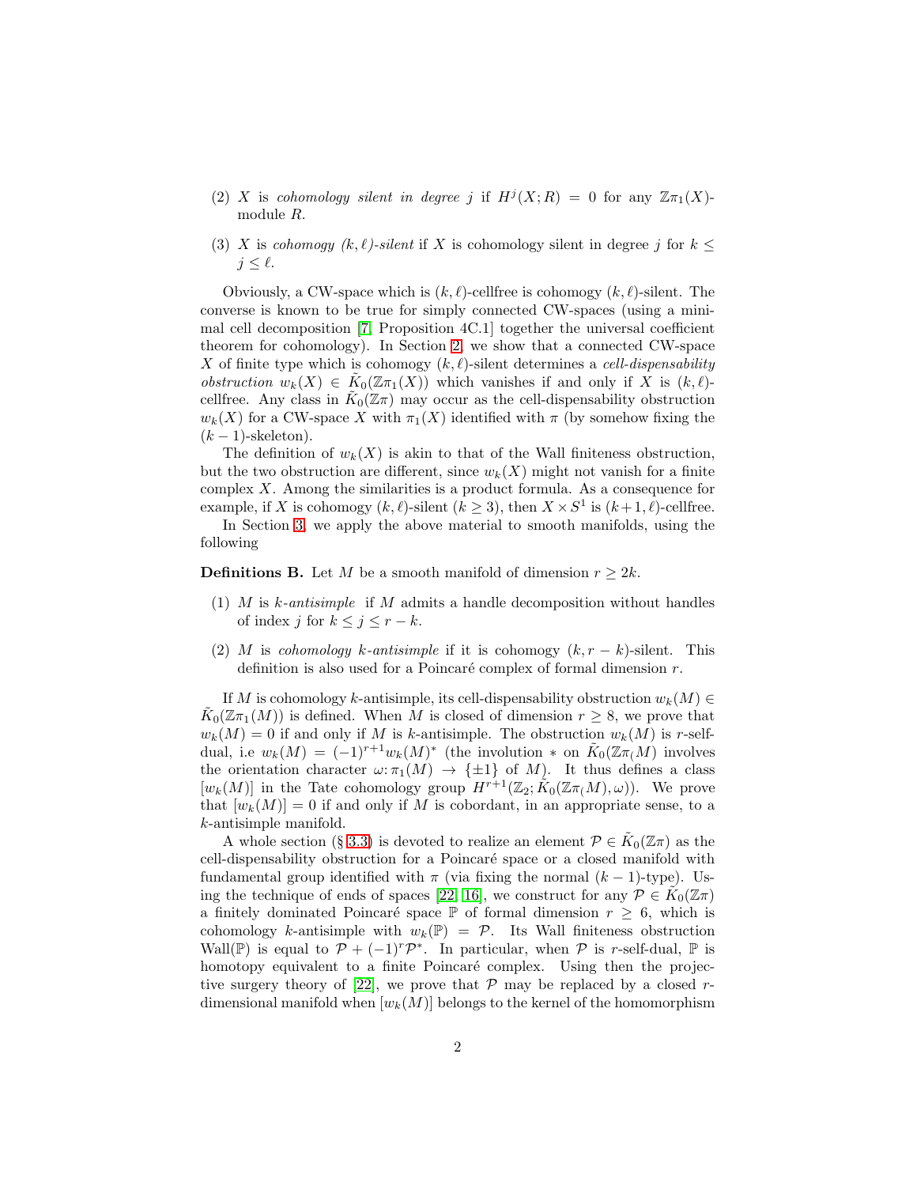(2) $X$ is *cohomology silent in degree $j$* if $H^j(X;R) = 0$ for any $\mathbb{Z}\pi_1(X)$-module $R$.

(3) $X$ is *cohomogy $(k,\ell)$-silent* if $X$ is cohomology silent in degree $j$ for $k \leq j \leq \ell$.

Obviously, a CW-space which is $(k,\ell)$-cellfree is cohomogy $(k,\ell)$-silent. The converse is known to be true for simply connected CW-spaces (using a minimal cell decomposition [7, Proposition 4C.1] together the universal coefficient theorem for cohomology). In Section 2, we show that a connected CW-space $X$ of finite type which is cohomogy $(k,\ell)$-silent determines a *cell-dispensability obstruction* $w_k(X) \in \tilde{K}_0(\mathbb{Z}\pi_1(X))$ which vanishes if and only if $X$ is $(k,\ell)$-cellfree. Any class in $\tilde{K}_0(\mathbb{Z}\pi)$ may occur as the cell-dispensability obstruction $w_k(X)$ for a CW-space $X$ with $\pi_1(X)$ identified with $\pi$ (by somehow fixing the $(k-1)$-skeleton).

The definition of $w_k(X)$ is akin to that of the Wall finiteness obstruction, but the two obstruction are different, since $w_k(X)$ might not vanish for a finite complex $X$. Among the similarities is a product formula. As a consequence for example, if $X$ is cohomogy $(k,\ell)$-silent ($k \geq 3$), then $X \times S^1$ is $(k+1,\ell)$-cellfree.

In Section 3, we apply the above material to smooth manifolds, using the following

**Definitions B.** Let $M$ be a smooth manifold of dimension $r \geq 2k$.

(1) $M$ is *$k$-antisimple* if $M$ admits a handle decomposition without handles of index $j$ for $k \leq j \leq r-k$.

(2) $M$ is *cohomology $k$-antisimple* if it is cohomogy $(k, r-k)$-silent. This definition is also used for a Poincaré complex of formal dimension $r$.

If $M$ is cohomology $k$-antisimple, its cell-dispensability obstruction $w_k(M) \in \tilde{K}_0(\mathbb{Z}\pi_1(M))$ is defined. When $M$ is closed of dimension $r \geq 8$, we prove that $w_k(M) = 0$ if and only if $M$ is $k$-antisimple. The obstruction $w_k(M)$ is $r$-self-dual, i.e $w_k(M) = (-1)^{r+1}w_k(M)^*$ (the involution $*$ on $\tilde{K}_0(\mathbb{Z}\pi_(M)$ involves the orientation character $\omega\colon \pi_1(M) \to \{\pm 1\}$ of $M$). It thus defines a class $[w_k(M)]$ in the Tate cohomology group $H^{r+1}(\mathbb{Z}_2; \tilde{K}_0(\mathbb{Z}\pi_(M), \omega))$. We prove that $[w_k(M)] = 0$ if and only if $M$ is cobordant, in an appropriate sense, to a $k$-antisimple manifold.

A whole section (§ 3.3) is devoted to realize an element $\mathcal{P} \in \tilde{K}_0(\mathbb{Z}\pi)$ as the cell-dispensability obstruction for a Poincaré space or a closed manifold with fundamental group identified with $\pi$ (via fixing the normal $(k-1)$-type). Using the technique of ends of spaces [22, 16], we construct for any $\mathcal{P} \in \tilde{K}_0(\mathbb{Z}\pi)$ a finitely dominated Poincaré space $\mathbb{P}$ of formal dimension $r \geq 6$, which is cohomology $k$-antisimple with $w_k(\mathbb{P}) = \mathcal{P}$. Its Wall finiteness obstruction $\mathrm{Wall}(\mathbb{P})$ is equal to $\mathcal{P} + (-1)^r\mathcal{P}^*$. In particular, when $\mathcal{P}$ is $r$-self-dual, $\mathbb{P}$ is homotopy equivalent to a finite Poincaré complex. Using then the projective surgery theory of [22], we prove that $\mathcal{P}$ may be replaced by a closed $r$-dimensional manifold when $[w_k(M)]$ belongs to the kernel of the homomorphism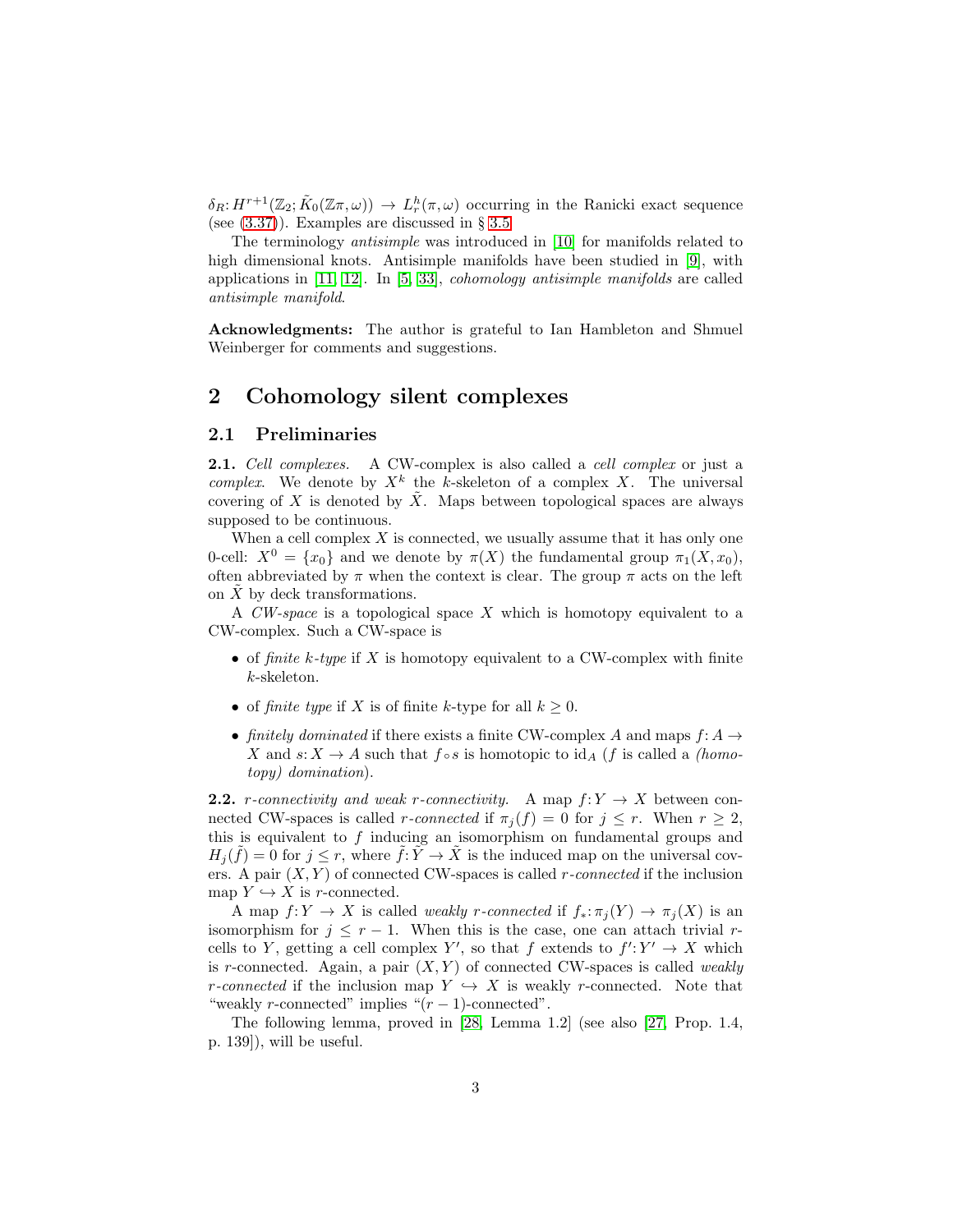$\delta_R: H^{r+1}(\mathbb{Z}_2; \tilde{K}_0(\mathbb{Z}\pi,\omega)) \to L^h_r(\pi,\omega)$ occurring in the Ranicki exact sequence (see (3.37)). Examples are discussed in § 3.5.

The terminology *antisimple* was introduced in [10] for manifolds related to high dimensional knots. Antisimple manifolds have been studied in [9], with applications in [11, 12]. In [5, 33], *cohomology antisimple manifolds* are called *antisimple manifold*.

**Acknowledgments:** The author is grateful to Ian Hambleton and Shmuel Weinberger for comments and suggestions.

# 2 Cohomology silent complexes

## 2.1 Preliminaries

**2.1.** *Cell complexes.* A CW-complex is also called a *cell complex* or just a *complex*. We denote by $X^k$ the $k$-skeleton of a complex $X$. The universal covering of $X$ is denoted by $\tilde{X}$. Maps between topological spaces are always supposed to be continuous.

When a cell complex $X$ is connected, we usually assume that it has only one 0-cell: $X^0 = \{x_0\}$ and we denote by $\pi(X)$ the fundamental group $\pi_1(X, x_0)$, often abbreviated by $\pi$ when the context is clear. The group $\pi$ acts on the left on $\tilde{X}$ by deck transformations.

A *CW-space* is a topological space $X$ which is homotopy equivalent to a CW-complex. Such a CW-space is

- of *finite $k$-type* if $X$ is homotopy equivalent to a CW-complex with finite $k$-skeleton.
- of *finite type* if $X$ is of finite $k$-type for all $k \geq 0$.
- *finitely dominated* if there exists a finite CW-complex $A$ and maps $f: A \to X$ and $s: X \to A$ such that $f \circ s$ is homotopic to $\mathrm{id}_A$ ($f$ is called a *(homotopy) domination*).

**2.2.** *$r$-connectivity and weak $r$-connectivity.* A map $f: Y \to X$ between connected CW-spaces is called *$r$-connected* if $\pi_j(f) = 0$ for $j \leq r$. When $r \geq 2$, this is equivalent to $f$ inducing an isomorphism on fundamental groups and $H_j(\tilde{f}) = 0$ for $j \leq r$, where $\tilde{f}: \tilde{Y} \to \tilde{X}$ is the induced map on the universal covers. A pair $(X, Y)$ of connected CW-spaces is called *$r$-connected* if the inclusion map $Y \hookrightarrow X$ is $r$-connected.

A map $f: Y \to X$ is called *weakly $r$-connected* if $f_*: \pi_j(Y) \to \pi_j(X)$ is an isomorphism for $j \leq r-1$. When this is the case, one can attach trivial $r$-cells to $Y$, getting a cell complex $Y'$, so that $f$ extends to $f': Y' \to X$ which is $r$-connected. Again, a pair $(X, Y)$ of connected CW-spaces is called *weakly $r$-connected* if the inclusion map $Y \hookrightarrow X$ is weakly $r$-connected. Note that "weakly $r$-connected" implies "$(r-1)$-connected".

The following lemma, proved in [28, Lemma 1.2] (see also [27, Prop. 1.4, p. 139]), will be useful.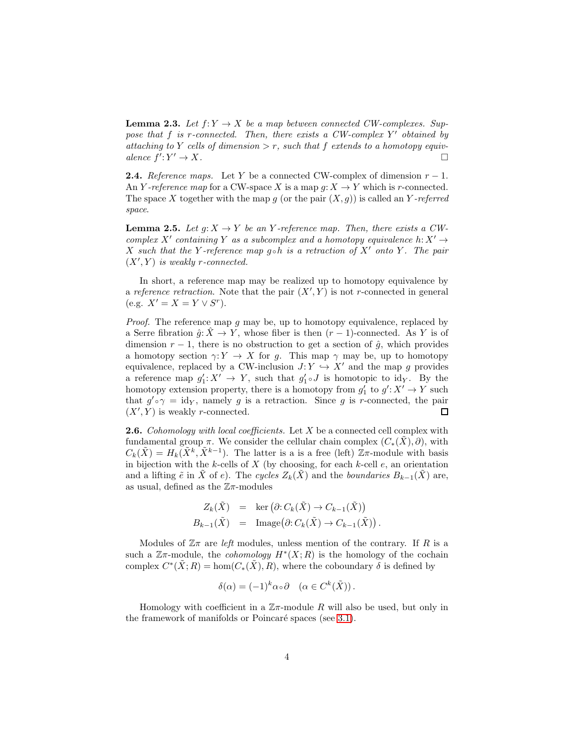**Lemma 2.3.** *Let $f: Y \to X$ be a map between connected CW-complexes. Suppose that $f$ is $r$-connected. Then, there exists a CW-complex $Y'$ obtained by attaching to $Y$ cells of dimension $> r$, such that $f$ extends to a homotopy equivalence $f': Y' \to X$.* □

**2.4.** *Reference maps.* Let $Y$ be a connected CW-complex of dimension $r-1$. An *$Y$-reference map* for a CW-space $X$ is a map $g: X \to Y$ which is $r$-connected. The space $X$ together with the map $g$ (or the pair $(X, g)$) is called an *$Y$-referred space*.

**Lemma 2.5.** *Let $g: X \to Y$ be an $Y$-reference map. Then, there exists a CW-complex $X'$ containing $Y$ as a subcomplex and a homotopy equivalence $h: X' \to X$ such that the $Y$-reference map $g \circ h$ is a retraction of $X'$ onto $Y$. The pair $(X', Y)$ is weakly $r$-connected.*

In short, a reference map may be realized up to homotopy equivalence by a *reference retraction*. Note that the pair $(X', Y)$ is not $r$-connected in general (e.g. $X' = X = Y \vee S^r$).

*Proof.* The reference map $g$ may be, up to homotopy equivalence, replaced by a Serre fibration $\hat{g}: \hat{X} \to Y$, whose fiber is then $(r-1)$-connected. As $Y$ is of dimension $r-1$, there is no obstruction to get a section of $\hat{g}$, which provides a homotopy section $\gamma: Y \to X$ for $g$. This map $\gamma$ may be, up to homotopy equivalence, replaced by a CW-inclusion $J: Y \hookrightarrow X'$ and the map $g$ provides a reference map $g_1': X' \to Y$, such that $g_1' \circ J$ is homotopic to $\mathrm{id}_Y$. By the homotopy extension property, there is a homotopy from $g_1'$ to $g': X' \to Y$ such that $g' \circ \gamma = \mathrm{id}_Y$, namely $g$ is a retraction. Since $g$ is $r$-connected, the pair $(X', Y)$ is weakly $r$-connected. □

**2.6.** *Cohomology with local coefficients.* Let $X$ be a connected cell complex with fundamental group $\pi$. We consider the cellular chain complex $(C_*(\tilde{X}), \partial)$, with $C_k(\tilde{X}) = H_k(\tilde{X}^k, \tilde{X}^{k-1})$. The latter is a is a free (left) $\mathbb{Z}\pi$-module with basis in bijection with the $k$-cells of $X$ (by choosing, for each $k$-cell $e$, an orientation and a lifting $\tilde{e}$ in $\tilde{X}$ of $e$). The *cycles* $Z_k(\tilde{X})$ and the *boundaries* $B_{k-1}(\tilde{X})$ are, as usual, defined as the $\mathbb{Z}\pi$-modules

$$
\begin{aligned}
Z_k(\tilde{X}) &= \ker\big(\partial: C_k(\tilde{X}) \to C_{k-1}(\tilde{X})\big) \\
B_{k-1}(\tilde{X}) &= \mathrm{Image}\big(\partial: C_k(\tilde{X}) \to C_{k-1}(\tilde{X})\big)\,.
\end{aligned}
$$

Modules of $\mathbb{Z}\pi$ are *left* modules, unless mention of the contrary. If $R$ is a such a $\mathbb{Z}\pi$-module, the *cohomology* $H^*(X; R)$ is the homology of the cochain complex $C^*(\tilde{X}; R) = \hom(C_*(\tilde{X}), R)$, where the coboundary $\delta$ is defined by

$$
\delta(\alpha) = (-1)^k \alpha \circ \partial \quad (\alpha \in C^k(\tilde{X}))\,.
$$

Homology with coefficient in a $\mathbb{Z}\pi$-module $R$ will also be used, but only in the framework of manifolds or Poincaré spaces (see 3.1).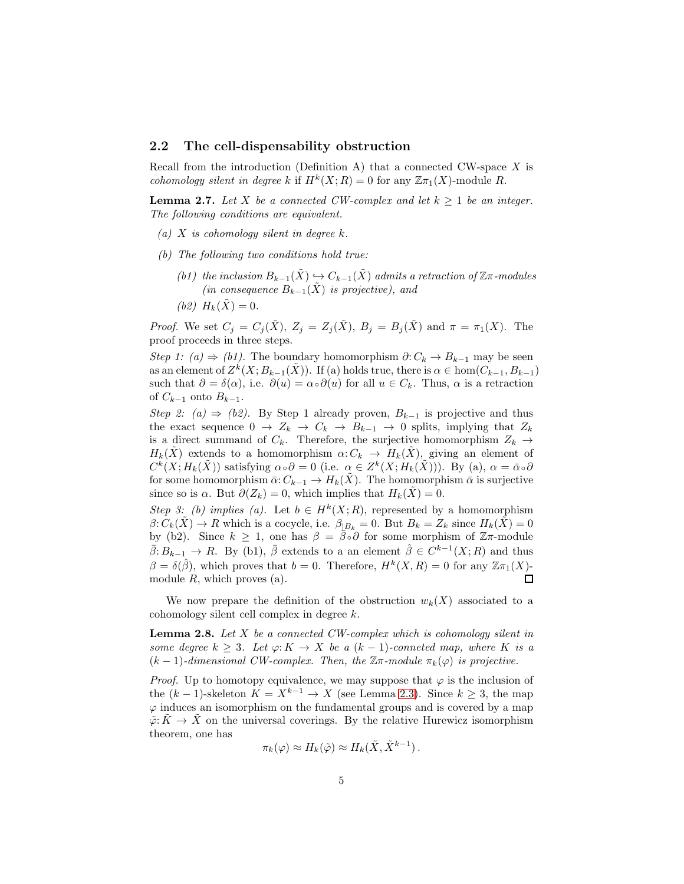## 2.2 The cell-dispensability obstruction

Recall from the introduction (Definition A) that a connected CW-space $X$ is *cohomology silent in degree $k$* if $H^k(X;R) = 0$ for any $\mathbb{Z}\pi_1(X)$-module $R$.

**Lemma 2.7.** *Let $X$ be a connected CW-complex and let $k \geq 1$ be an integer. The following conditions are equivalent.*

- *(a) $X$ is cohomology silent in degree $k$.*
- *(b) The following two conditions hold true:*
  - *(b1) the inclusion $B_{k-1}(\tilde{X}) \hookrightarrow C_{k-1}(\tilde{X})$ admits a retraction of $\mathbb{Z}\pi$-modules (in consequence $B_{k-1}(\tilde{X})$ is projective), and*
  - *(b2) $H_k(\tilde{X}) = 0$.*

*Proof.* We set $C_j = C_j(\tilde{X})$, $Z_j = Z_j(\tilde{X})$, $B_j = B_j(\tilde{X})$ and $\pi = \pi_1(X)$. The proof proceeds in three steps.

*Step 1: (a) $\Rightarrow$ (b1).* The boundary homomorphism $\partial: C_k \to B_{k-1}$ may be seen as an element of $Z^k(X; B_{k-1}(\tilde{X}))$. If (a) holds true, there is $\alpha \in \hom(C_{k-1}, B_{k-1})$ such that $\partial = \delta(\alpha)$, i.e. $\partial(u) = \alpha \circ \partial(u)$ for all $u \in C_k$. Thus, $\alpha$ is a retraction of $C_{k-1}$ onto $B_{k-1}$.

*Step 2: (a) $\Rightarrow$ (b2).* By Step 1 already proven, $B_{k-1}$ is projective and thus the exact sequence $0 \to Z_k \to C_k \to B_{k-1} \to 0$ splits, implying that $Z_k$ is a direct summand of $C_k$. Therefore, the surjective homomorphism $Z_k \to H_k(\tilde{X})$ extends to a homomorphism $\alpha: C_k \to H_k(\tilde{X})$, giving an element of $C^k(X; H_k(\tilde{X}))$ satisfying $\alpha \circ \partial = 0$ (i.e. $\alpha \in Z^k(X; H_k(\tilde{X}))$). By (a), $\alpha = \bar{\alpha} \circ \partial$ for some homomorphism $\bar{\alpha}: C_{k-1} \to H_k(\tilde{X})$. The homomorphism $\bar{\alpha}$ is surjective since so is $\alpha$. But $\partial(Z_k) = 0$, which implies that $H_k(\tilde{X}) = 0$.

*Step 3: (b) implies (a).* Let $b \in H^k(X;R)$, represented by a homomorphism $\beta: C_k(\tilde{X}) \to R$ which is a cocycle, i.e. $\beta_{|B_k} = 0$. But $B_k = Z_k$ since $H_k(\tilde{X}) = 0$ by (b2). Since $k \geq 1$, one has $\beta = \bar{\beta} \circ \partial$ for some morphism of $\mathbb{Z}\pi$-module $\bar{\beta}: B_{k-1} \to R$. By (b1), $\bar{\beta}$ extends to a an element $\hat{\beta} \in C^{k-1}(X;R)$ and thus $\beta = \delta(\hat{\beta})$, which proves that $b = 0$. Therefore, $H^k(X,R) = 0$ for any $\mathbb{Z}\pi_1(X)$-module $R$, which proves (a). □

We now prepare the definition of the obstruction $w_k(X)$ associated to a cohomology silent cell complex in degree $k$.

**Lemma 2.8.** *Let $X$ be a connected CW-complex which is cohomology silent in some degree $k \geq 3$. Let $\varphi: K \to X$ be a $(k-1)$-conneted map, where $K$ is a $(k-1)$-dimensional CW-complex. Then, the $\mathbb{Z}\pi$-module $\pi_k(\varphi)$ is projective.*

*Proof.* Up to homotopy equivalence, we may suppose that $\varphi$ is the inclusion of the $(k-1)$-skeleton $K = X^{k-1} \to X$ (see Lemma 2.3). Since $k \geq 3$, the map $\varphi$ induces an isomorphism on the fundamental groups and is covered by a map $\tilde{\varphi}: \tilde{K} \to \tilde{X}$ on the universal coverings. By the relative Hurewicz isomorphism theorem, one has

$$\pi_k(\varphi) \approx H_k(\tilde{\varphi}) \approx H_k(\tilde{X}, \tilde{X}^{k-1}).$$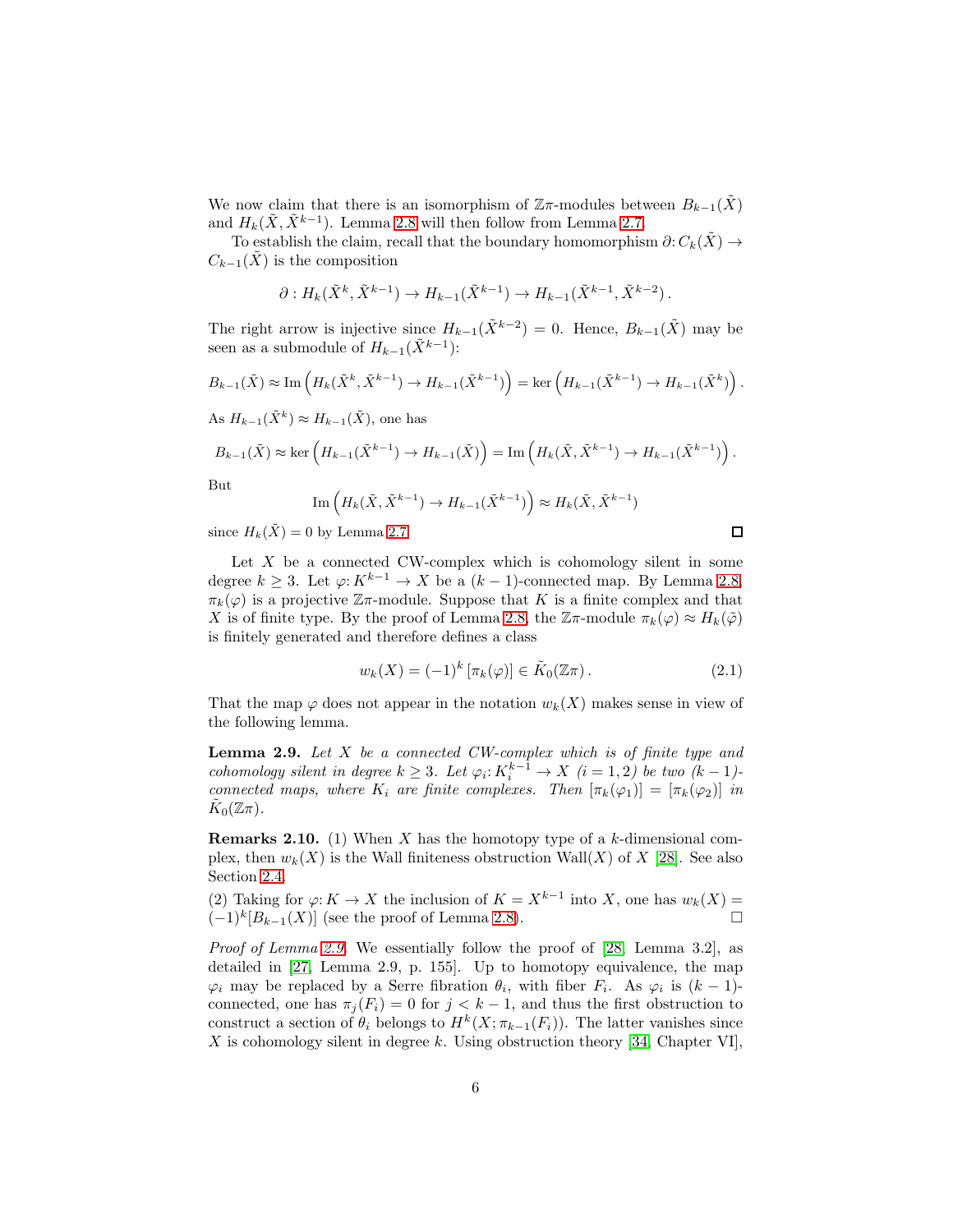We now claim that there is an isomorphism of $\mathbb{Z}\pi$-modules between $B_{k-1}(\tilde{X})$ and $H_k(\tilde{X}, \tilde{X}^{k-1})$. Lemma 2.8 will then follow from Lemma 2.7.

To establish the claim, recall that the boundary homomorphism $\partial\colon C_k(\tilde{X}) \to C_{k-1}(\tilde{X})$ is the composition

$$\partial : H_k(\tilde{X}^k, \tilde{X}^{k-1}) \to H_{k-1}(\tilde{X}^{k-1}) \to H_{k-1}(\tilde{X}^{k-1}, \tilde{X}^{k-2}) \,.$$

The right arrow is injective since $H_{k-1}(\tilde{X}^{k-2}) = 0$. Hence, $B_{k-1}(\tilde{X})$ may be seen as a submodule of $H_{k-1}(\tilde{X}^{k-1})$:

$$B_{k-1}(\tilde{X}) \approx \operatorname{Im}\Big(H_k(\tilde{X}^k, \tilde{X}^{k-1}) \to H_{k-1}(\tilde{X}^{k-1})\Big) = \ker\Big(H_{k-1}(\tilde{X}^{k-1}) \to H_{k-1}(\tilde{X}^k)\Big) \,.$$

As $H_{k-1}(\tilde{X}^k) \approx H_{k-1}(\tilde{X})$, one has

$$B_{k-1}(\tilde{X}) \approx \ker\Big(H_{k-1}(\tilde{X}^{k-1}) \to H_{k-1}(\tilde{X})\Big) = \operatorname{Im}\Big(H_k(\tilde{X}, \tilde{X}^{k-1}) \to H_{k-1}(\tilde{X}^{k-1})\Big) \,.$$

But

$$\operatorname{Im}\Big(H_k(\tilde{X}, \tilde{X}^{k-1}) \to H_{k-1}(\tilde{X}^{k-1})\Big) \approx H_k(\tilde{X}, \tilde{X}^{k-1})$$

since $H_k(\tilde{X}) = 0$ by Lemma 2.7. □

Let $X$ be a connected CW-complex which is cohomology silent in some degree $k \geq 3$. Let $\varphi\colon K^{k-1} \to X$ be a $(k-1)$-connected map. By Lemma 2.8, $\pi_k(\varphi)$ is a projective $\mathbb{Z}\pi$-module. Suppose that $K$ is a finite complex and that $X$ is of finite type. By the proof of Lemma 2.8, the $\mathbb{Z}\pi$-module $\pi_k(\varphi) \approx H_k(\tilde{\varphi})$ is finitely generated and therefore defines a class

$$w_k(X) = (-1)^k \,[\pi_k(\varphi)] \in \tilde{K}_0(\mathbb{Z}\pi) \,. \tag{2.1}$$

That the map $\varphi$ does not appear in the notation $w_k(X)$ makes sense in view of the following lemma.

**Lemma 2.9.** *Let $X$ be a connected CW-complex which is of finite type and cohomology silent in degree $k \geq 3$. Let $\varphi_i\colon K_i^{k-1} \to X$ $(i = 1, 2)$ be two $(k-1)$-connected maps, where $K_i$ are finite complexes. Then $[\pi_k(\varphi_1)] = [\pi_k(\varphi_2)]$ in $\tilde{K}_0(\mathbb{Z}\pi)$.*

**Remarks 2.10.** (1) When $X$ has the homotopy type of a $k$-dimensional complex, then $w_k(X)$ is the Wall finiteness obstruction Wall$(X)$ of $X$ [28]. See also Section 2.4.

(2) Taking for $\varphi\colon K \to X$ the inclusion of $K = X^{k-1}$ into $X$, one has $w_k(X) = (-1)^k [B_{k-1}(X)]$ (see the proof of Lemma 2.8). □

*Proof of Lemma 2.9.* We essentially follow the proof of [28, Lemma 3.2], as detailed in [27, Lemma 2.9, p. 155]. Up to homotopy equivalence, the map $\varphi_i$ may be replaced by a Serre fibration $\theta_i$, with fiber $F_i$. As $\varphi_i$ is $(k-1)$-connected, one has $\pi_j(F_i) = 0$ for $j < k-1$, and thus the first obstruction to construct a section of $\theta_i$ belongs to $H^k(X; \pi_{k-1}(F_i))$. The latter vanishes since $X$ is cohomology silent in degree $k$. Using obstruction theory [34, Chapter VI],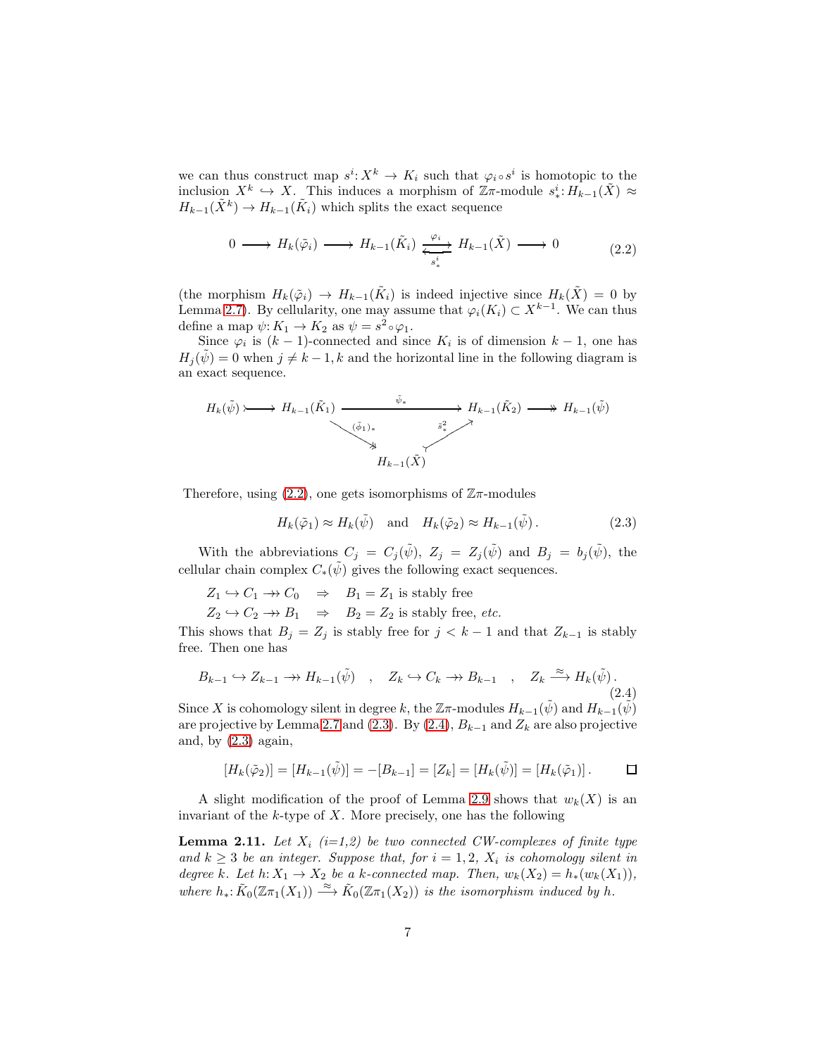we can thus construct map $s^i\colon X^k \to K_i$ such that $\varphi_i \circ s^i$ is homotopic to the inclusion $X^k \hookrightarrow X$. This induces a morphism of $\mathbb{Z}\pi$-module $s^i_*\colon H_{k-1}(\tilde{X}) \approx H_{k-1}(\tilde{X}^k) \to H_{k-1}(\tilde{K}_i)$ which splits the exact sequence

$$0 \longrightarrow H_k(\tilde{\varphi}_i) \longrightarrow H_{k-1}(\tilde{K}_i) \underset{s^i_*}{\overset{\varphi_i}{\rightleftarrows}} H_{k-1}(\tilde{X}) \longrightarrow 0 \tag{2.2}$$

(the morphism $H_k(\tilde{\varphi}_i) \to H_{k-1}(\tilde{K}_i)$ is indeed injective since $H_k(\tilde{X}) = 0$ by Lemma 2.7). By cellularity, one may assume that $\varphi_i(K_i) \subset X^{k-1}$. We can thus define a map $\psi\colon K_1 \to K_2$ as $\psi = s^2 \circ \varphi_1$.

Since $\varphi_i$ is $(k-1)$-connected and since $K_i$ is of dimension $k-1$, one has $H_j(\tilde{\psi}) = 0$ when $j \neq k-1, k$ and the horizontal line in the following diagram is an exact sequence.

$$\begin{array}{ccccccc} H_k(\tilde{\psi}) & \rightarrowtail & H_{k-1}(\tilde{K}_1) & \xrightarrow{\tilde{\psi}_*} & H_{k-1}(\tilde{K}_2) & \twoheadrightarrow & H_{k-1}(\tilde{\psi}) \\ & & & \searrow^{(\tilde{\phi}_1)_*} \quad\quad {}^{\tilde{s}^2_*}\nearrow & & & \\ & & & H_{k-1}(\tilde{X}) & & & \end{array}$$

Therefore, using (2.2), one gets isomorphisms of $\mathbb{Z}\pi$-modules

$$H_k(\tilde{\varphi}_1) \approx H_k(\tilde{\psi}) \quad \text{and} \quad H_k(\tilde{\varphi}_2) \approx H_{k-1}(\tilde{\psi})\,. \tag{2.3}$$

With the abbreviations $C_j = C_j(\tilde{\psi})$, $Z_j = Z_j(\tilde{\psi})$ and $B_j = b_j(\tilde{\psi})$, the cellular chain complex $C_*(\tilde{\psi})$ gives the following exact sequences.

$Z_1 \hookrightarrow C_1 \twoheadrightarrow C_0 \quad \Rightarrow \quad B_1 = Z_1$ is stably free

$Z_2 \hookrightarrow C_2 \twoheadrightarrow B_1 \quad \Rightarrow \quad B_2 = Z_2$ is stably free, *etc.*

This shows that $B_j = Z_j$ is stably free for $j < k-1$ and that $Z_{k-1}$ is stably free. Then one has

$$B_{k-1} \hookrightarrow Z_{k-1} \twoheadrightarrow H_{k-1}(\tilde{\psi}) \quad , \quad Z_k \hookrightarrow C_k \twoheadrightarrow B_{k-1} \quad , \quad Z_k \xrightarrow{\approx} H_k(\tilde{\psi})\,. \tag{2.4}$$

Since $X$ is cohomology silent in degree $k$, the $\mathbb{Z}\pi$-modules $H_{k-1}(\tilde{\psi})$ and $H_{k-1}(\tilde{\psi})$ are projective by Lemma 2.7 and (2.3). By (2.4), $B_{k-1}$ and $Z_k$ are also projective and, by (2.3) again,

$$[H_k(\tilde{\varphi}_2)] = [H_{k-1}(\tilde{\psi})] = -[B_{k-1}] = [Z_k] = [H_k(\tilde{\psi})] = [H_k(\tilde{\varphi}_1)]\,. \qquad \square$$

A slight modification of the proof of Lemma 2.9 shows that $w_k(X)$ is an invariant of the $k$-type of $X$. More precisely, one has the following

**Lemma 2.11.** *Let $X_i$ (i=1,2) be two connected CW-complexes of finite type and $k \geq 3$ be an integer. Suppose that, for $i = 1, 2$, $X_i$ is cohomology silent in degree $k$. Let $h\colon X_1 \to X_2$ be a $k$-connected map. Then, $w_k(X_2) = h_*(w_k(X_1))$, where $h_*\colon \tilde{K}_0(\mathbb{Z}\pi_1(X_1)) \xrightarrow{\approx} \tilde{K}_0(\mathbb{Z}\pi_1(X_2))$ is the isomorphism induced by $h$.*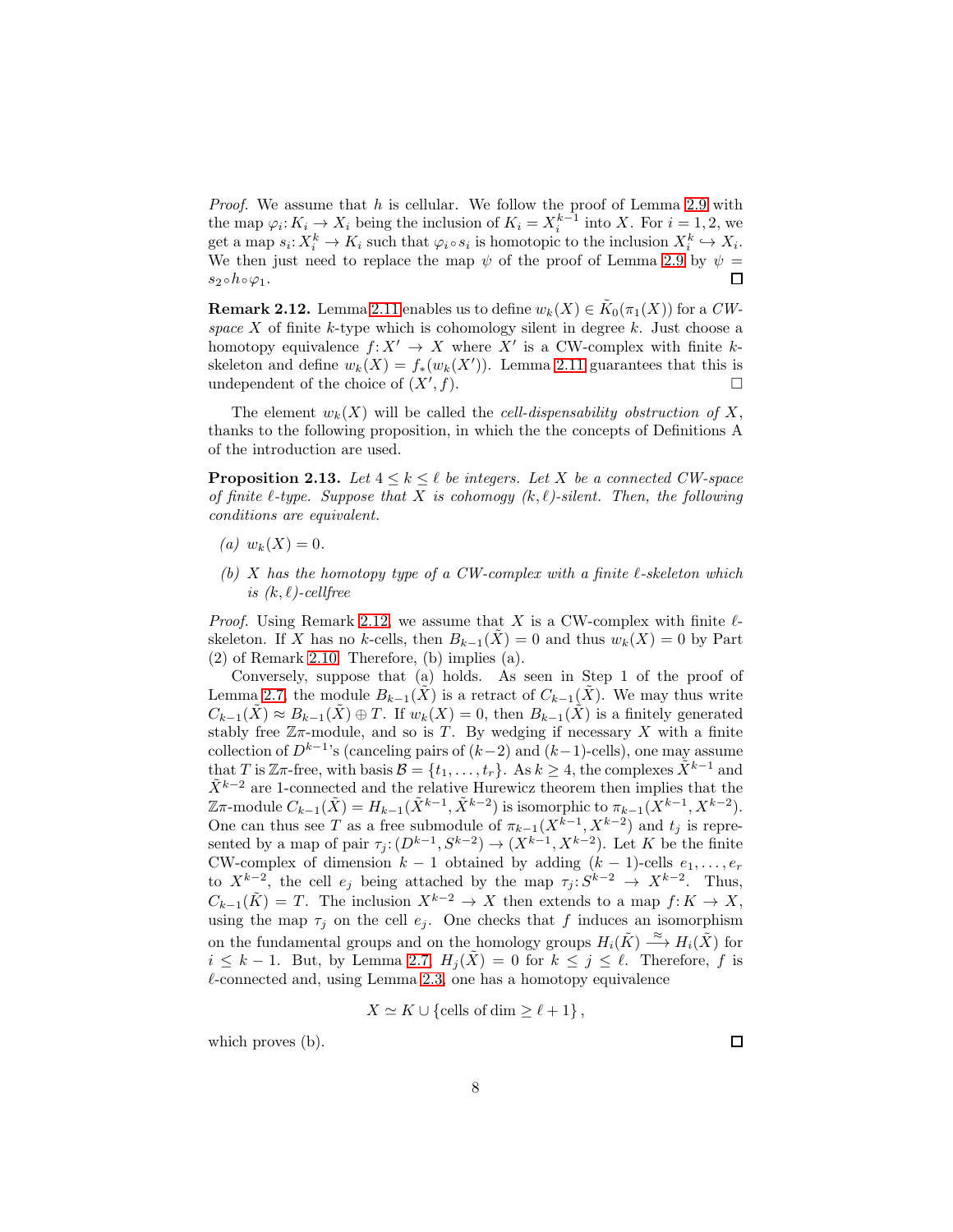*Proof.* We assume that $h$ is cellular. We follow the proof of Lemma 2.9 with the map $\varphi_i\colon K_i \to X_i$ being the inclusion of $K_i = X_i^{k-1}$ into $X$. For $i = 1, 2$, we get a map $s_i\colon X_i^k \to K_i$ such that $\varphi_i \circ s_i$ is homotopic to the inclusion $X_i^k \hookrightarrow X_i$. We then just need to replace the map $\psi$ of the proof of Lemma 2.9 by $\psi = s_2 \circ h \circ \varphi_1$. □

**Remark 2.12.** Lemma 2.11 enables us to define $w_k(X) \in \tilde{K}_0(\pi_1(X))$ for a *CW-space* $X$ of finite $k$-type which is cohomology silent in degree $k$. Just choose a homotopy equivalence $f\colon X' \to X$ where $X'$ is a CW-complex with finite $k$-skeleton and define $w_k(X) = f_*(w_k(X'))$. Lemma 2.11 guarantees that this is undependent of the choice of $(X', f)$. □

The element $w_k(X)$ will be called the *cell-dispensability obstruction of* $X$, thanks to the following proposition, in which the the concepts of Definitions A of the introduction are used.

**Proposition 2.13.** *Let $4 \le k \le \ell$ be integers. Let $X$ be a connected CW-space of finite $\ell$-type. Suppose that $X$ is cohomogy $(k, \ell)$-silent. Then, the following conditions are equivalent.*

- *(a)* $w_k(X) = 0$.
- *(b) $X$ has the homotopy type of a CW-complex with a finite $\ell$-skeleton which is $(k, \ell)$-cellfree*

*Proof.* Using Remark 2.12, we assume that $X$ is a CW-complex with finite $\ell$-skeleton. If $X$ has no $k$-cells, then $B_{k-1}(\tilde{X}) = 0$ and thus $w_k(X) = 0$ by Part (2) of Remark 2.10. Therefore, (b) implies (a).

Conversely, suppose that (a) holds. As seen in Step 1 of the proof of Lemma 2.7, the module $B_{k-1}(\tilde{X})$ is a retract of $C_{k-1}(\tilde{X})$. We may thus write $C_{k-1}(\tilde{X}) \approx B_{k-1}(\tilde{X}) \oplus T$. If $w_k(X) = 0$, then $B_{k-1}(\tilde{X})$ is a finitely generated stably free $\mathbb{Z}\pi$-module, and so is $T$. By wedging if necessary $X$ with a finite collection of $D^{k-1}$'s (canceling pairs of $(k-2)$ and $(k-1)$-cells), one may assume that $T$ is $\mathbb{Z}\pi$-free, with basis $\mathcal{B} = \{t_1, \dots, t_r\}$. As $k \ge 4$, the complexes $\tilde{X}^{k-1}$ and $\tilde{X}^{k-2}$ are 1-connected and the relative Hurewicz theorem then implies that the $\mathbb{Z}\pi$-module $C_{k-1}(\tilde{X}) = H_{k-1}(\tilde{X}^{k-1}, \tilde{X}^{k-2})$ is isomorphic to $\pi_{k-1}(X^{k-1}, X^{k-2})$. One can thus see $T$ as a free submodule of $\pi_{k-1}(X^{k-1}, X^{k-2})$ and $t_j$ is represented by a map of pair $\tau_j\colon (D^{k-1}, S^{k-2}) \to (X^{k-1}, X^{k-2})$. Let $K$ be the finite CW-complex of dimension $k-1$ obtained by adding $(k-1)$-cells $e_1, \dots, e_r$ to $X^{k-2}$, the cell $e_j$ being attached by the map $\tau_j\colon S^{k-2} \to X^{k-2}$. Thus, $C_{k-1}(\tilde{K}) = T$. The inclusion $X^{k-2} \to X$ then extends to a map $f\colon K \to X$, using the map $\tau_j$ on the cell $e_j$. One checks that $f$ induces an isomorphism on the fundamental groups and on the homology groups $H_i(\tilde{K}) \xrightarrow{\approx} H_i(\tilde{X})$ for $i \le k-1$. But, by Lemma 2.7, $H_j(\tilde{X}) = 0$ for $k \le j \le \ell$. Therefore, $f$ is $\ell$-connected and, using Lemma 2.3, one has a homotopy equivalence

$$X \simeq K \cup \{\text{cells of dim} \ge \ell + 1\},$$

which proves (b). □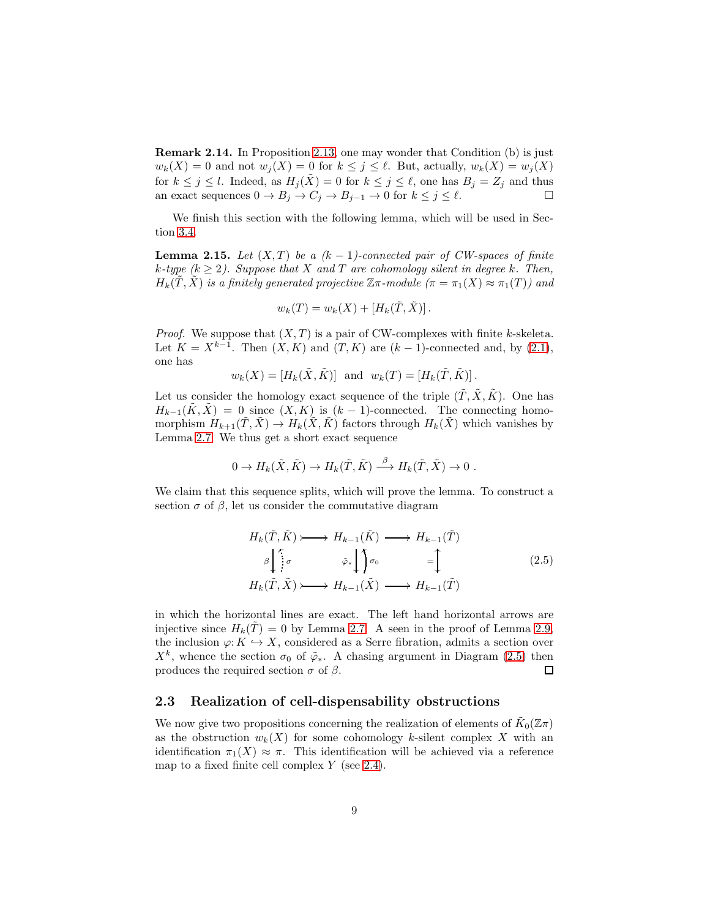**Remark 2.14.** In Proposition 2.13, one may wonder that Condition (b) is just $w_k(X) = 0$ and not $w_j(X) = 0$ for $k \leq j \leq \ell$. But, actually, $w_k(X) = w_j(X)$ for $k \leq j \leq l$. Indeed, as $H_j(\tilde{X}) = 0$ for $k \leq j \leq \ell$, one has $B_j = Z_j$ and thus an exact sequences $0 \to B_j \to C_j \to B_{j-1} \to 0$ for $k \leq j \leq \ell$. □

We finish this section with the following lemma, which will be used in Section 3.4.

**Lemma 2.15.** *Let $(X, T)$ be a $(k-1)$-connected pair of CW-spaces of finite $k$-type ($k \geq 2$). Suppose that $X$ and $T$ are cohomology silent in degree $k$. Then, $H_k(\tilde{T}, \tilde{X})$ is a finitely generated projective $\mathbb{Z}\pi$-module ($\pi = \pi_1(X) \approx \pi_1(T)$) and*

$$w_k(T) = w_k(X) + [H_k(\tilde{T}, \tilde{X})] .$$

*Proof.* We suppose that $(X, T)$ is a pair of CW-complexes with finite $k$-skeleta. Let $K = X^{k-1}$. Then $(X, K)$ and $(T, K)$ are $(k-1)$-connected and, by (2.1), one has

$$w_k(X) = [H_k(\tilde{X}, \tilde{K})] \;\text{ and }\; w_k(T) = [H_k(\tilde{T}, \tilde{K})] .$$

Let us consider the homology exact sequence of the triple $(\tilde{T}, \tilde{X}, \tilde{K})$. One has $H_{k-1}(\tilde{K}, \tilde{X}) = 0$ since $(X, K)$ is $(k-1)$-connected. The connecting homomorphism $H_{k+1}(\tilde{T}, \tilde{X}) \to H_k(\tilde{X}, \tilde{K})$ factors through $H_k(\tilde{X})$ which vanishes by Lemma 2.7. We thus get a short exact sequence

$$0 \to H_k(\tilde{X}, \tilde{K}) \to H_k(\tilde{T}, \tilde{K}) \xrightarrow{\beta} H_k(\tilde{T}, \tilde{X}) \to 0 .$$

We claim that this sequence splits, which will prove the lemma. To construct a section $\sigma$ of $\beta$, let us consider the commutative diagram

$$\begin{array}{ccccc}
H_k(\tilde{T}, \tilde{K}) & \rightarrowtail & H_{k-1}(\tilde{K}) & \longrightarrow & H_{k-1}(\tilde{T}) \\
\beta \downarrow \uparrow \sigma & & \tilde{\varphi}_* \downarrow \uparrow \sigma_0 & & = \updownarrow \\
H_k(\tilde{T}, \tilde{X}) & \rightarrowtail & H_{k-1}(\tilde{X}) & \longrightarrow & H_{k-1}(\tilde{T})
\end{array} \tag{2.5}$$

in which the horizontal lines are exact. The left hand horizontal arrows are injective since $H_k(\tilde{T}) = 0$ by Lemma 2.7. A seen in the proof of Lemma 2.9, the inclusion $\varphi \colon K \hookrightarrow X$, considered as a Serre fibration, admits a section over $X^k$, whence the section $\sigma_0$ of $\tilde{\varphi}_*$. A chasing argument in Diagram (2.5) then produces the required section $\sigma$ of $\beta$. □

## 2.3 Realization of cell-dispensability obstructions

We now give two propositions concerning the realization of elements of $\tilde{K}_0(\mathbb{Z}\pi)$ as the obstruction $w_k(X)$ for some cohomology $k$-silent complex $X$ with an identification $\pi_1(X) \approx \pi$. This identification will be achieved via a reference map to a fixed finite cell complex $Y$ (see 2.4).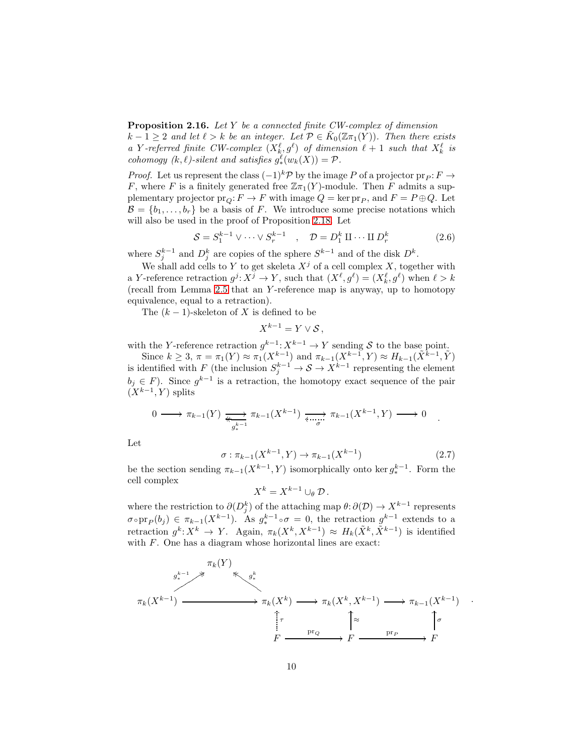**Proposition 2.16.** *Let $Y$ be a connected finite CW-complex of dimension $k-1 \geq 2$ and let $\ell > k$ be an integer. Let $\mathcal{P} \in \tilde{K}_0(\mathbb{Z}\pi_1(Y))$. Then there exists a $Y$-referred finite CW-complex $(X_k^\ell, g^\ell)$ of dimension $\ell+1$ such that $X_k^\ell$ is cohomogy $(k,\ell)$-silent and satisfies $g_*^\ell(w_k(X)) = \mathcal{P}$.*

*Proof.* Let us represent the class $(-1)^k\mathcal{P}$ by the image $P$ of a projector $\mathrm{pr}_P\colon F \to F$, where $F$ is a finitely generated free $\mathbb{Z}\pi_1(Y)$-module. Then $F$ admits a supplementary projector $\mathrm{pr}_Q\colon F \to F$ with image $Q = \ker \mathrm{pr}_P$, and $F = P \oplus Q$. Let $\mathcal{B} = \{b_1, \dots, b_r\}$ be a basis of $F$. We introduce some precise notations which will also be used in the proof of Proposition 2.18. Let

$$\mathcal{S} = S_1^{k-1} \vee \cdots \vee S_r^{k-1} \quad , \quad \mathcal{D} = D_1^k \amalg \cdots \amalg D_r^k \tag{2.6}$$

where $S_j^{k-1}$ and $D_j^k$ are copies of the sphere $S^{k-1}$ and of the disk $D^k$.

We shall add cells to $Y$ to get skeleta $X^j$ of a cell complex $X$, together with a $Y$-reference retraction $g^j\colon X^j \to Y$, such that $(X^\ell, g^\ell) = (X_k^\ell, g^\ell)$ when $\ell > k$ (recall from Lemma 2.5 that an $Y$-reference map is anyway, up to homotopy equivalence, equal to a retraction).

The $(k-1)$-skeleton of $X$ is defined to be

$$X^{k-1} = Y \vee \mathcal{S}\,,$$

with the $Y$-reference retraction $g^{k-1}\colon X^{k-1} \to Y$ sending $\mathcal{S}$ to the base point.

Since $k \geq 3$, $\pi = \pi_1(Y) \approx \pi_1(X^{k-1})$ and $\pi_{k-1}(X^{k-1}, Y) \approx H_{k-1}(\tilde{X}^{k-1}, \tilde{Y})$ is identified with $F$ (the inclusion $S_j^{k-1} \to \mathcal{S} \to X^{k-1}$ representing the element $b_j \in F$). Since $g^{k-1}$ is a retraction, the homotopy exact sequence of the pair $(X^{k-1}, Y)$ splits

$$0 \longrightarrow \pi_{k-1}(Y) \underset{g_*^{k-1}}{\overset{\longrightarrow}{\twoheadleftarrow}} \pi_{k-1}(X^{k-1}) \underset{\sigma}{\overset{\longrightarrow}{\dashleftarrow}} \pi_{k-1}(X^{k-1}, Y) \longrightarrow 0 \quad .$$

Let

$$\sigma : \pi_{k-1}(X^{k-1}, Y) \to \pi_{k-1}(X^{k-1}) \tag{2.7}$$

be the section sending $\pi_{k-1}(X^{k-1}, Y)$ isomorphically onto $\ker g_*^{k-1}$. Form the cell complex

$$X^k = X^{k-1} \cup_\theta \mathcal{D}\,.$$

where the restriction to $\partial(D_j^k)$ of the attaching map $\theta\colon \partial(\mathcal{D}) \to X^{k-1}$ represents $\sigma \circ \mathrm{pr}_P(b_j) \in \pi_{k-1}(X^{k-1})$. As $g_*^{k-1} \circ \sigma = 0$, the retraction $g^{k-1}$ extends to a retraction $g^k\colon X^k \to Y$. Again, $\pi_k(X^k, X^{k-1}) \approx H_k(\tilde{X}^k, \tilde{X}^{k-1})$ is identified with $F$. One has a diagram whose horizontal lines are exact:

$$\begin{array}{ccccccc}
 & \pi_k(Y) & & & & & \\
 {\scriptstyle g_*^{k-1}} \nearrow & & \nwarrow {\scriptstyle g_*^k} & & & & \\
\pi_k(X^{k-1}) & \longrightarrow & \pi_k(X^k) & \longrightarrow & \pi_k(X^k, X^{k-1}) & \longrightarrow & \pi_{k-1}(X^{k-1}) \\
 & & \Big\uparrow {\scriptstyle \tau} & & \Big\uparrow {\scriptstyle \approx} & & \Big\uparrow {\scriptstyle \sigma} \\
 & & F & \xrightarrow{\ \mathrm{pr}_Q\ } & F & \xrightarrow{\ \mathrm{pr}_P\ } & F
\end{array}$$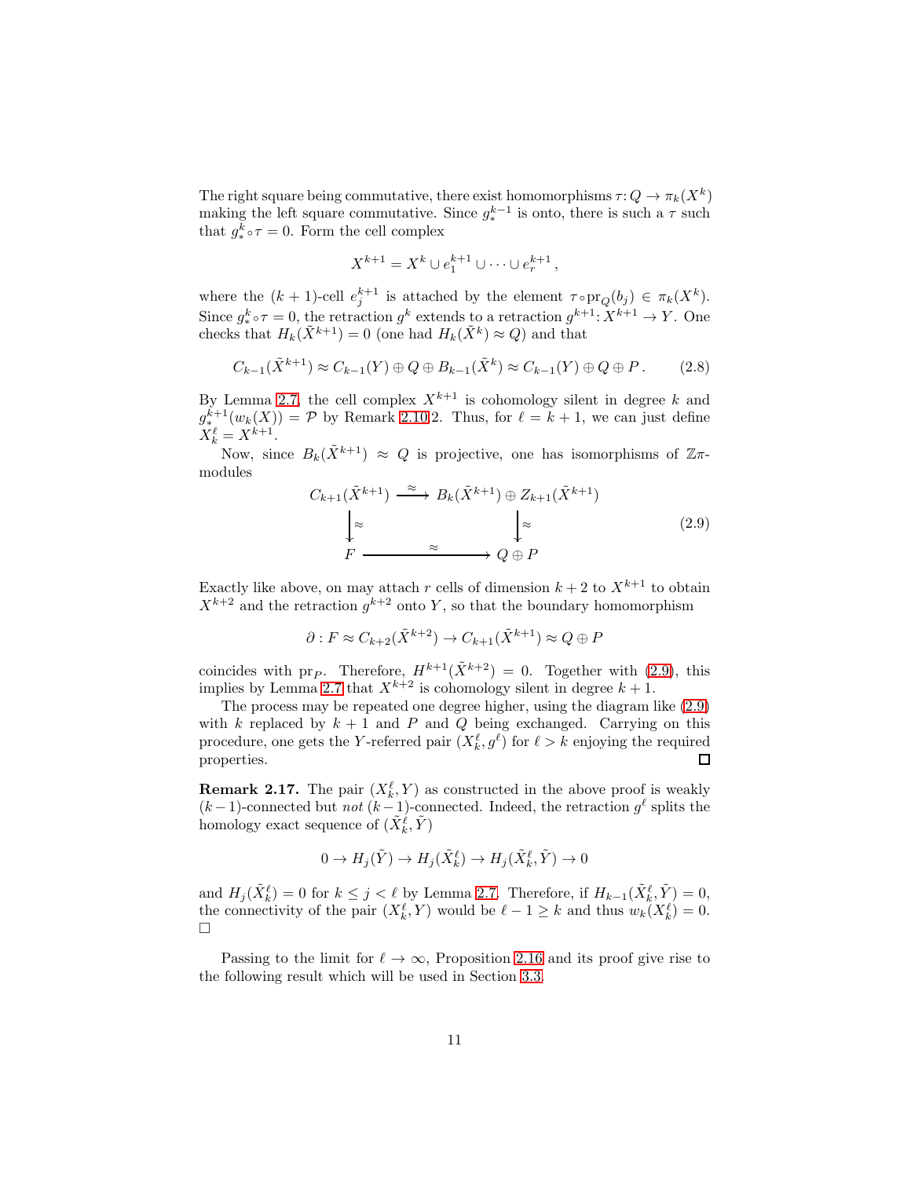The right square being commutative, there exist homomorphisms $\tau\colon Q \to \pi_k(X^k)$ making the left square commutative. Since $g_*^{k-1}$ is onto, there is such a $\tau$ such that $g_*^k \circ \tau = 0$. Form the cell complex

$$X^{k+1} = X^k \cup e_1^{k+1} \cup \cdots \cup e_r^{k+1} \,,$$

where the $(k+1)$-cell $e_j^{k+1}$ is attached by the element $\tau \circ \mathrm{pr}_Q(b_j) \in \pi_k(X^k)$. Since $g_*^k \circ \tau = 0$, the retraction $g^k$ extends to a retraction $g^{k+1}\colon X^{k+1} \to Y$. One checks that $H_k(\tilde{X}^{k+1}) = 0$ (one had $H_k(\tilde{X}^k) \approx Q$) and that

$$C_{k-1}(\tilde{X}^{k+1}) \approx C_{k-1}(Y) \oplus Q \oplus B_{k-1}(\tilde{X}^k) \approx C_{k-1}(Y) \oplus Q \oplus P \,. \tag{2.8}$$

By Lemma 2.7, the cell complex $X^{k+1}$ is cohomology silent in degree $k$ and $g_*^{k+1}(w_k(X)) = \mathcal{P}$ by Remark 2.10.2. Thus, for $\ell = k+1$, we can just define $X_k^\ell = X^{k+1}$.

Now, since $B_k(\tilde{X}^{k+1}) \approx Q$ is projective, one has isomorphisms of $\mathbb{Z}\pi$-modules

$$\begin{array}{ccc} C_{k+1}(\tilde{X}^{k+1}) & \xrightarrow{\ \approx\ } & B_k(\tilde{X}^{k+1}) \oplus Z_{k+1}(\tilde{X}^{k+1}) \\ \big\downarrow \approx & & \big\downarrow \approx \\ F & \xrightarrow{\ \approx\ } & Q \oplus P \end{array} \tag{2.9}$$

Exactly like above, on may attach $r$ cells of dimension $k+2$ to $X^{k+1}$ to obtain $X^{k+2}$ and the retraction $g^{k+2}$ onto $Y$, so that the boundary homomorphism

$$\partial : F \approx C_{k+2}(\tilde{X}^{k+2}) \to C_{k+1}(\tilde{X}^{k+1}) \approx Q \oplus P$$

coincides with $\mathrm{pr}_P$. Therefore, $H^{k+1}(\tilde{X}^{k+2}) = 0$. Together with (2.9), this implies by Lemma 2.7 that $X^{k+2}$ is cohomology silent in degree $k+1$.

The process may be repeated one degree higher, using the diagram like (2.9) with $k$ replaced by $k+1$ and $P$ and $Q$ being exchanged. Carrying on this procedure, one gets the $Y$-referred pair $(X_k^\ell, g^\ell)$ for $\ell > k$ enjoying the required properties. □

**Remark 2.17.** The pair $(X_k^\ell, Y)$ as constructed in the above proof is weakly $(k-1)$-connected but *not* $(k-1)$-connected. Indeed, the retraction $g^\ell$ splits the homology exact sequence of $(\tilde{X}_k^\ell, \tilde{Y})$

$$0 \to H_j(\tilde{Y}) \to H_j(\tilde{X}_k^\ell) \to H_j(\tilde{X}_k^\ell, \tilde{Y}) \to 0$$

and $H_j(\tilde{X}_k^\ell) = 0$ for $k \leq j < \ell$ by Lemma 2.7. Therefore, if $H_{k-1}(\tilde{X}_k^\ell, \tilde{Y}) = 0$, the connectivity of the pair $(X_k^\ell, Y)$ would be $\ell - 1 \geq k$ and thus $w_k(X_k^\ell) = 0$. □

Passing to the limit for $\ell \to \infty$, Proposition 2.16 and its proof give rise to the following result which will be used in Section 3.3.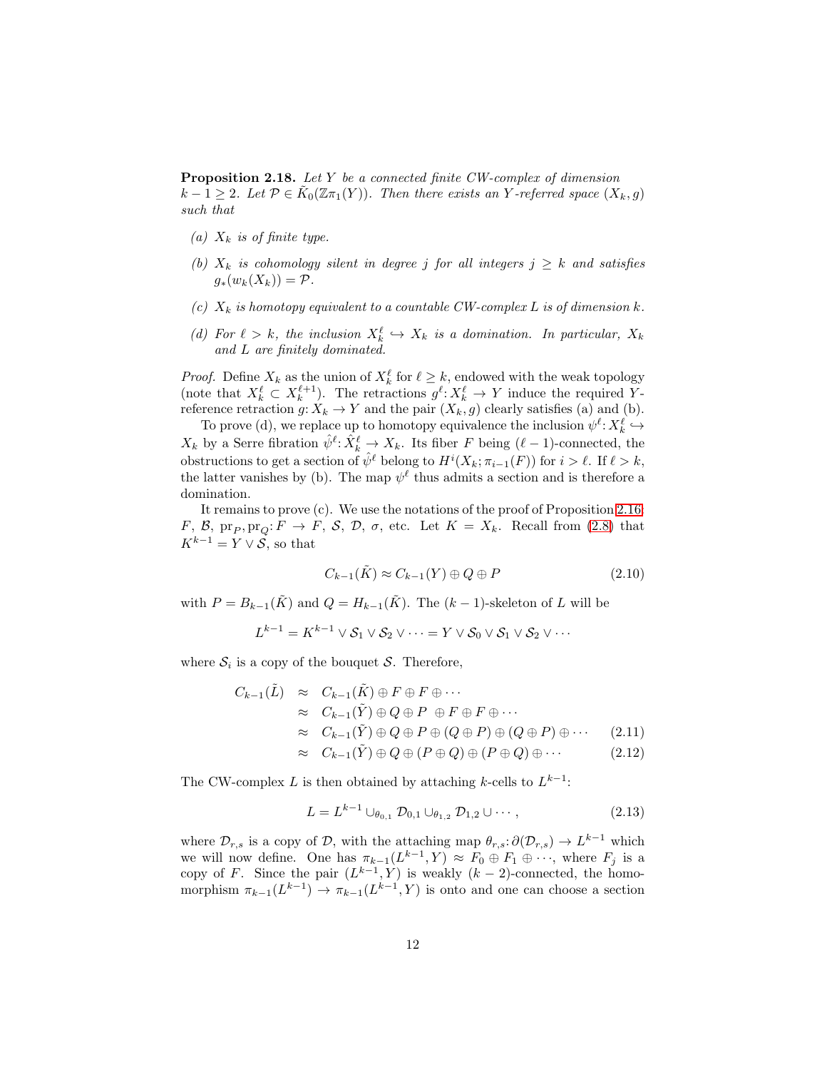**Proposition 2.18.** *Let $Y$ be a connected finite CW-complex of dimension $k-1 \geq 2$. Let $\mathcal{P} \in \tilde{K}_0(\mathbb{Z}\pi_1(Y))$. Then there exists an $Y$-referred space $(X_k, g)$ such that*

- *(a) $X_k$ is of finite type.*
- *(b) $X_k$ is cohomology silent in degree $j$ for all integers $j \geq k$ and satisfies $g_*(w_k(X_k)) = \mathcal{P}$.*
- *(c) $X_k$ is homotopy equivalent to a countable CW-complex $L$ is of dimension $k$.*
- *(d) For $\ell > k$, the inclusion $X_k^\ell \hookrightarrow X_k$ is a domination. In particular, $X_k$ and $L$ are finitely dominated.*

*Proof.* Define $X_k$ as the union of $X_k^\ell$ for $\ell \geq k$, endowed with the weak topology (note that $X_k^\ell \subset X_k^{\ell+1}$). The retractions $g^\ell: X_k^\ell \to Y$ induce the required $Y$-reference retraction $g: X_k \to Y$ and the pair $(X_k, g)$ clearly satisfies (a) and (b).

To prove (d), we replace up to homotopy equivalence the inclusion $\psi^\ell: X_k^\ell \hookrightarrow X_k$ by a Serre fibration $\hat{\psi}^\ell: \hat{X}_k^\ell \to X_k$. Its fiber $F$ being $(\ell-1)$-connected, the obstructions to get a section of $\hat{\psi}^\ell$ belong to $H^i(X_k; \pi_{i-1}(F))$ for $i > \ell$. If $\ell > k$, the latter vanishes by (b). The map $\psi^\ell$ thus admits a section and is therefore a domination.

It remains to prove (c). We use the notations of the proof of Proposition 2.16: $F$, $\mathcal{B}$, $\mathrm{pr}_P, \mathrm{pr}_Q: F \to F$, $\mathcal{S}$, $\mathcal{D}$, $\sigma$, etc. Let $K = X_k$. Recall from (2.8) that $K^{k-1} = Y \vee \mathcal{S}$, so that

$$C_{k-1}(\tilde{K}) \approx C_{k-1}(Y) \oplus Q \oplus P \tag{2.10}$$

with $P = B_{k-1}(\tilde{K})$ and $Q = H_{k-1}(\tilde{K})$. The $(k-1)$-skeleton of $L$ will be

$$L^{k-1} = K^{k-1} \vee \mathcal{S}_1 \vee \mathcal{S}_2 \vee \cdots = Y \vee \mathcal{S}_0 \vee \mathcal{S}_1 \vee \mathcal{S}_2 \vee \cdots$$

where $\mathcal{S}_i$ is a copy of the bouquet $\mathcal{S}$. Therefore,

$$\begin{aligned}
C_{k-1}(\tilde{L}) &\approx C_{k-1}(\tilde{K}) \oplus F \oplus F \oplus \cdots \\
&\approx C_{k-1}(\tilde{Y}) \oplus Q \oplus P \ \oplus F \oplus F \oplus \cdots \\
&\approx C_{k-1}(\tilde{Y}) \oplus Q \oplus P \oplus (Q \oplus P) \oplus (Q \oplus P) \oplus \cdots \qquad (2.11)\\
&\approx C_{k-1}(\tilde{Y}) \oplus Q \oplus (P \oplus Q) \oplus (P \oplus Q) \oplus \cdots \qquad (2.12)
\end{aligned}$$

The CW-complex $L$ is then obtained by attaching $k$-cells to $L^{k-1}$:

$$L = L^{k-1} \cup_{\theta_{0,1}} \mathcal{D}_{0,1} \cup_{\theta_{1,2}} \mathcal{D}_{1,2} \cup \cdots, \tag{2.13}$$

where $\mathcal{D}_{r,s}$ is a copy of $\mathcal{D}$, with the attaching map $\theta_{r,s}: \partial(\mathcal{D}_{r,s}) \to L^{k-1}$ which we will now define. One has $\pi_{k-1}(L^{k-1}, Y) \approx F_0 \oplus F_1 \oplus \cdots$, where $F_j$ is a copy of $F$. Since the pair $(L^{k-1}, Y)$ is weakly $(k-2)$-connected, the homomorphism $\pi_{k-1}(L^{k-1}) \to \pi_{k-1}(L^{k-1}, Y)$ is onto and one can choose a section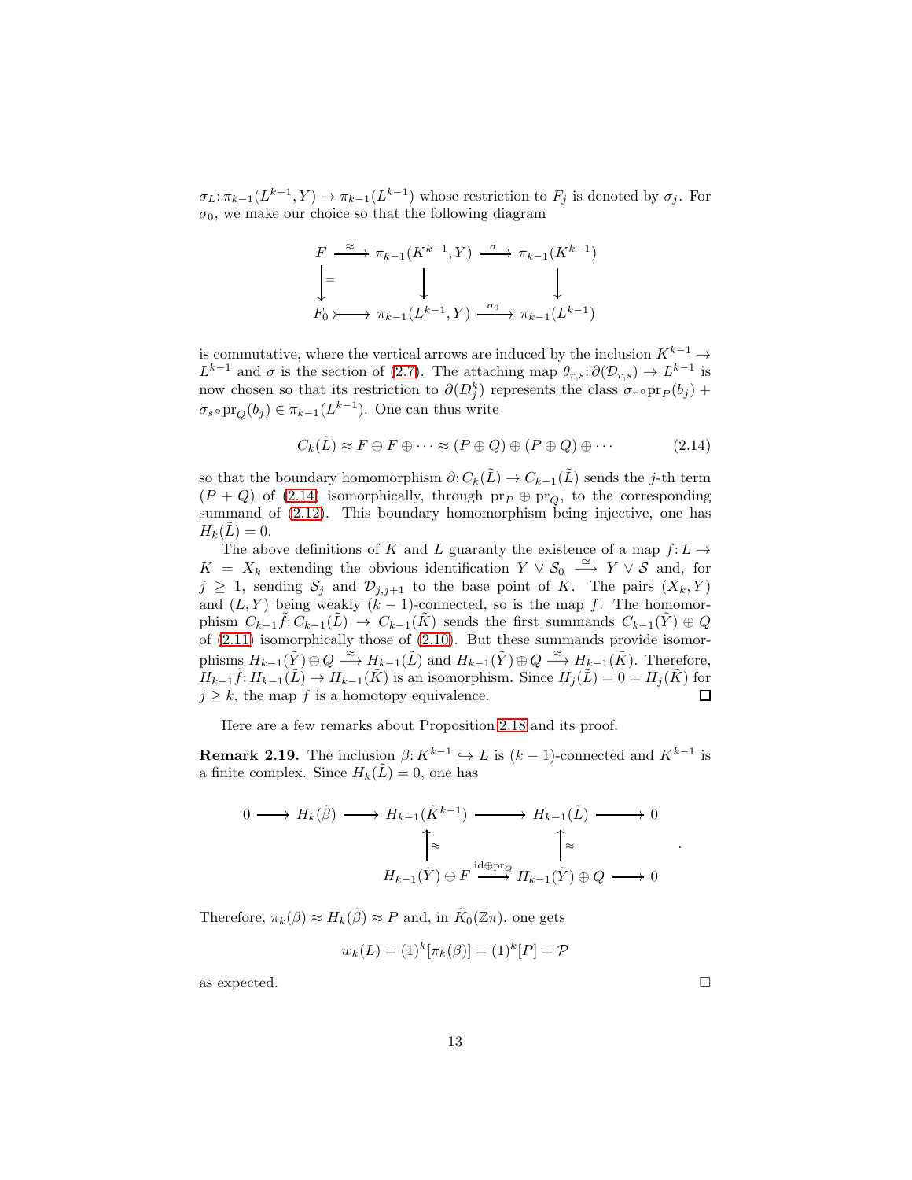$\sigma_L\colon \pi_{k-1}(L^{k-1},Y) \to \pi_{k-1}(L^{k-1})$ whose restriction to $F_j$ is denoted by $\sigma_j$. For $\sigma_0$, we make our choice so that the following diagram

$$\begin{array}{ccccc}
F & \xrightarrow{\approx} & \pi_{k-1}(K^{k-1},Y) & \xrightarrow{\sigma} & \pi_{k-1}(K^{k-1}) \\
\big\downarrow{=} & & \big\downarrow & & \big\downarrow \\
F_0 & \rightarrowtail & \pi_{k-1}(L^{k-1},Y) & \xrightarrow{\sigma_0} & \pi_{k-1}(L^{k-1})
\end{array}$$

is commutative, where the vertical arrows are induced by the inclusion $K^{k-1} \to L^{k-1}$ and $\sigma$ is the section of (2.7). The attaching map $\theta_{r,s}\colon \partial(\mathcal{D}_{r,s}) \to L^{k-1}$ is now chosen so that its restriction to $\partial(D^k_j)$ represents the class $\sigma_r \circ \mathrm{pr}_P(b_j) + \sigma_s \circ \mathrm{pr}_Q(b_j) \in \pi_{k-1}(L^{k-1})$. One can thus write

$$C_k(\tilde{L}) \approx F \oplus F \oplus \cdots \approx (P \oplus Q) \oplus (P \oplus Q) \oplus \cdots \tag{2.14}$$

so that the boundary homomorphism $\partial\colon C_k(\tilde{L}) \to C_{k-1}(\tilde{L})$ sends the $j$-th term $(P+Q)$ of (2.14) isomorphically, through $\mathrm{pr}_P \oplus \mathrm{pr}_Q$, to the corresponding summand of (2.12). This boundary homomorphism being injective, one has $H_k(\tilde{L}) = 0$.

The above definitions of $K$ and $L$ guaranty the existence of a map $f\colon L \to K = X_k$ extending the obvious identification $Y \vee \mathcal{S}_0 \xrightarrow{\simeq} Y \vee \mathcal{S}$ and, for $j \geq 1$, sending $\mathcal{S}_j$ and $\mathcal{D}_{j,j+1}$ to the base point of $K$. The pairs $(X_k, Y)$ and $(L, Y)$ being weakly $(k-1)$-connected, so is the map $f$. The homomorphism $C_{k-1}\tilde{f}\colon C_{k-1}(\tilde{L}) \to C_{k-1}(\tilde{K})$ sends the first summands $C_{k-1}(\tilde{Y}) \oplus Q$ of (2.11) isomorphically those of (2.10). But these summands provide isomorphisms $H_{k-1}(\tilde{Y}) \oplus Q \xrightarrow{\approx} H_{k-1}(\tilde{L})$ and $H_{k-1}(\tilde{Y}) \oplus Q \xrightarrow{\approx} H_{k-1}(\tilde{K})$. Therefore, $H_{k-1}\tilde{f}\colon H_{k-1}(\tilde{L}) \to H_{k-1}(\tilde{K})$ is an isomorphism. Since $H_j(\tilde{L}) = 0 = H_j(\tilde{K})$ for $j \geq k$, the map $f$ is a homotopy equivalence. □

Here are a few remarks about Proposition 2.18 and its proof.

**Remark 2.19.** The inclusion $\beta\colon K^{k-1} \hookrightarrow L$ is $(k-1)$-connected and $K^{k-1}$ is a finite complex. Since $H_k(\tilde{L}) = 0$, one has

$$\begin{array}{ccccccc}
0 \longrightarrow & H_k(\tilde{\beta}) & \longrightarrow & H_{k-1}(\tilde{K}^{k-1}) & \longrightarrow & H_{k-1}(\tilde{L}) & \longrightarrow 0 \\
& & & \big\uparrow\approx & & \big\uparrow\approx & \\
& & & H_{k-1}(\tilde{Y}) \oplus F & \xrightarrow{\mathrm{id}\oplus \mathrm{pr}_Q} & H_{k-1}(\tilde{Y}) \oplus Q & \longrightarrow 0
\end{array}.$$

Therefore, $\pi_k(\beta) \approx H_k(\tilde{\beta}) \approx P$ and, in $\tilde{K}_0(\mathbb{Z}\pi)$, one gets

$$w_k(L) = (1)^k[\pi_k(\beta)] = (1)^k[P] = \mathcal{P}$$

as expected. □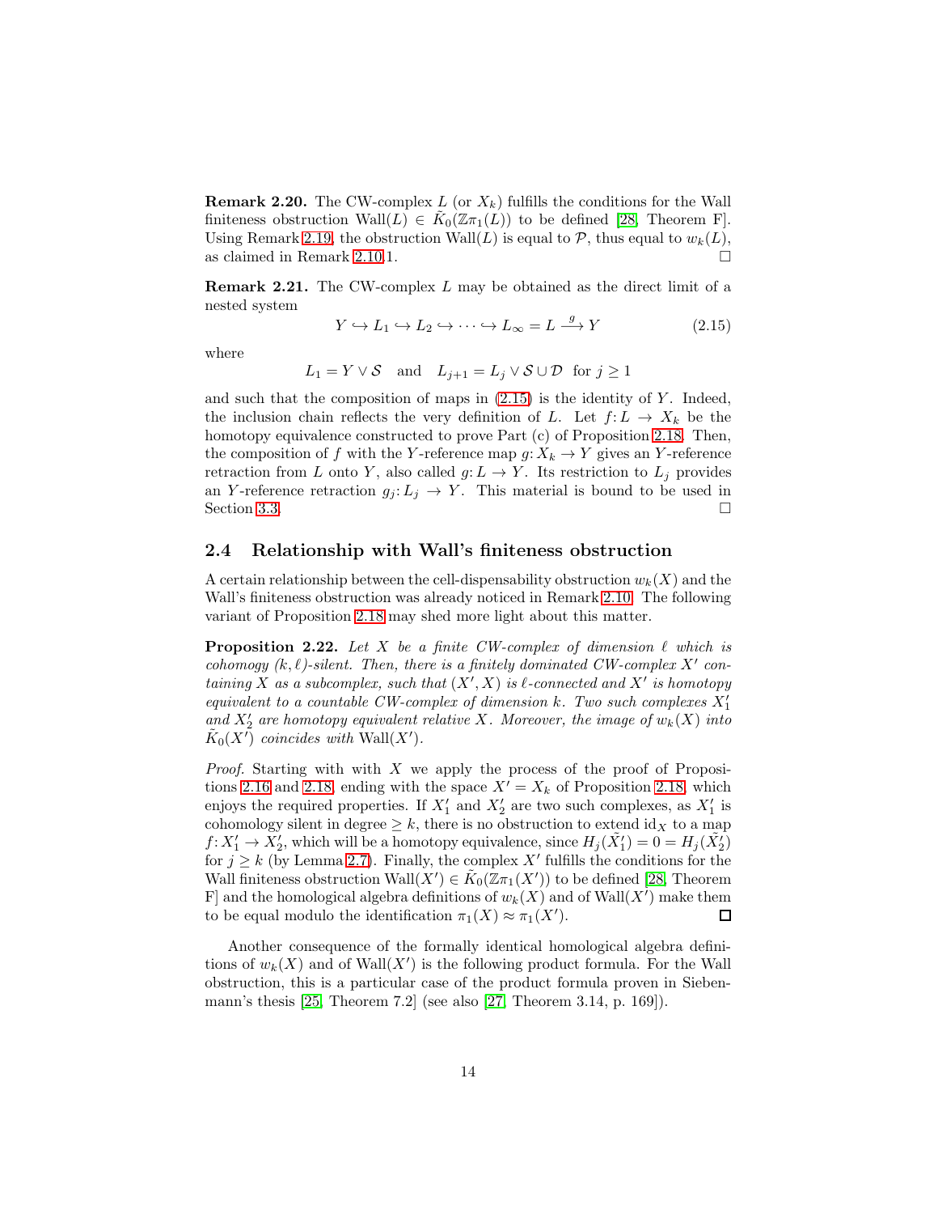**Remark 2.20.** The CW-complex $L$ (or $X_k$) fulfills the conditions for the Wall finiteness obstruction $\mathrm{Wall}(L) \in \tilde{K}_0(\mathbb{Z}\pi_1(L))$ to be defined [28, Theorem F]. Using Remark 2.19, the obstruction $\mathrm{Wall}(L)$ is equal to $\mathcal{P}$, thus equal to $w_k(L)$, as claimed in Remark 2.10.1. □

**Remark 2.21.** The CW-complex $L$ may be obtained as the direct limit of a nested system

$$Y \hookrightarrow L_1 \hookrightarrow L_2 \hookrightarrow \cdots \hookrightarrow L_\infty = L \xrightarrow{g} Y \tag{2.15}$$

where

$$L_1 = Y \vee \mathcal{S} \quad \text{and} \quad L_{j+1} = L_j \vee \mathcal{S} \cup \mathcal{D} \;\; \text{for } j \geq 1$$

and such that the composition of maps in (2.15) is the identity of $Y$. Indeed, the inclusion chain reflects the very definition of $L$. Let $f\colon L \to X_k$ be the homotopy equivalence constructed to prove Part (c) of Proposition 2.18. Then, the composition of $f$ with the $Y$-reference map $g\colon X_k \to Y$ gives an $Y$-reference retraction from $L$ onto $Y$, also called $g\colon L \to Y$. Its restriction to $L_j$ provides an $Y$-reference retraction $g_j\colon L_j \to Y$. This material is bound to be used in Section 3.3. □

## 2.4 Relationship with Wall's finiteness obstruction

A certain relationship between the cell-dispensability obstruction $w_k(X)$ and the Wall's finiteness obstruction was already noticed in Remark 2.10. The following variant of Proposition 2.18 may shed more light about this matter.

**Proposition 2.22.** *Let $X$ be a finite CW-complex of dimension $\ell$ which is cohomogy $(k, \ell)$-silent. Then, there is a finitely dominated CW-complex $X'$ containing $X$ as a subcomplex, such that $(X', X)$ is $\ell$-connected and $X'$ is homotopy equivalent to a countable CW-complex of dimension $k$. Two such complexes $X'_1$ and $X'_2$ are homotopy equivalent relative $X$. Moreover, the image of $w_k(X)$ into $\tilde{K}_0(X')$ coincides with $\mathrm{Wall}(X')$.*

*Proof.* Starting with with $X$ we apply the process of the proof of Propositions 2.16 and 2.18, ending with the space $X' = X_k$ of Proposition 2.18, which enjoys the required properties. If $X'_1$ and $X'_2$ are two such complexes, as $X'_1$ is cohomology silent in degree $\geq k$, there is no obstruction to extend $\mathrm{id}_X$ to a map $f\colon X'_1 \to X'_2$, which will be a homotopy equivalence, since $H_j(\tilde{X}'_1) = 0 = H_j(\tilde{X}'_2)$ for $j \geq k$ (by Lemma 2.7). Finally, the complex $X'$ fulfills the conditions for the Wall finiteness obstruction $\mathrm{Wall}(X') \in \tilde{K}_0(\mathbb{Z}\pi_1(X'))$ to be defined [28, Theorem F] and the homological algebra definitions of $w_k(X)$ and of $\mathrm{Wall}(X')$ make them to be equal modulo the identification $\pi_1(X) \approx \pi_1(X')$. □

Another consequence of the formally identical homological algebra definitions of $w_k(X)$ and of $\mathrm{Wall}(X')$ is the following product formula. For the Wall obstruction, this is a particular case of the product formula proven in Siebenmann's thesis [25, Theorem 7.2] (see also [27, Theorem 3.14, p. 169]).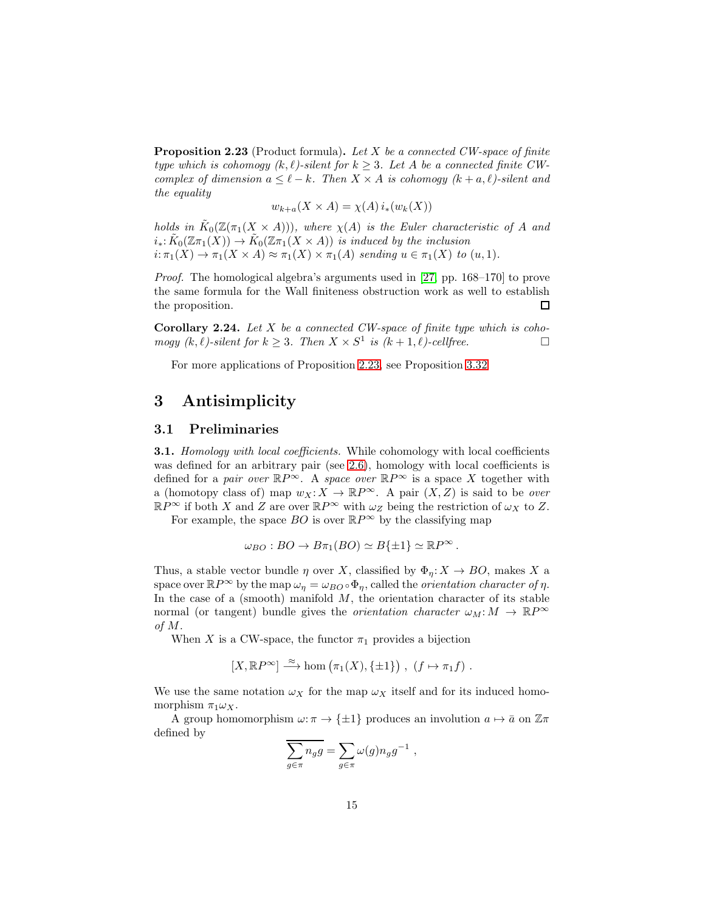**Proposition 2.23** (Product formula)**.** *Let $X$ be a connected CW-space of finite type which is cohomogy $(k, \ell)$-silent for $k \geq 3$. Let $A$ be a connected finite CW-complex of dimension $a \leq \ell - k$. Then $X \times A$ is cohomogy $(k + a, \ell)$-silent and the equality*

$$w_{k+a}(X \times A) = \chi(A)\, i_*(w_k(X))$$

*holds in $\tilde{K}_0(\mathbb{Z}(\pi_1(X \times A)))$, where $\chi(A)$ is the Euler characteristic of $A$ and $i_*: \tilde{K}_0(\mathbb{Z}\pi_1(X)) \to \tilde{K}_0(\mathbb{Z}\pi_1(X \times A))$ is induced by the inclusion $i: \pi_1(X) \to \pi_1(X \times A) \approx \pi_1(X) \times \pi_1(A)$ sending $u \in \pi_1(X)$ to $(u, 1)$.*

*Proof.* The homological algebra's arguments used in [27, pp. 168–170] to prove the same formula for the Wall finiteness obstruction work as well to establish the proposition. □

**Corollary 2.24.** *Let $X$ be a connected CW-space of finite type which is cohomogy $(k, \ell)$-silent for $k \geq 3$. Then $X \times S^1$ is $(k + 1, \ell)$-cellfree.* □

For more applications of Proposition 2.23, see Proposition 3.32.

# 3 Antisimplicity

## 3.1 Preliminaries

**3.1.** *Homology with local coefficients.* While cohomology with local coefficients was defined for an arbitrary pair (see 2.6), homology with local coefficients is defined for a *pair over* $\mathbb{R}P^\infty$. A *space over* $\mathbb{R}P^\infty$ is a space $X$ together with a (homotopy class of) map $w_X: X \to \mathbb{R}P^\infty$. A pair $(X, Z)$ is said to be *over* $\mathbb{R}P^\infty$ if both $X$ and $Z$ are over $\mathbb{R}P^\infty$ with $\omega_Z$ being the restriction of $\omega_X$ to $Z$.

For example, the space $BO$ is over $\mathbb{R}P^\infty$ by the classifying map

$$\omega_{BO} : BO \to B\pi_1(BO) \simeq B\{\pm 1\} \simeq \mathbb{R}P^\infty .$$

Thus, a stable vector bundle $\eta$ over $X$, classified by $\Phi_\eta: X \to BO$, makes $X$ a space over $\mathbb{R}P^\infty$ by the map $\omega_\eta = \omega_{BO} \circ \Phi_\eta$, called the *orientation character of* $\eta$. In the case of a (smooth) manifold $M$, the orientation character of its stable normal (or tangent) bundle gives the *orientation character* $\omega_M: M \to \mathbb{R}P^\infty$ *of* $M$.

When $X$ is a CW-space, the functor $\pi_1$ provides a bijection

$$[X, \mathbb{R}P^\infty] \xrightarrow{\approx} \hom\left(\pi_1(X), \{\pm 1\}\right) ,\ (f \mapsto \pi_1 f) .$$

We use the same notation $\omega_X$ for the map $\omega_X$ itself and for its induced homomorphism $\pi_1\omega_X$.

A group homomorphism $\omega: \pi \to \{\pm 1\}$ produces an involution $a \mapsto \bar{a}$ on $\mathbb{Z}\pi$ defined by

$$\overline{\sum_{g \in \pi} n_g g} = \sum_{g \in \pi} \omega(g) n_g g^{-1} ,$$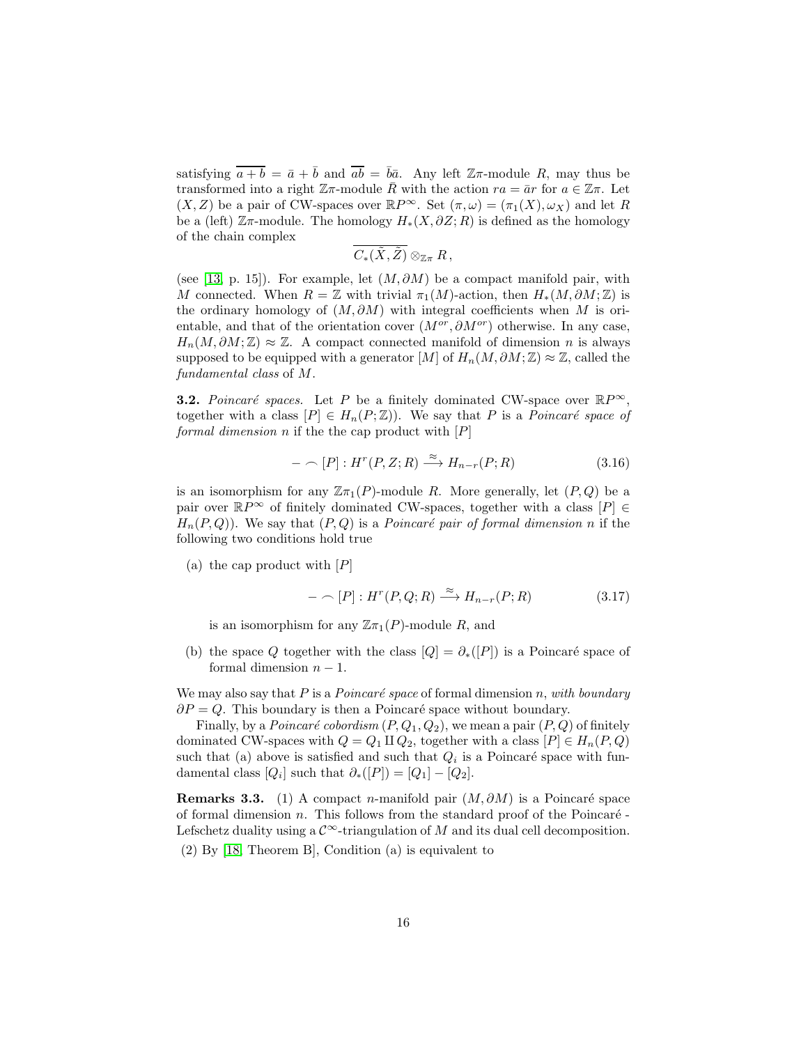satisfying $\overline{a+b} = \bar{a} + \bar{b}$ and $\overline{ab} = \bar{b}\bar{a}$. Any left $\mathbb{Z}\pi$-module $R$, may thus be transformed into a right $\mathbb{Z}\pi$-module $\bar{R}$ with the action $ra = \bar{a}r$ for $a \in \mathbb{Z}\pi$. Let $(X, Z)$ be a pair of CW-spaces over $\mathbb{R}P^\infty$. Set $(\pi, \omega) = (\pi_1(X), \omega_X)$ and let $R$ be a (left) $\mathbb{Z}\pi$-module. The homology $H_*(X, \partial Z; R)$ is defined as the homology of the chain complex

$$\overline{C_*(\tilde{X}, \tilde{Z})} \otimes_{\mathbb{Z}\pi} R \,,$$

(see [13, p. 15]). For example, let $(M, \partial M)$ be a compact manifold pair, with $M$ connected. When $R = \mathbb{Z}$ with trivial $\pi_1(M)$-action, then $H_*(M, \partial M; \mathbb{Z})$ is the ordinary homology of $(M, \partial M)$ with integral coefficients when $M$ is orientable, and that of the orientation cover $(M^{or}, \partial M^{or})$ otherwise. In any case, $H_n(M, \partial M; \mathbb{Z}) \approx \mathbb{Z}$. A compact connected manifold of dimension $n$ is always supposed to be equipped with a generator $[M]$ of $H_n(M, \partial M; \mathbb{Z}) \approx \mathbb{Z}$, called the *fundamental class* of $M$.

**3.2.** *Poincaré spaces.* Let $P$ be a finitely dominated CW-space over $\mathbb{R}P^\infty$, together with a class $[P] \in H_n(P; \mathbb{Z}))$. We say that $P$ is a *Poincaré space of formal dimension n* if the the cap product with $[P]$

$$- \frown [P] : H^r(P, Z; R) \xrightarrow{\approx} H_{n-r}(P; R) \tag{3.16}$$

is an isomorphism for any $\mathbb{Z}\pi_1(P)$-module $R$. More generally, let $(P, Q)$ be a pair over $\mathbb{R}P^\infty$ of finitely dominated CW-spaces, together with a class $[P] \in H_n(P, Q))$. We say that $(P, Q)$ is a *Poincaré pair of formal dimension n* if the following two conditions hold true

(a) the cap product with $[P]$

$$- \frown [P] : H^r(P, Q; R) \xrightarrow{\approx} H_{n-r}(P; R) \tag{3.17}$$

is an isomorphism for any $\mathbb{Z}\pi_1(P)$-module $R$, and

(b) the space $Q$ together with the class $[Q] = \partial_*([P])$ is a Poincaré space of formal dimension $n-1$.

We may also say that $P$ is a *Poincaré space* of formal dimension $n$, *with boundary* $\partial P = Q$. This boundary is then a Poincaré space without boundary.

Finally, by a *Poincaré cobordism* $(P, Q_1, Q_2)$, we mean a pair $(P, Q)$ of finitely dominated CW-spaces with $Q = Q_1 \amalg Q_2$, together with a class $[P] \in H_n(P, Q)$ such that (a) above is satisfied and such that $Q_i$ is a Poincaré space with fundamental class $[Q_i]$ such that $\partial_*([P]) = [Q_1] - [Q_2]$.

**Remarks 3.3.** (1) A compact $n$-manifold pair $(M, \partial M)$ is a Poincaré space of formal dimension $n$. This follows from the standard proof of the Poincaré - Lefschetz duality using a $\mathcal{C}^\infty$-triangulation of $M$ and its dual cell decomposition.

(2) By [18, Theorem B], Condition (a) is equivalent to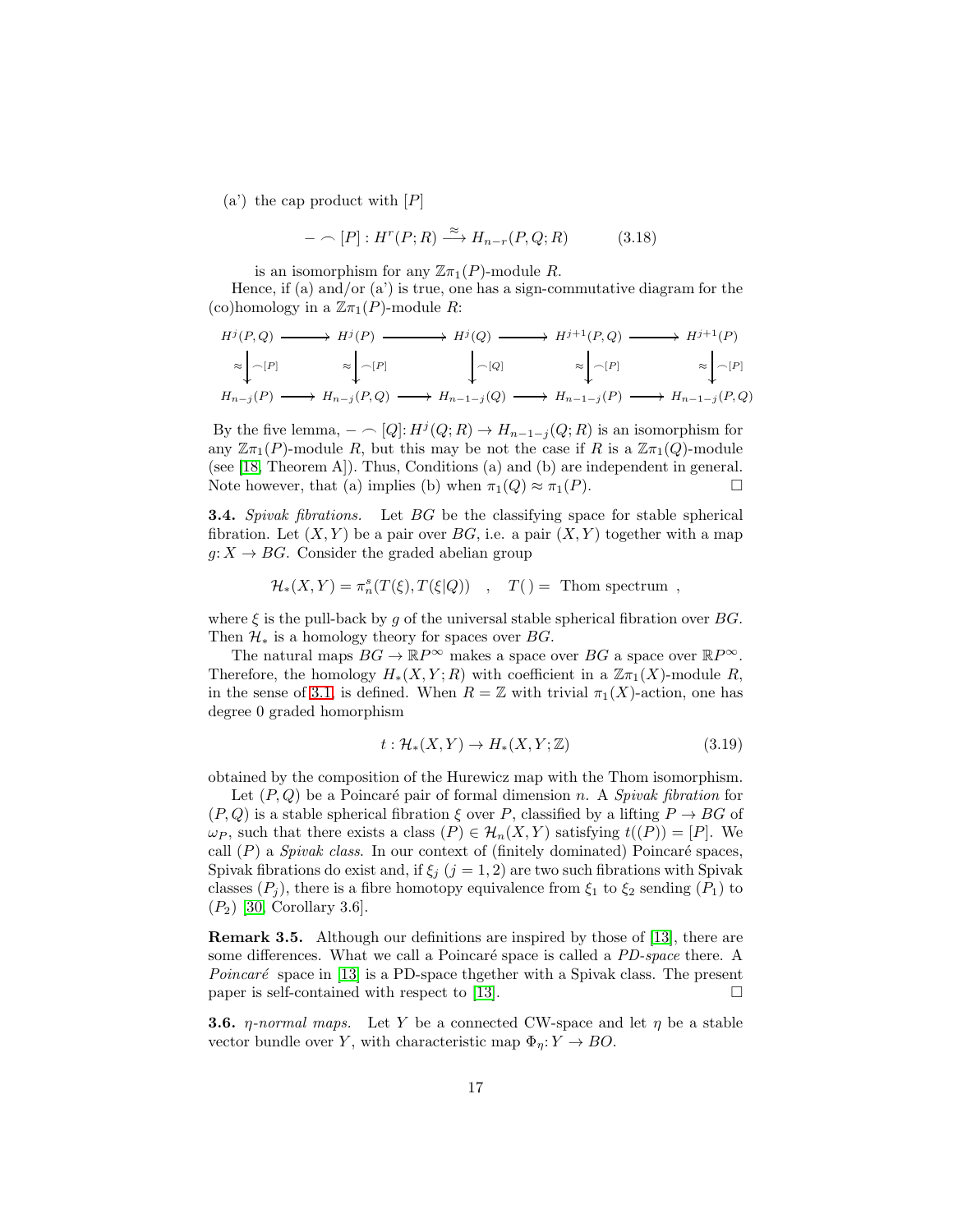(a') the cap product with $[P]$

$$- \frown [P] : H^r(P;R) \xrightarrow{\approx} H_{n-r}(P,Q;R) \qquad (3.18)$$

is an isomorphism for any $\mathbb{Z}\pi_1(P)$-module $R$.

Hence, if (a) and/or (a') is true, one has a sign-commutative diagram for the (co)homology in a $\mathbb{Z}\pi_1(P)$-module $R$:

$$\begin{array}{ccccccccc}
H^j(P,Q) & \longrightarrow & H^j(P) & \longrightarrow & H^j(Q) & \longrightarrow & H^{j+1}(P,Q) & \longrightarrow & H^{j+1}(P) \\
\approx\downarrow \frown[P] & & \approx\downarrow \frown[P] & & \downarrow \frown[Q] & & \approx\downarrow \frown[P] & & \approx\downarrow \frown[P] \\
H_{n-j}(P) & \longrightarrow & H_{n-j}(P,Q) & \longrightarrow & H_{n-1-j}(Q) & \longrightarrow & H_{n-1-j}(P) & \longrightarrow & H_{n-1-j}(P,Q)
\end{array}$$

By the five lemma, $- \frown [Q] \colon H^j(Q;R) \to H_{n-1-j}(Q;R)$ is an isomorphism for any $\mathbb{Z}\pi_1(P)$-module $R$, but this may be not the case if $R$ is a $\mathbb{Z}\pi_1(Q)$-module (see [18, Theorem A]). Thus, Conditions (a) and (b) are independent in general. Note however, that (a) implies (b) when $\pi_1(Q) \approx \pi_1(P)$. □

**3.4.** *Spivak fibrations.* Let $BG$ be the classifying space for stable spherical fibration. Let $(X,Y)$ be a pair over $BG$, i.e. a pair $(X,Y)$ together with a map $g\colon X \to BG$. Consider the graded abelian group

$$\mathcal{H}_*(X,Y) = \pi_n^s(T(\xi), T(\xi|Q)) \quad , \quad T(\,) = \text{ Thom spectrum } ,$$

where $\xi$ is the pull-back by $g$ of the universal stable spherical fibration over $BG$. Then $\mathcal{H}_*$ is a homology theory for spaces over $BG$.

The natural maps $BG \to \mathbb{R}P^\infty$ makes a space over $BG$ a space over $\mathbb{R}P^\infty$. Therefore, the homology $H_*(X,Y;R)$ with coefficient in a $\mathbb{Z}\pi_1(X)$-module $R$, in the sense of 3.1, is defined. When $R = \mathbb{Z}$ with trivial $\pi_1(X)$-action, one has degree 0 graded homorphism

$$t : \mathcal{H}_*(X,Y) \to H_*(X,Y;\mathbb{Z}) \qquad (3.19)$$

obtained by the composition of the Hurewicz map with the Thom isomorphism.

Let $(P,Q)$ be a Poincaré pair of formal dimension $n$. A *Spivak fibration* for $(P,Q)$ is a stable spherical fibration $\xi$ over $P$, classified by a lifting $P \to BG$ of $\omega_P$, such that there exists a class $(P) \in \mathcal{H}_n(X,Y)$ satisfying $t((P)) = [P]$. We call $(P)$ a *Spivak class*. In our context of (finitely dominated) Poincaré spaces, Spivak fibrations do exist and, if $\xi_j$ $(j = 1,2)$ are two such fibrations with Spivak classes $(P_j)$, there is a fibre homotopy equivalence from $\xi_1$ to $\xi_2$ sending $(P_1)$ to $(P_2)$ [30, Corollary 3.6].

**Remark 3.5.** Although our definitions are inspired by those of [13], there are some differences. What we call a Poincaré space is called a *PD-space* there. A *Poincaré* space in [13] is a PD-space thgether with a Spivak class. The present paper is self-contained with respect to [13]. □

**3.6.** *$\eta$-normal maps.* Let $Y$ be a connected CW-space and let $\eta$ be a stable vector bundle over $Y$, with characteristic map $\Phi_\eta \colon Y \to BO$.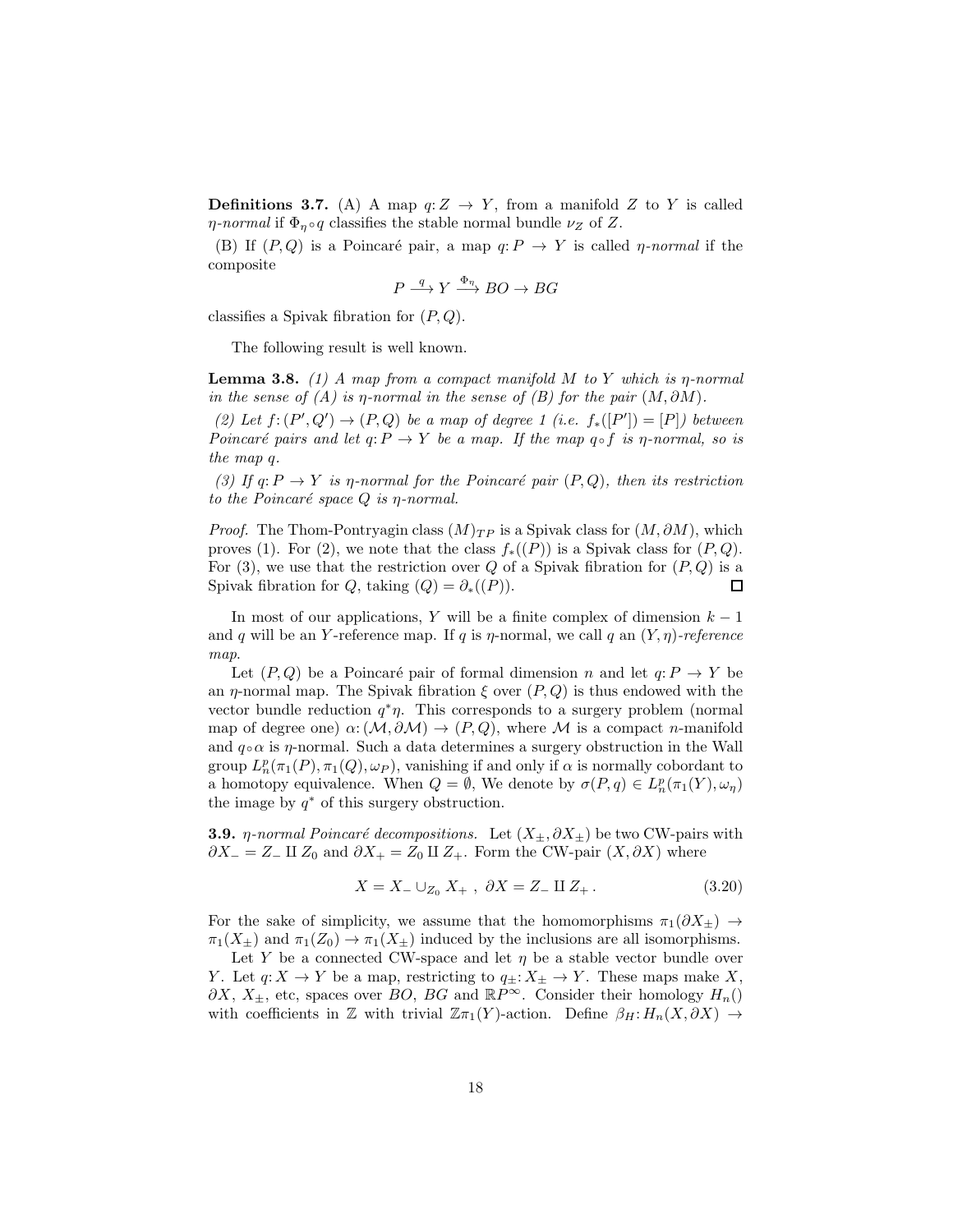**Definitions 3.7.** (A) A map $q: Z \to Y$, from a manifold $Z$ to $Y$ is called *$\eta$-normal* if $\Phi_\eta \circ q$ classifies the stable normal bundle $\nu_Z$ of $Z$.

(B) If $(P, Q)$ is a Poincaré pair, a map $q: P \to Y$ is called *$\eta$-normal* if the composite

$$P \xrightarrow{q} Y \xrightarrow{\Phi_\eta} BO \to BG$$

classifies a Spivak fibration for $(P, Q)$.

The following result is well known.

**Lemma 3.8.** *(1) A map from a compact manifold $M$ to $Y$ which is $\eta$-normal in the sense of (A) is $\eta$-normal in the sense of (B) for the pair $(M, \partial M)$.*

*(2) Let $f: (P', Q') \to (P, Q)$ be a map of degree 1 (i.e. $f_*([P']) = [P]$) between Poincaré pairs and let $q: P \to Y$ be a map. If the map $q \circ f$ is $\eta$-normal, so is the map $q$.*

*(3) If $q: P \to Y$ is $\eta$-normal for the Poincaré pair $(P, Q)$, then its restriction to the Poincaré space $Q$ is $\eta$-normal.*

*Proof.* The Thom-Pontryagin class $(M)_{TP}$ is a Spivak class for $(M, \partial M)$, which proves (1). For (2), we note that the class $f_*((P))$ is a Spivak class for $(P, Q)$. For (3), we use that the restriction over $Q$ of a Spivak fibration for $(P, Q)$ is a Spivak fibration for $Q$, taking $(Q) = \partial_*((P))$. □

In most of our applications, $Y$ will be a finite complex of dimension $k-1$ and $q$ will be an $Y$-reference map. If $q$ is $\eta$-normal, we call $q$ an *$(Y, \eta)$-reference map.*

Let $(P, Q)$ be a Poincaré pair of formal dimension $n$ and let $q: P \to Y$ be an $\eta$-normal map. The Spivak fibration $\xi$ over $(P, Q)$ is thus endowed with the vector bundle reduction $q^*\eta$. This corresponds to a surgery problem (normal map of degree one) $\alpha: (\mathcal{M}, \partial\mathcal{M}) \to (P, Q)$, where $\mathcal{M}$ is a compact $n$-manifold and $q \circ \alpha$ is $\eta$-normal. Such a data determines a surgery obstruction in the Wall group $L^p_n(\pi_1(P), \pi_1(Q), \omega_P)$, vanishing if and only if $\alpha$ is normally cobordant to a homotopy equivalence. When $Q = \emptyset$, We denote by $\sigma(P, q) \in L^p_n(\pi_1(Y), \omega_\eta)$ the image by $q^*$ of this surgery obstruction.

**3.9.** *$\eta$-normal Poincaré decompositions.* Let $(X_\pm, \partial X_\pm)$ be two CW-pairs with $\partial X_- = Z_- \amalg Z_0$ and $\partial X_+ = Z_0 \amalg Z_+$. Form the CW-pair $(X, \partial X)$ where

$$X = X_- \cup_{Z_0} X_+ \ , \ \partial X = Z_- \amalg Z_+ \,. \tag{3.20}$$

For the sake of simplicity, we assume that the homomorphisms $\pi_1(\partial X_\pm) \to \pi_1(X_\pm)$ and $\pi_1(Z_0) \to \pi_1(X_\pm)$ induced by the inclusions are all isomorphisms.

Let $Y$ be a connected CW-space and let $\eta$ be a stable vector bundle over $Y$. Let $q: X \to Y$ be a map, restricting to $q_\pm: X_\pm \to Y$. These maps make $X$, $\partial X$, $X_\pm$, etc, spaces over $BO$, $BG$ and $\mathbb{R}P^\infty$. Consider their homology $H_n()$ with coefficients in $\mathbb{Z}$ with trivial $\mathbb{Z}\pi_1(Y)$-action. Define $\beta_H: H_n(X, \partial X) \to$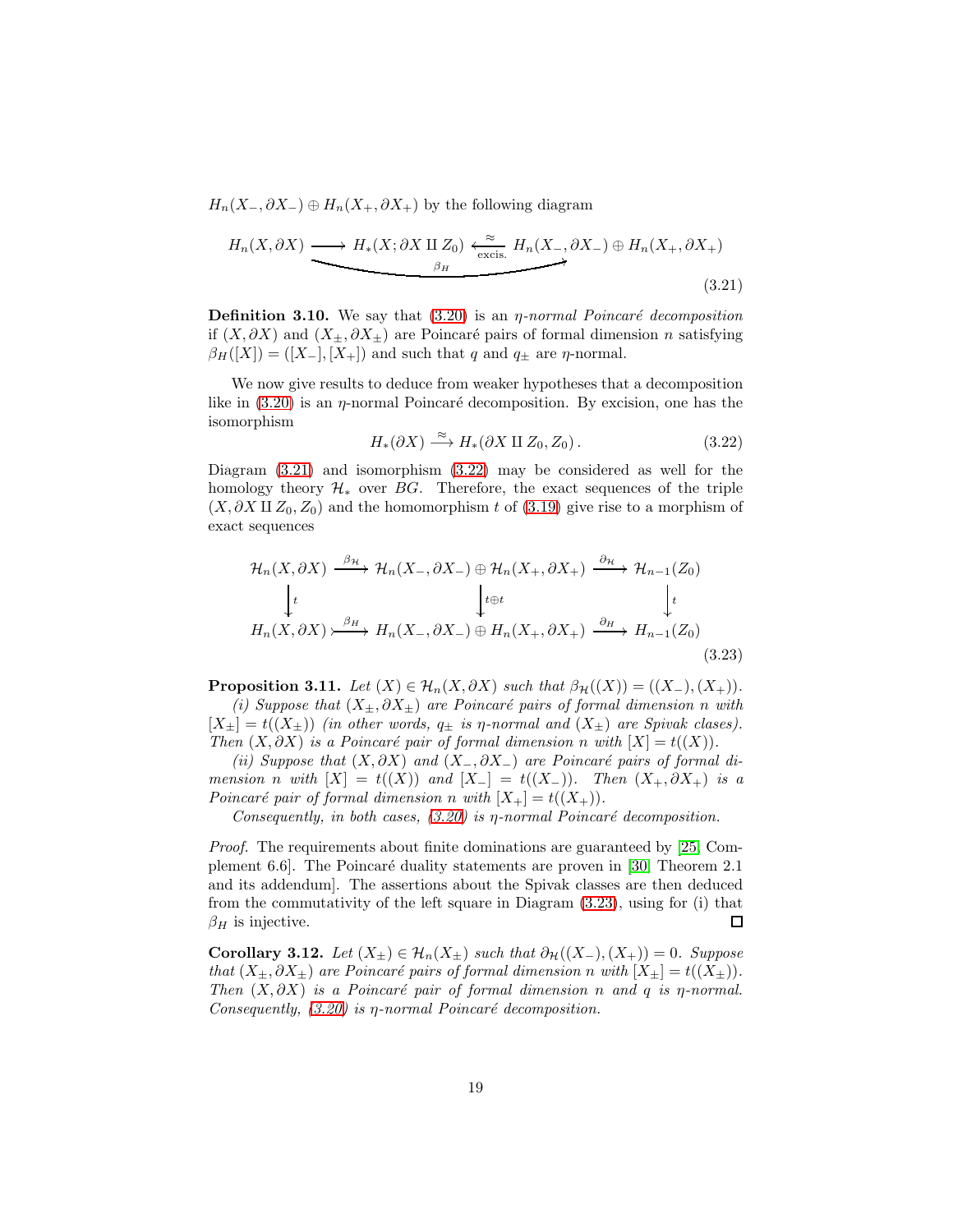$H_n(X_-, \partial X_-) \oplus H_n(X_+, \partial X_+)$ by the following diagram

$$\underbrace{H_n(X, \partial X) \longrightarrow H_*(X; \partial X \amalg Z_0) \xleftarrow[\text{excis.}]{\approx} H_n(X_-, \partial X_-) \oplus H_n(X_+, \partial X_+)}_{\beta_H} \tag{3.21}$$

**Definition 3.10.** We say that (3.20) is an *$\eta$-normal Poincaré decomposition* if $(X, \partial X)$ and $(X_\pm, \partial X_\pm)$ are Poincaré pairs of formal dimension $n$ satisfying $\beta_H([X]) = ([X_-], [X_+])$ and such that $q$ and $q_\pm$ are $\eta$-normal.

We now give results to deduce from weaker hypotheses that a decomposition like in (3.20) is an $\eta$-normal Poincaré decomposition. By excision, one has the isomorphism

$$H_*(\partial X) \xrightarrow{\approx} H_*(\partial X \amalg Z_0, Z_0)\,. \tag{3.22}$$

Diagram (3.21) and isomorphism (3.22) may be considered as well for the homology theory $\mathcal{H}_*$ over $BG$. Therefore, the exact sequences of the triple $(X, \partial X \amalg Z_0, Z_0)$ and the homomorphism $t$ of (3.19) give rise to a morphism of exact sequences

$$\begin{array}{ccccc}
\mathcal{H}_n(X, \partial X) & \xrightarrow{\beta_{\mathcal{H}}} & \mathcal{H}_n(X_-, \partial X_-) \oplus \mathcal{H}_n(X_+, \partial X_+) & \xrightarrow{\partial_{\mathcal{H}}} & \mathcal{H}_{n-1}(Z_0) \\
\downarrow{\scriptstyle t} & & \downarrow{\scriptstyle t \oplus t} & & \downarrow{\scriptstyle t} \\
H_n(X, \partial X) & \xrightarrow{\beta_H} & H_n(X_-, \partial X_-) \oplus H_n(X_+, \partial X_+) & \xrightarrow{\partial_H} & H_{n-1}(Z_0)
\end{array} \tag{3.23}$$

**Proposition 3.11.** *Let $(X) \in \mathcal{H}_n(X, \partial X)$ such that $\beta_{\mathcal{H}}((X)) = ((X_-), (X_+))$.*

*(i) Suppose that $(X_\pm, \partial X_\pm)$ are Poincaré pairs of formal dimension $n$ with $[X_\pm] = t((X_\pm))$ (in other words, $q_\pm$ is $\eta$-normal and $(X_\pm)$ are Spivak clases). Then $(X, \partial X)$ is a Poincaré pair of formal dimension $n$ with $[X] = t((X))$.*

*(ii) Suppose that $(X, \partial X)$ and $(X_-, \partial X_-)$ are Poincaré pairs of formal dimension $n$ with $[X] = t((X))$ and $[X_-] = t((X_-))$. Then $(X_+, \partial X_+)$ is a Poincaré pair of formal dimension $n$ with $[X_+] = t((X_+))$.*

*Consequently, in both cases, (3.20) is $\eta$-normal Poincaré decomposition.*

*Proof.* The requirements about finite dominations are guaranteed by [25, Complement 6.6]. The Poincaré duality statements are proven in [30, Theorem 2.1 and its addendum]. The assertions about the Spivak classes are then deduced from the commutativity of the left square in Diagram (3.23), using for (i) that $\beta_H$ is injective. □

**Corollary 3.12.** *Let $(X_\pm) \in \mathcal{H}_n(X_\pm)$ such that $\partial_{\mathcal{H}}((X_-), (X_+)) = 0$. Suppose that $(X_\pm, \partial X_\pm)$ are Poincaré pairs of formal dimension $n$ with $[X_\pm] = t((X_\pm))$. Then $(X, \partial X)$ is a Poincaré pair of formal dimension $n$ and $q$ is $\eta$-normal. Consequently, (3.20) is $\eta$-normal Poincaré decomposition.*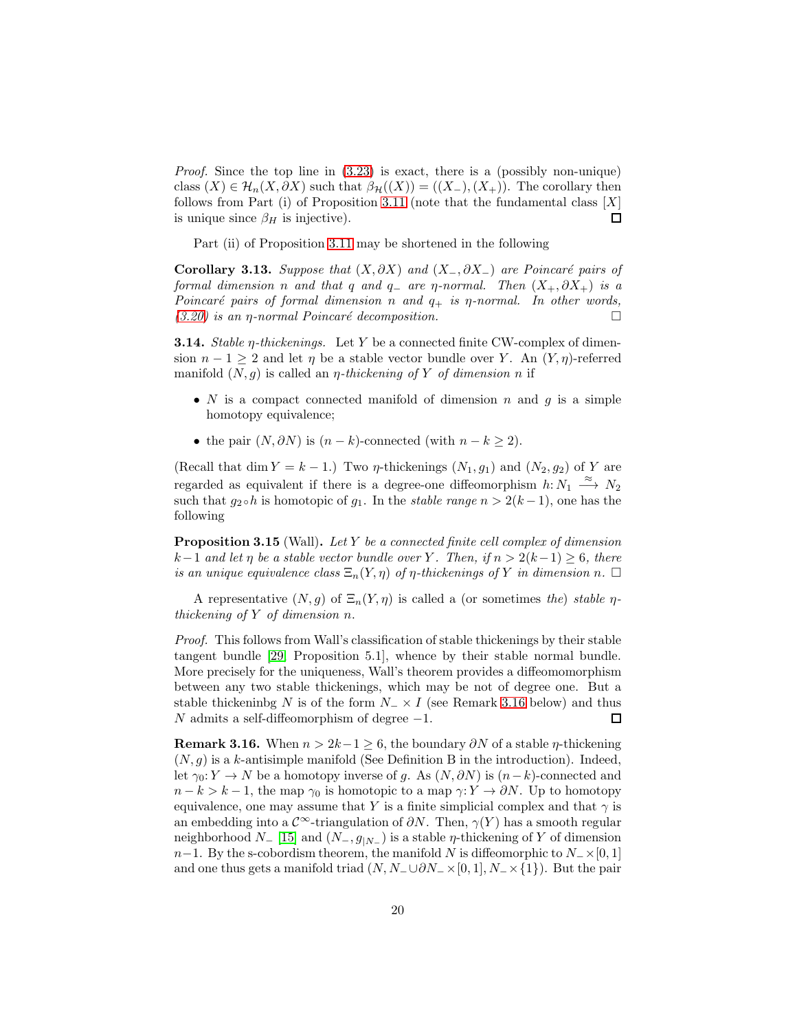*Proof.* Since the top line in (3.23) is exact, there is a (possibly non-unique) class $(X) \in \mathcal{H}_n(X, \partial X)$ such that $\beta_{\mathcal{H}}((X)) = ((X_-), (X_+))$. The corollary then follows from Part (i) of Proposition 3.11 (note that the fundamental class $[X]$ is unique since $\beta_H$ is injective). □

Part (ii) of Proposition 3.11 may be shortened in the following

**Corollary 3.13.** *Suppose that $(X, \partial X)$ and $(X_-, \partial X_-)$ are Poincaré pairs of formal dimension $n$ and that $q$ and $q_-$ are $\eta$-normal. Then $(X_+, \partial X_+)$ is a Poincaré pairs of formal dimension $n$ and $q_+$ is $\eta$-normal. In other words, (3.20) is an $\eta$-normal Poincaré decomposition.* □

**3.14.** *Stable $\eta$-thickenings.* Let $Y$ be a connected finite CW-complex of dimension $n-1 \geq 2$ and let $\eta$ be a stable vector bundle over $Y$. An $(Y, \eta)$-referred manifold $(N, g)$ is called an *$\eta$-thickening of $Y$ of dimension $n$* if

- $N$ is a compact connected manifold of dimension $n$ and $g$ is a simple homotopy equivalence;
- the pair $(N, \partial N)$ is $(n-k)$-connected (with $n-k \geq 2$).

(Recall that $\dim Y = k-1$.) Two $\eta$-thickenings $(N_1, g_1)$ and $(N_2, g_2)$ of $Y$ are regarded as equivalent if there is a degree-one diffeomorphism $h\colon N_1 \xrightarrow{\approx} N_2$ such that $g_2 \circ h$ is homotopic of $g_1$. In the *stable range* $n > 2(k-1)$, one has the following

**Proposition 3.15** (Wall)**.** *Let $Y$ be a connected finite cell complex of dimension $k-1$ and let $\eta$ be a stable vector bundle over $Y$. Then, if $n > 2(k-1) \geq 6$, there is an unique equivalence class $\Xi_n(Y, \eta)$ of $\eta$-thickenings of $Y$ in dimension $n$.* □

A representative $(N, g)$ of $\Xi_n(Y, \eta)$ is called a (or sometimes *the*) *stable $\eta$-thickening of $Y$ of dimension $n$*.

*Proof.* This follows from Wall's classification of stable thickenings by their stable tangent bundle [29, Proposition 5.1], whence by their stable normal bundle. More precisely for the uniqueness, Wall's theorem provides a diffeomomorphism between any two stable thickenings, which may be not of degree one. But a stable thickeninbg $N$ is of the form $N_- \times I$ (see Remark 3.16 below) and thus $N$ admits a self-diffeomorphism of degree $-1$. □

**Remark 3.16.** When $n > 2k-1 \geq 6$, the boundary $\partial N$ of a stable $\eta$-thickening $(N, g)$ is a $k$-antisimple manifold (See Definition B in the introduction). Indeed, let $\gamma_0\colon Y \to N$ be a homotopy inverse of $g$. As $(N, \partial N)$ is $(n-k)$-connected and $n-k > k-1$, the map $\gamma_0$ is homotopic to a map $\gamma\colon Y \to \partial N$. Up to homotopy equivalence, one may assume that $Y$ is a finite simplicial complex and that $\gamma$ is an embedding into a $\mathcal{C}^\infty$-triangulation of $\partial N$. Then, $\gamma(Y)$ has a smooth regular neighborhood $N_-$ [15] and $(N_-, g_{|N_-})$ is a stable $\eta$-thickening of $Y$ of dimension $n-1$. By the s-cobordism theorem, the manifold $N$ is diffeomorphic to $N_- \times [0,1]$ and one thus gets a manifold triad $(N, N_- \cup \partial N_- \times [0,1], N_- \times \{1\})$. But the pair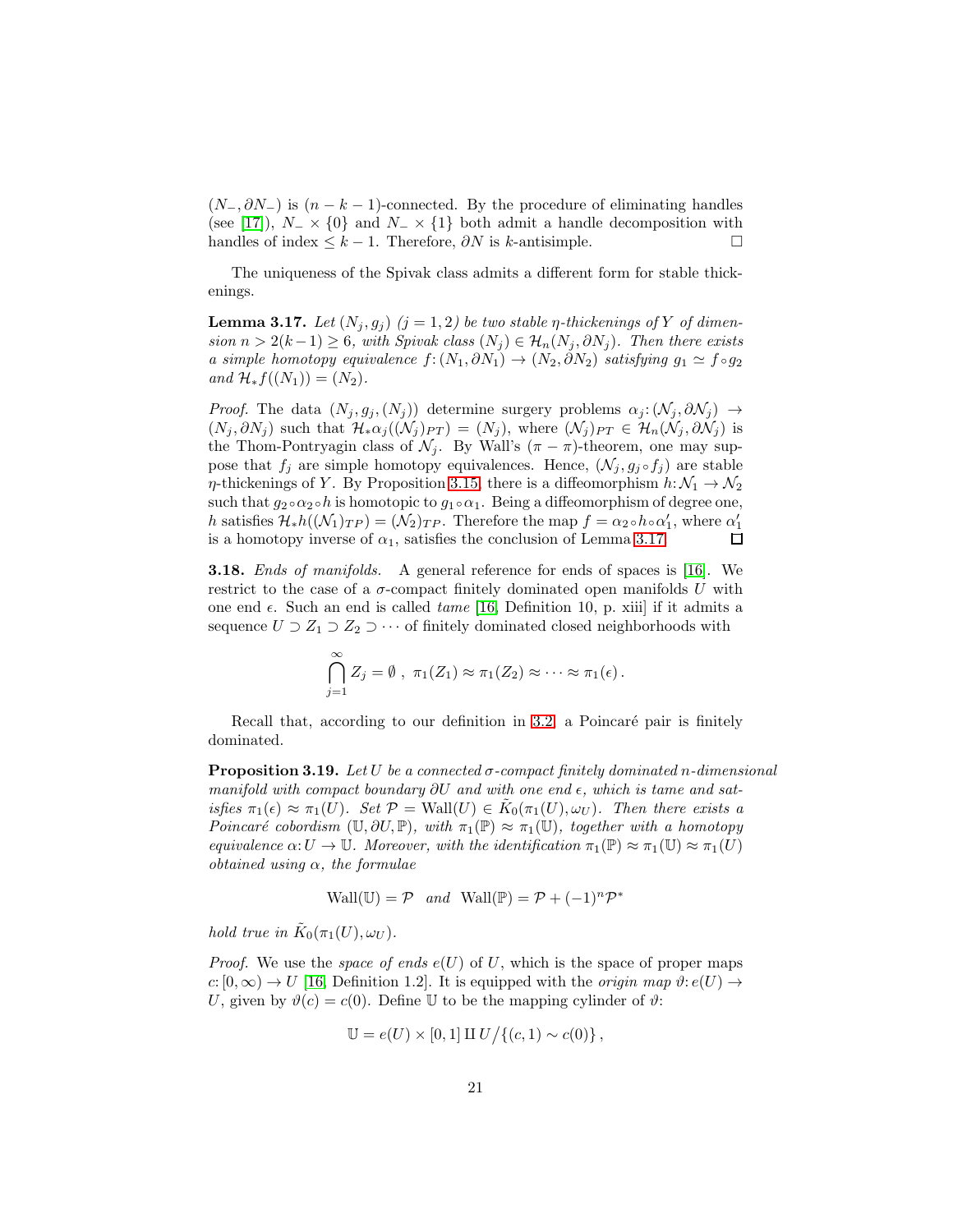$(N_-, \partial N_-)$ is $(n-k-1)$-connected. By the procedure of eliminating handles (see [17]), $N_- \times \{0\}$ and $N_- \times \{1\}$ both admit a handle decomposition with handles of index $\leq k-1$. Therefore, $\partial N$ is $k$-antisimple. □

The uniqueness of the Spivak class admits a different form for stable thickenings.

**Lemma 3.17.** *Let $(N_j, g_j)$ $(j = 1, 2)$ be two stable $\eta$-thickenings of $Y$ of dimension $n > 2(k-1) \geq 6$, with Spivak class $(N_j) \in \mathcal{H}_n(N_j, \partial N_j)$. Then there exists a simple homotopy equivalence $f\colon (N_1, \partial N_1) \to (N_2, \partial N_2)$ satisfying $g_1 \simeq f \circ g_2$ and $\mathcal{H}_* f((N_1)) = (N_2)$.*

*Proof.* The data $(N_j, g_j, (N_j))$ determine surgery problems $\alpha_j\colon (\mathcal{N}_j, \partial \mathcal{N}_j) \to (N_j, \partial N_j)$ such that $\mathcal{H}_* \alpha_j((\mathcal{N}_j)_{PT}) = (N_j)$, where $(\mathcal{N}_j)_{PT} \in \mathcal{H}_n(\mathcal{N}_j, \partial \mathcal{N}_j)$ is the Thom-Pontryagin class of $\mathcal{N}_j$. By Wall's $(\pi - \pi)$-theorem, one may suppose that $f_j$ are simple homotopy equivalences. Hence, $(\mathcal{N}_j, g_j \circ f_j)$ are stable $\eta$-thickenings of $Y$. By Proposition 3.15, there is a diffeomorphism $h\colon \mathcal{N}_1 \to \mathcal{N}_2$ such that $g_2 \circ \alpha_2 \circ h$ is homotopic to $g_1 \circ \alpha_1$. Being a diffeomorphism of degree one, $h$ satisfies $\mathcal{H}_* h((\mathcal{N}_1)_{TP}) = (\mathcal{N}_2)_{TP}$. Therefore the map $f = \alpha_2 \circ h \circ \alpha_1'$, where $\alpha_1'$ is a homotopy inverse of $\alpha_1$, satisfies the conclusion of Lemma 3.17. □

**3.18.** *Ends of manifolds.* A general reference for ends of spaces is [16]. We restrict to the case of a $\sigma$-compact finitely dominated open manifolds $U$ with one end $\epsilon$. Such an end is called *tame* [16, Definition 10, p. xiii] if it admits a sequence $U \supset Z_1 \supset Z_2 \supset \cdots$ of finitely dominated closed neighborhoods with

$$\bigcap_{j=1}^{\infty} Z_j = \emptyset\,,\ \pi_1(Z_1) \approx \pi_1(Z_2) \approx \cdots \approx \pi_1(\epsilon)\,.$$

Recall that, according to our definition in 3.2, a Poincaré pair is finitely dominated.

**Proposition 3.19.** *Let $U$ be a connected $\sigma$-compact finitely dominated $n$-dimensional manifold with compact boundary $\partial U$ and with one end $\epsilon$, which is tame and satisfies $\pi_1(\epsilon) \approx \pi_1(U)$. Set $\mathcal{P} = \mathrm{Wall}(U) \in \tilde{K}_0(\pi_1(U), \omega_U)$. Then there exists a Poincaré cobordism $(\mathbb{U}, \partial U, \mathbb{P})$, with $\pi_1(\mathbb{P}) \approx \pi_1(\mathbb{U})$, together with a homotopy equivalence $\alpha\colon U \to \mathbb{U}$. Moreover, with the identification $\pi_1(\mathbb{P}) \approx \pi_1(\mathbb{U}) \approx \pi_1(U)$ obtained using $\alpha$, the formulae*

$$\mathrm{Wall}(\mathbb{U}) = \mathcal{P} \quad and \quad \mathrm{Wall}(\mathbb{P}) = \mathcal{P} + (-1)^n \mathcal{P}^*$$

*hold true in $\tilde{K}_0(\pi_1(U), \omega_U)$.*

*Proof.* We use the *space of ends* $e(U)$ of $U$, which is the space of proper maps $c\colon [0, \infty) \to U$ [16, Definition 1.2]. It is equipped with the *origin map* $\vartheta\colon e(U) \to U$, given by $\vartheta(c) = c(0)$. Define $\mathbb{U}$ to be the mapping cylinder of $\vartheta$:

$$\mathbb{U} = e(U) \times [0,1] \amalg U \big/ \{(c,1) \sim c(0)\}\,,$$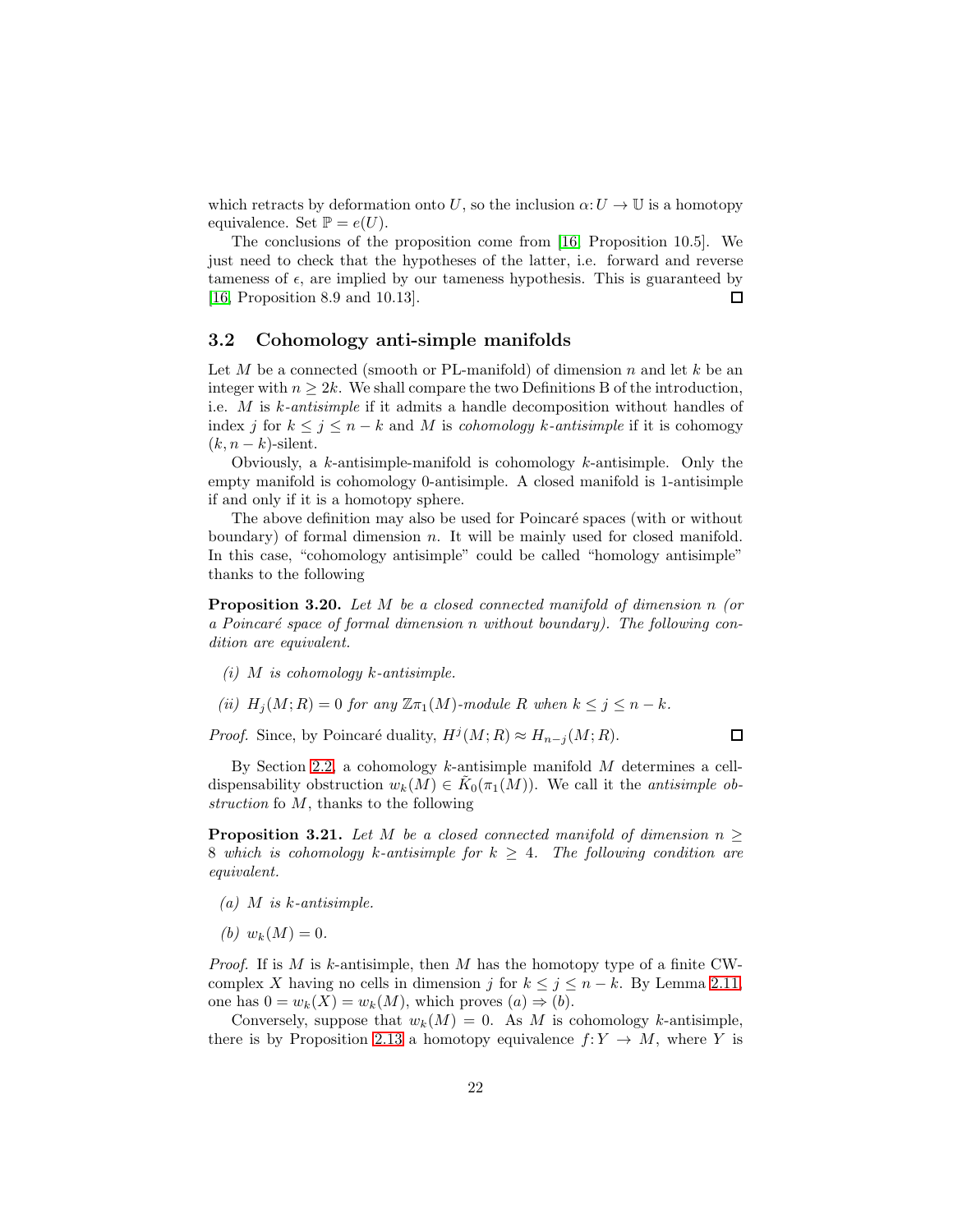which retracts by deformation onto $U$, so the inclusion $\alpha: U \to \mathbb{U}$ is a homotopy equivalence. Set $\mathbb{P} = e(U)$.

The conclusions of the proposition come from [16, Proposition 10.5]. We just need to check that the hypotheses of the latter, i.e. forward and reverse tameness of $\epsilon$, are implied by our tameness hypothesis. This is guaranteed by [16, Proposition 8.9 and 10.13]. □

## 3.2 Cohomology anti-simple manifolds

Let $M$ be a connected (smooth or PL-manifold) of dimension $n$ and let $k$ be an integer with $n \geq 2k$. We shall compare the two Definitions B of the introduction, i.e. $M$ is *$k$-antisimple* if it admits a handle decomposition without handles of index $j$ for $k \leq j \leq n-k$ and $M$ is *cohomology $k$-antisimple* if it is cohomogy $(k, n-k)$-silent.

Obviously, a $k$-antisimple-manifold is cohomology $k$-antisimple. Only the empty manifold is cohomology 0-antisimple. A closed manifold is 1-antisimple if and only if it is a homotopy sphere.

The above definition may also be used for Poincaré spaces (with or without boundary) of formal dimension $n$. It will be mainly used for closed manifold. In this case, "cohomology antisimple" could be called "homology antisimple" thanks to the following

**Proposition 3.20.** *Let $M$ be a closed connected manifold of dimension $n$ (or a Poincaré space of formal dimension $n$ without boundary). The following condition are equivalent.*

- *(i) $M$ is cohomology $k$-antisimple.*
- *(ii) $H_j(M; R) = 0$ for any $\mathbb{Z}\pi_1(M)$-module $R$ when $k \leq j \leq n-k$.*

*Proof.* Since, by Poincaré duality, $H^j(M; R) \approx H_{n-j}(M; R)$. □

By Section 2.2, a cohomology $k$-antisimple manifold $M$ determines a cell-dispensability obstruction $w_k(M) \in \tilde{K}_0(\pi_1(M))$. We call it the *antisimple obstruction* fo $M$, thanks to the following

**Proposition 3.21.** *Let $M$ be a closed connected manifold of dimension $n \geq 8$ which is cohomology $k$-antisimple for $k \geq 4$. The following condition are equivalent.*

- *(a) $M$ is $k$-antisimple.*
- *(b) $w_k(M) = 0$.*

*Proof.* If is $M$ is $k$-antisimple, then $M$ has the homotopy type of a finite CW-complex $X$ having no cells in dimension $j$ for $k \leq j \leq n-k$. By Lemma 2.11, one has $0 = w_k(X) = w_k(M)$, which proves $(a) \Rightarrow (b)$.

Conversely, suppose that $w_k(M) = 0$. As $M$ is cohomology $k$-antisimple, there is by Proposition 2.13 a homotopy equivalence $f: Y \to M$, where $Y$ is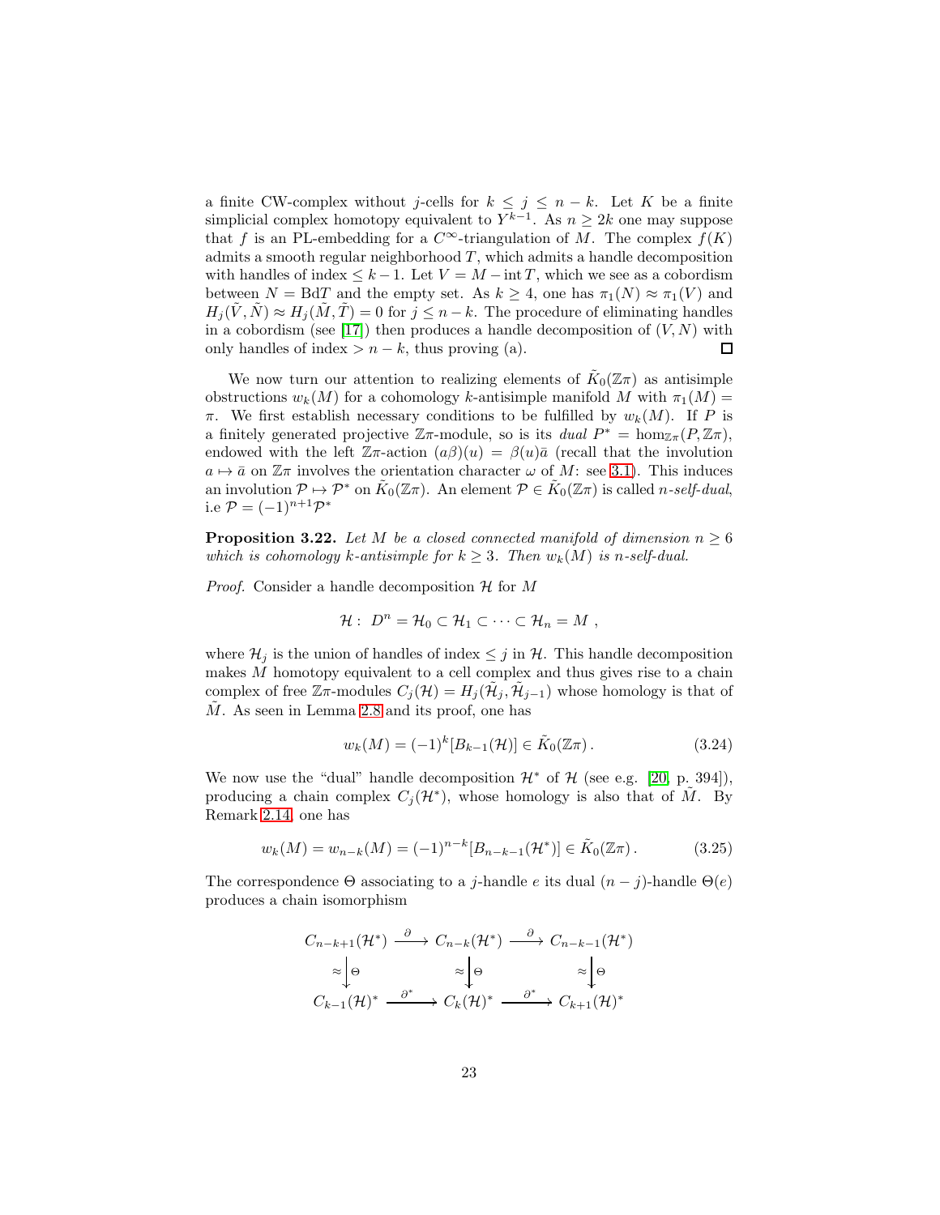a finite CW-complex without $j$-cells for $k \leq j \leq n-k$. Let $K$ be a finite simplicial complex homotopy equivalent to $Y^{k-1}$. As $n \geq 2k$ one may suppose that $f$ is an PL-embedding for a $C^\infty$-triangulation of $M$. The complex $f(K)$ admits a smooth regular neighborhood $T$, which admits a handle decomposition with handles of index $\leq k-1$. Let $V = M - \operatorname{int} T$, which we see as a cobordism between $N = \operatorname{Bd}T$ and the empty set. As $k \geq 4$, one has $\pi_1(N) \approx \pi_1(V)$ and $H_j(\tilde{V}, \tilde{N}) \approx H_j(\tilde{M}, \tilde{T}) = 0$ for $j \leq n-k$. The procedure of eliminating handles in a cobordism (see [17]) then produces a handle decomposition of $(V, N)$ with only handles of index $> n-k$, thus proving (a). □

We now turn our attention to realizing elements of $\tilde{K}_0(\mathbb{Z}\pi)$ as antisimple obstructions $w_k(M)$ for a cohomology $k$-antisimple manifold $M$ with $\pi_1(M) = \pi$. We first establish necessary conditions to be fulfilled by $w_k(M)$. If $P$ is a finitely generated projective $\mathbb{Z}\pi$-module, so is its *dual* $P^* = \hom_{\mathbb{Z}\pi}(P, \mathbb{Z}\pi)$, endowed with the left $\mathbb{Z}\pi$-action $(a\beta)(u) = \beta(u)\bar{a}$ (recall that the involution $a \mapsto \bar{a}$ on $\mathbb{Z}\pi$ involves the orientation character $\omega$ of $M$: see 3.1). This induces an involution $\mathcal{P} \mapsto \mathcal{P}^*$ on $\tilde{K}_0(\mathbb{Z}\pi)$. An element $\mathcal{P} \in \tilde{K}_0(\mathbb{Z}\pi)$ is called *$n$-self-dual*, i.e $\mathcal{P} = (-1)^{n+1}\mathcal{P}^*$

**Proposition 3.22.** *Let $M$ be a closed connected manifold of dimension $n \geq 6$ which is cohomology $k$-antisimple for $k \geq 3$. Then $w_k(M)$ is $n$-self-dual.*

*Proof.* Consider a handle decomposition $\mathcal{H}$ for $M$

$$\mathcal{H}: \ D^n = \mathcal{H}_0 \subset \mathcal{H}_1 \subset \cdots \subset \mathcal{H}_n = M \ ,$$

where $\mathcal{H}_j$ is the union of handles of index $\leq j$ in $\mathcal{H}$. This handle decomposition makes $M$ homotopy equivalent to a cell complex and thus gives rise to a chain complex of free $\mathbb{Z}\pi$-modules $C_j(\mathcal{H}) = H_j(\tilde{\mathcal{H}}_j, \tilde{\mathcal{H}}_{j-1})$ whose homology is that of $\tilde{M}$. As seen in Lemma 2.8 and its proof, one has

$$w_k(M) = (-1)^k [B_{k-1}(\mathcal{H})] \in \tilde{K}_0(\mathbb{Z}\pi)\,. \tag{3.24}$$

We now use the "dual" handle decomposition $\mathcal{H}^*$ of $\mathcal{H}$ (see e.g. [20, p. 394]), producing a chain complex $C_j(\mathcal{H}^*)$, whose homology is also that of $\tilde{M}$. By Remark 2.14, one has

$$w_k(M) = w_{n-k}(M) = (-1)^{n-k} [B_{n-k-1}(\mathcal{H}^*)] \in \tilde{K}_0(\mathbb{Z}\pi)\,. \tag{3.25}$$

The correspondence $\Theta$ associating to a $j$-handle $e$ its dual $(n-j)$-handle $\Theta(e)$ produces a chain isomorphism

$$\begin{array}{ccccc}
C_{n-k+1}(\mathcal{H}^*) & \xrightarrow{\ \partial\ } & C_{n-k}(\mathcal{H}^*) & \xrightarrow{\ \partial\ } & C_{n-k-1}(\mathcal{H}^*) \\
\approx\big\downarrow\Theta & & \approx\big\downarrow\Theta & & \approx\big\downarrow\Theta \\
C_{k-1}(\mathcal{H})^* & \xrightarrow{\ \partial^*\ } & C_k(\mathcal{H})^* & \xrightarrow{\ \partial^*\ } & C_{k+1}(\mathcal{H})^*
\end{array}$$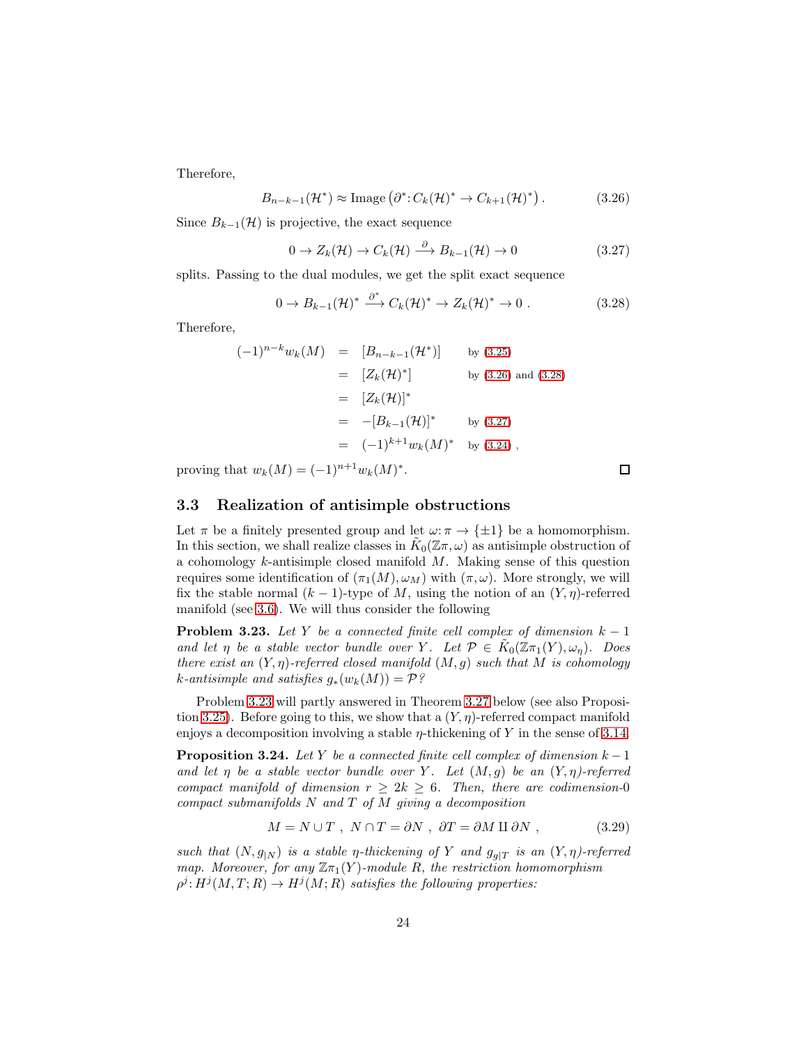Therefore,

$$B_{n-k-1}(\mathcal{H}^*) \approx \text{Image}\left(\partial^*\colon C_k(\mathcal{H})^* \to C_{k+1}(\mathcal{H})^*\right). \tag{3.26}$$

Since $B_{k-1}(\mathcal{H})$ is projective, the exact sequence

$$0 \to Z_k(\mathcal{H}) \to C_k(\mathcal{H}) \xrightarrow{\partial} B_{k-1}(\mathcal{H}) \to 0 \tag{3.27}$$

splits. Passing to the dual modules, we get the split exact sequence

$$0 \to B_{k-1}(\mathcal{H})^* \xrightarrow{\partial^*} C_k(\mathcal{H})^* \to Z_k(\mathcal{H})^* \to 0 \; . \tag{3.28}$$

Therefore,

$$\begin{array}{rcll} (-1)^{n-k} w_k(M) & = & [B_{n-k-1}(\mathcal{H}^*)] & \text{by (3.25)} \\ & = & [Z_k(\mathcal{H})^*] & \text{by (3.26) and (3.28)} \\ & = & [Z_k(\mathcal{H})]^* & \\ & = & -[B_{k-1}(\mathcal{H})]^* & \text{by (3.27)} \\ & = & (-1)^{k+1} w_k(M)^* & \text{by (3.24)}\; , \end{array}$$

proving that $w_k(M) = (-1)^{n+1} w_k(M)^*$. □

## 3.3 Realization of antisimple obstructions

Let $\pi$ be a finitely presented group and let $\omega\colon \pi \to \{\pm 1\}$ be a homomorphism. In this section, we shall realize classes in $\tilde{K}_0(\mathbb{Z}\pi, \omega)$ as antisimple obstruction of a cohomology $k$-antisimple closed manifold $M$. Making sense of this question requires some identification of $(\pi_1(M), \omega_M)$ with $(\pi, \omega)$. More strongly, we will fix the stable normal $(k-1)$-type of $M$, using the notion of an $(Y, \eta)$-referred manifold (see 3.6). We will thus consider the following

**Problem 3.23.** *Let $Y$ be a connected finite cell complex of dimension $k-1$ and let $\eta$ be a stable vector bundle over $Y$. Let $\mathcal{P} \in \tilde{K}_0(\mathbb{Z}\pi_1(Y), \omega_\eta)$. Does there exist an $(Y, \eta)$-referred closed manifold $(M, g)$ such that $M$ is cohomology $k$-antisimple and satisfies $g_*(w_k(M)) = \mathcal{P}$?*

Problem 3.23 will partly answered in Theorem 3.27 below (see also Proposition 3.25). Before going to this, we show that a $(Y, \eta)$-referred compact manifold enjoys a decomposition involving a stable $\eta$-thickening of $Y$ in the sense of 3.14.

**Proposition 3.24.** *Let $Y$ be a connected finite cell complex of dimension $k-1$ and let $\eta$ be a stable vector bundle over $Y$. Let $(M, g)$ be an $(Y, \eta)$-referred compact manifold of dimension $r \geq 2k \geq 6$. Then, there are codimension-0 compact submanifolds $N$ and $T$ of $M$ giving a decomposition*

$$M = N \cup T \; , \; N \cap T = \partial N \; , \; \partial T = \partial M \amalg \partial N \; , \tag{3.29}$$

*such that $(N, g_{|N})$ is a stable $\eta$-thickening of $Y$ and $g_{g|T}$ is an $(Y, \eta)$-referred map. Moreover, for any $\mathbb{Z}\pi_1(Y)$-module $R$, the restriction homomorphism $\rho^j\colon H^j(M, T; R) \to H^j(M; R)$ satisfies the following properties:*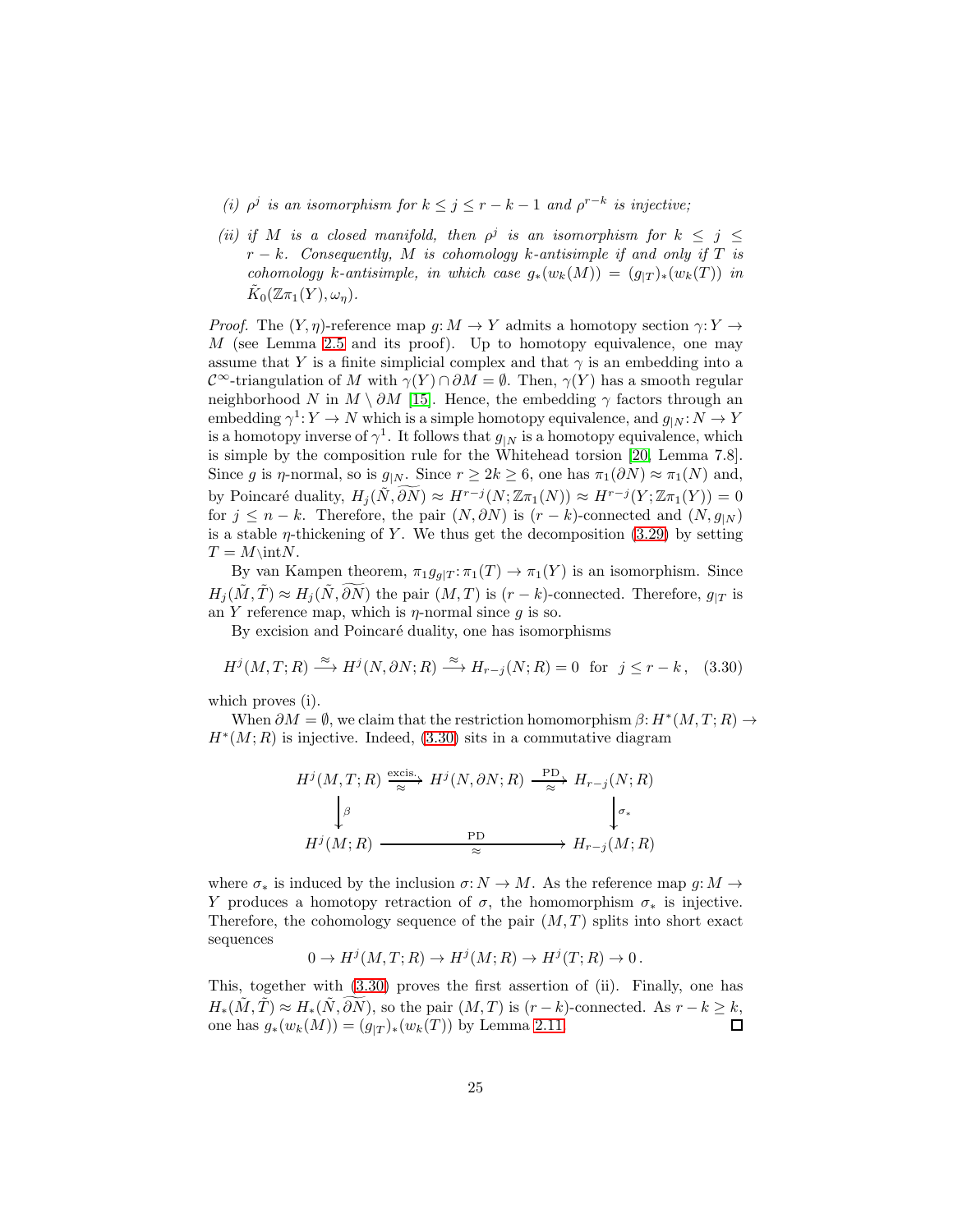(i) $\rho^j$ *is an isomorphism for* $k \le j \le r-k-1$ *and* $\rho^{r-k}$ *is injective;*

(ii) *if* $M$ *is a closed manifold, then* $\rho^j$ *is an isomorphism for* $k \le j \le r-k$*. Consequently,* $M$ *is cohomology* $k$*-antisimple if and only if* $T$ *is cohomology* $k$*-antisimple, in which case* $g_*(w_k(M)) = (g_{|T})_*(w_k(T))$ *in* $\tilde{K}_0(\mathbb{Z}\pi_1(Y), \omega_\eta)$*.*

*Proof.* The $(Y,\eta)$-reference map $g\colon M \to Y$ admits a homotopy section $\gamma\colon Y \to M$ (see Lemma 2.5 and its proof). Up to homotopy equivalence, one may assume that $Y$ is a finite simplicial complex and that $\gamma$ is an embedding into a $\mathcal{C}^\infty$-triangulation of $M$ with $\gamma(Y) \cap \partial M = \emptyset$. Then, $\gamma(Y)$ has a smooth regular neighborhood $N$ in $M \setminus \partial M$ [15]. Hence, the embedding $\gamma$ factors through an embedding $\gamma^1\colon Y \to N$ which is a simple homotopy equivalence, and $g_{|N}\colon N \to Y$ is a homotopy inverse of $\gamma^1$. It follows that $g_{|N}$ is a homotopy equivalence, which is simple by the composition rule for the Whitehead torsion [20, Lemma 7.8]. Since $g$ is $\eta$-normal, so is $g_{|N}$. Since $r \ge 2k \ge 6$, one has $\pi_1(\partial N) \approx \pi_1(N)$ and, by Poincaré duality, $H_j(\tilde{N}, \widetilde{\partial N}) \approx H^{r-j}(N; \mathbb{Z}\pi_1(N)) \approx H^{r-j}(Y; \mathbb{Z}\pi_1(Y)) = 0$ for $j \le n-k$. Therefore, the pair $(N, \partial N)$ is $(r-k)$-connected and $(N, g_{|N})$ is a stable $\eta$-thickening of $Y$. We thus get the decomposition (3.29) by setting $T = M \backslash \mathrm{int} N$.

By van Kampen theorem, $\pi_1 g_{g|T}\colon \pi_1(T) \to \pi_1(Y)$ is an isomorphism. Since $H_j(\tilde{M}, \tilde{T}) \approx H_j(\tilde{N}, \widetilde{\partial N})$ the pair $(M,T)$ is $(r-k)$-connected. Therefore, $g_{|T}$ is an $Y$ reference map, which is $\eta$-normal since $g$ is so.

By excision and Poincaré duality, one has isomorphisms

$$H^j(M,T;R) \xrightarrow{\approx} H^j(N,\partial N;R) \xrightarrow{\approx} H_{r-j}(N;R) = 0 \quad \text{for} \quad j \le r-k\,, \tag{3.30}$$

which proves (i).

When $\partial M = \emptyset$, we claim that the restriction homomorphism $\beta\colon H^*(M,T;R) \to H^*(M;R)$ is injective. Indeed, (3.30) sits in a commutative diagram

$$\begin{array}{ccccc}
H^j(M,T;R) & \xrightarrow[\approx]{\text{excis.}} & H^j(N,\partial N;R) & \xrightarrow[\approx]{\text{PD}} & H_{r-j}(N;R) \\
\Big\downarrow \beta & & & & \Big\downarrow \sigma_* \\
H^j(M;R) & & \xrightarrow[\approx]{\text{PD}} & & H_{r-j}(M;R)
\end{array}$$

where $\sigma_*$ is induced by the inclusion $\sigma\colon N \to M$. As the reference map $g\colon M \to Y$ produces a homotopy retraction of $\sigma$, the homomorphism $\sigma_*$ is injective. Therefore, the cohomology sequence of the pair $(M,T)$ splits into short exact sequences

$$0 \to H^j(M,T;R) \to H^j(M;R) \to H^j(T;R) \to 0\,.$$

This, together with (3.30) proves the first assertion of (ii). Finally, one has $H_*(\tilde{M}, \tilde{T}) \approx H_*(\tilde{N}, \widetilde{\partial N})$, so the pair $(M,T)$ is $(r-k)$-connected. As $r-k \ge k$, one has $g_*(w_k(M)) = (g_{|T})_*(w_k(T))$ by Lemma 2.11. □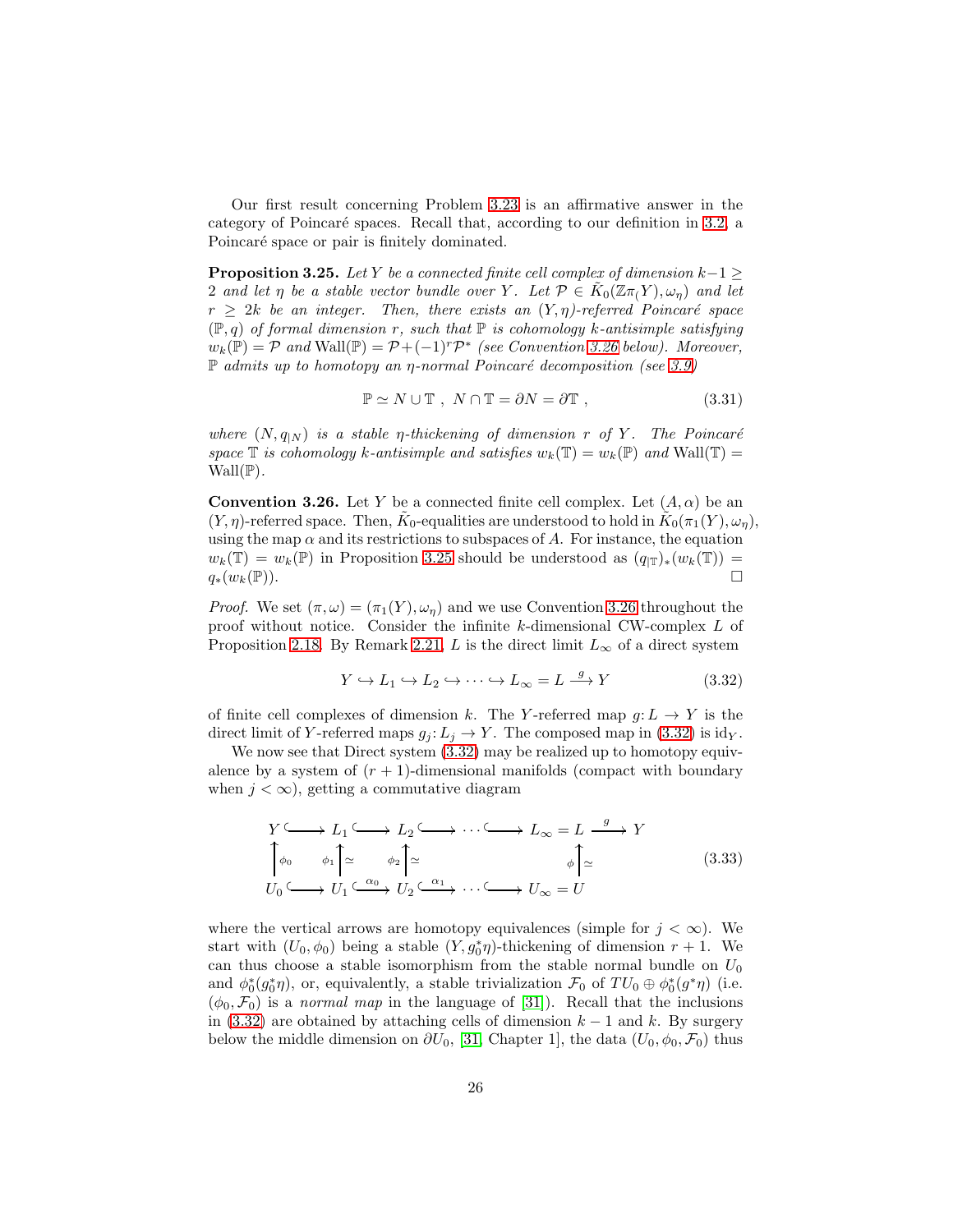Our first result concerning Problem 3.23 is an affirmative answer in the category of Poincaré spaces. Recall that, according to our definition in 3.2, a Poincaré space or pair is finitely dominated.

**Proposition 3.25.** *Let $Y$ be a connected finite cell complex of dimension $k-1 \geq 2$ and let $\eta$ be a stable vector bundle over $Y$. Let $\mathcal{P} \in \tilde{K}_0(\mathbb{Z}\pi_(Y), \omega_\eta)$ and let $r \geq 2k$ be an integer. Then, there exists an $(Y,\eta)$-referred Poincaré space $(\mathbb{P}, q)$ of formal dimension $r$, such that $\mathbb{P}$ is cohomology $k$-antisimple satisfying $w_k(\mathbb{P}) = \mathcal{P}$ and $\mathrm{Wall}(\mathbb{P}) = \mathcal{P} + (-1)^r\mathcal{P}^*$ (see Convention 3.26 below). Moreover, $\mathbb{P}$ admits up to homotopy an $\eta$-normal Poincaré decomposition (see 3.9)*

$$\mathbb{P} \simeq N \cup \mathbb{T} \ , \ N \cap \mathbb{T} = \partial N = \partial \mathbb{T} \ , \tag{3.31}$$

*where $(N, q_{|N})$ is a stable $\eta$-thickening of dimension $r$ of $Y$. The Poincaré space $\mathbb{T}$ is cohomology $k$-antisimple and satisfies $w_k(\mathbb{T}) = w_k(\mathbb{P})$ and $\mathrm{Wall}(\mathbb{T}) = \mathrm{Wall}(\mathbb{P})$.*

**Convention 3.26.** Let $Y$ be a connected finite cell complex. Let $(A, \alpha)$ be an $(Y, \eta)$-referred space. Then, $\tilde{K}_0$-equalities are understood to hold in $\tilde{K}_0(\pi_1(Y), \omega_\eta)$, using the map $\alpha$ and its restrictions to subspaces of $A$. For instance, the equation $w_k(\mathbb{T}) = w_k(\mathbb{P})$ in Proposition 3.25 should be understood as $(q_{|\mathbb{T}})_*(w_k(\mathbb{T})) = q_*(w_k(\mathbb{P}))$. □

*Proof.* We set $(\pi, \omega) = (\pi_1(Y), \omega_\eta)$ and we use Convention 3.26 throughout the proof without notice. Consider the infinite $k$-dimensional CW-complex $L$ of Proposition 2.18. By Remark 2.21, $L$ is the direct limit $L_\infty$ of a direct system

$$Y \hookrightarrow L_1 \hookrightarrow L_2 \hookrightarrow \cdots \hookrightarrow L_\infty = L \xrightarrow{g} Y \tag{3.32}$$

of finite cell complexes of dimension $k$. The $Y$-referred map $g\colon L \to Y$ is the direct limit of $Y$-referred maps $g_j\colon L_j \to Y$. The composed map in (3.32) is $\mathrm{id}_Y$.

We now see that Direct system (3.32) may be realized up to homotopy equivalence by a system of $(r+1)$-dimensional manifolds (compact with boundary when $j < \infty$), getting a commutative diagram

$$\begin{array}{ccccccccccc}
Y & \hookrightarrow & L_1 & \hookrightarrow & L_2 & \hookrightarrow & \cdots & \hookrightarrow & L_\infty = L & \xrightarrow{g} & Y \\
\uparrow{\scriptstyle \phi_0} & & \uparrow{\scriptstyle \phi_1}\,\simeq & & \uparrow{\scriptstyle \phi_2}\,\simeq & & & & \uparrow{\scriptstyle \phi}\,\simeq & & \\
U_0 & \hookrightarrow & U_1 & \xhookrightarrow{\alpha_0} & U_2 & \xhookrightarrow{\alpha_1} & \cdots & \hookrightarrow & U_\infty = U & &
\end{array} \tag{3.33}$$

where the vertical arrows are homotopy equivalences (simple for $j < \infty$). We start with $(U_0, \phi_0)$ being a stable $(Y, g_0^*\eta)$-thickening of dimension $r+1$. We can thus choose a stable isomorphism from the stable normal bundle on $U_0$ and $\phi_0^*(g_0^*\eta)$, or, equivalently, a stable trivialization $\mathcal{F}_0$ of $TU_0 \oplus \phi_0^*(g^*\eta)$ (i.e. $(\phi_0, \mathcal{F}_0)$ is a *normal map* in the language of [31]). Recall that the inclusions in (3.32) are obtained by attaching cells of dimension $k-1$ and $k$. By surgery below the middle dimension on $\partial U_0$, [31, Chapter 1], the data $(U_0, \phi_0, \mathcal{F}_0)$ thus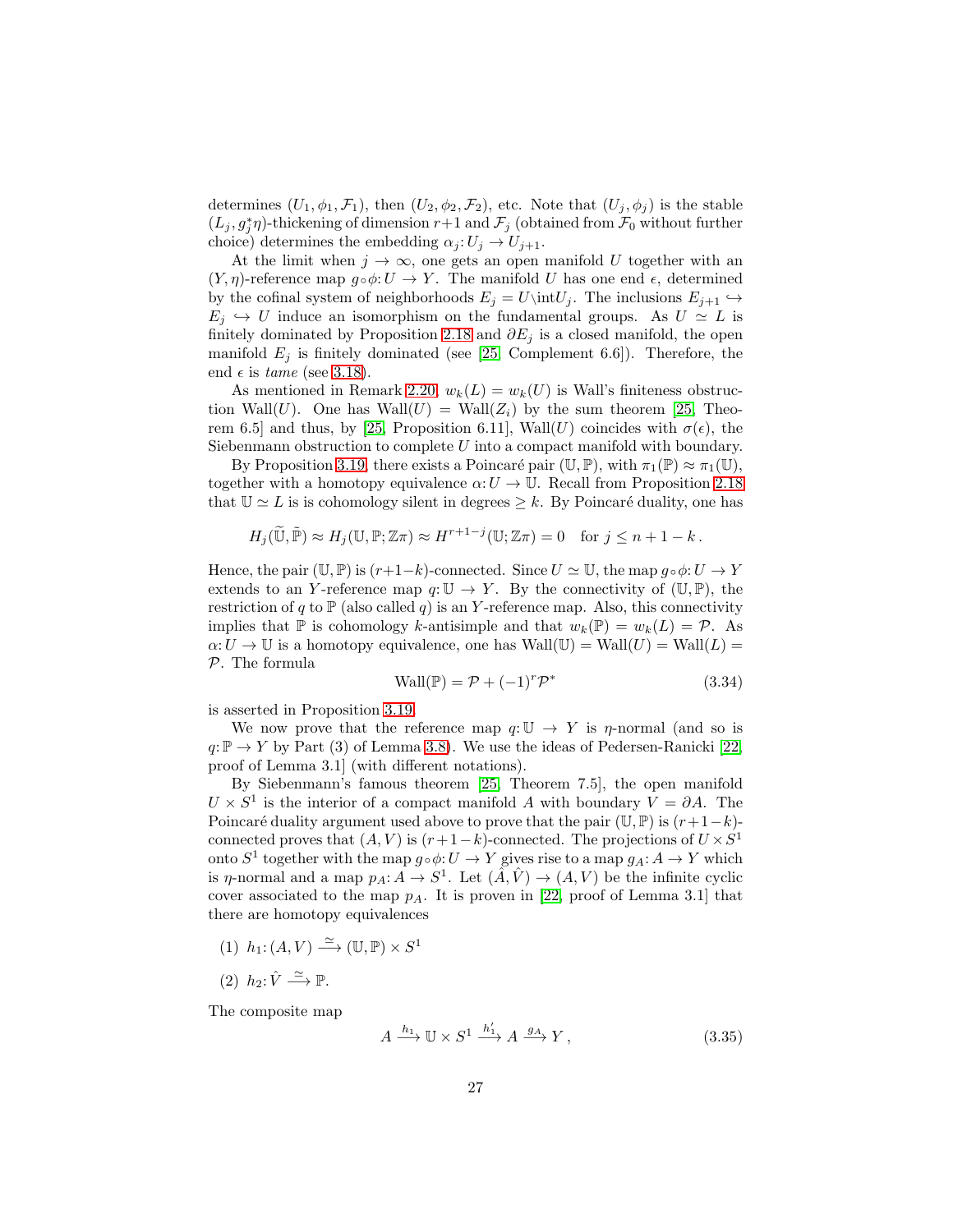determines $(U_1, \phi_1, \mathcal{F}_1)$, then $(U_2, \phi_2, \mathcal{F}_2)$, etc. Note that $(U_j, \phi_j)$ is the stable $(L_j, g_j^*\eta)$-thickening of dimension $r+1$ and $\mathcal{F}_j$ (obtained from $\mathcal{F}_0$ without further choice) determines the embedding $\alpha_j: U_j \to U_{j+1}$.

At the limit when $j \to \infty$, one gets an open manifold $U$ together with an $(Y, \eta)$-reference map $g \circ \phi: U \to Y$. The manifold $U$ has one end $\epsilon$, determined by the cofinal system of neighborhoods $E_j = U \backslash \mathrm{int} U_j$. The inclusions $E_{j+1} \hookrightarrow E_j \hookrightarrow U$ induce an isomorphism on the fundamental groups. As $U \simeq L$ is finitely dominated by Proposition 2.18 and $\partial E_j$ is a closed manifold, the open manifold $E_j$ is finitely dominated (see [25, Complement 6.6]). Therefore, the end $\epsilon$ is *tame* (see 3.18).

As mentioned in Remark 2.20, $w_k(L) = w_k(U)$ is Wall's finiteness obstruction Wall$(U)$. One has Wall$(U) =$ Wall$(Z_i)$ by the sum theorem [25, Theorem 6.5] and thus, by [25, Proposition 6.11], Wall$(U)$ coincides with $\sigma(\epsilon)$, the Siebenmann obstruction to complete $U$ into a compact manifold with boundary.

By Proposition 3.19, there exists a Poincaré pair $(\mathbb{U}, \mathbb{P})$, with $\pi_1(\mathbb{P}) \approx \pi_1(\mathbb{U})$, together with a homotopy equivalence $\alpha: U \to \mathbb{U}$. Recall from Proposition 2.18 that $\mathbb{U} \simeq L$ is is cohomology silent in degrees $\geq k$. By Poincaré duality, one has

$$H_j(\widetilde{\mathbb{U}}, \tilde{\mathbb{P}}) \approx H_j(\mathbb{U}, \mathbb{P}; \mathbb{Z}\pi) \approx H^{r+1-j}(\mathbb{U}; \mathbb{Z}\pi) = 0 \quad \text{for } j \leq n+1-k\,.$$

Hence, the pair $(\mathbb{U}, \mathbb{P})$ is $(r+1-k)$-connected. Since $U \simeq \mathbb{U}$, the map $g \circ \phi: U \to Y$ extends to an $Y$-reference map $q: \mathbb{U} \to Y$. By the connectivity of $(\mathbb{U}, \mathbb{P})$, the restriction of $q$ to $\mathbb{P}$ (also called $q$) is an $Y$-reference map. Also, this connectivity implies that $\mathbb{P}$ is cohomology $k$-antisimple and that $w_k(\mathbb{P}) = w_k(L) = \mathcal{P}$. As $\alpha: U \to \mathbb{U}$ is a homotopy equivalence, one has Wall$(\mathbb{U}) =$ Wall$(U) =$ Wall$(L) = \mathcal{P}$. The formula

$$\mathrm{Wall}(\mathbb{P}) = \mathcal{P} + (-1)^r \mathcal{P}^* \tag{3.34}$$

is asserted in Proposition 3.19.

We now prove that the reference map $q: \mathbb{U} \to Y$ is $\eta$-normal (and so is $q: \mathbb{P} \to Y$ by Part (3) of Lemma 3.8). We use the ideas of Pedersen-Ranicki [22, proof of Lemma 3.1] (with different notations).

By Siebenmann's famous theorem [25, Theorem 7.5], the open manifold $U \times S^1$ is the interior of a compact manifold $A$ with boundary $V = \partial A$. The Poincaré duality argument used above to prove that the pair $(\mathbb{U}, \mathbb{P})$ is $(r+1-k)$-connected proves that $(A, V)$ is $(r+1-k)$-connected. The projections of $U \times S^1$ onto $S^1$ together with the map $g \circ \phi: U \to Y$ gives rise to a map $g_A: A \to Y$ which is $\eta$-normal and a map $p_A: A \to S^1$. Let $(\hat{A}, \hat{V}) \to (A, V)$ be the infinite cyclic cover associated to the map $p_A$. It is proven in [22, proof of Lemma 3.1] that there are homotopy equivalences

(1) $h_1: (A, V) \xrightarrow{\simeq} (\mathbb{U}, \mathbb{P}) \times S^1$

(2) $h_2: \hat{V} \xrightarrow{\simeq} \mathbb{P}$.

The composite map

$$A \xrightarrow{h_1} \mathbb{U} \times S^1 \xrightarrow{h_1'} A \xrightarrow{g_A} Y\,, \tag{3.35}$$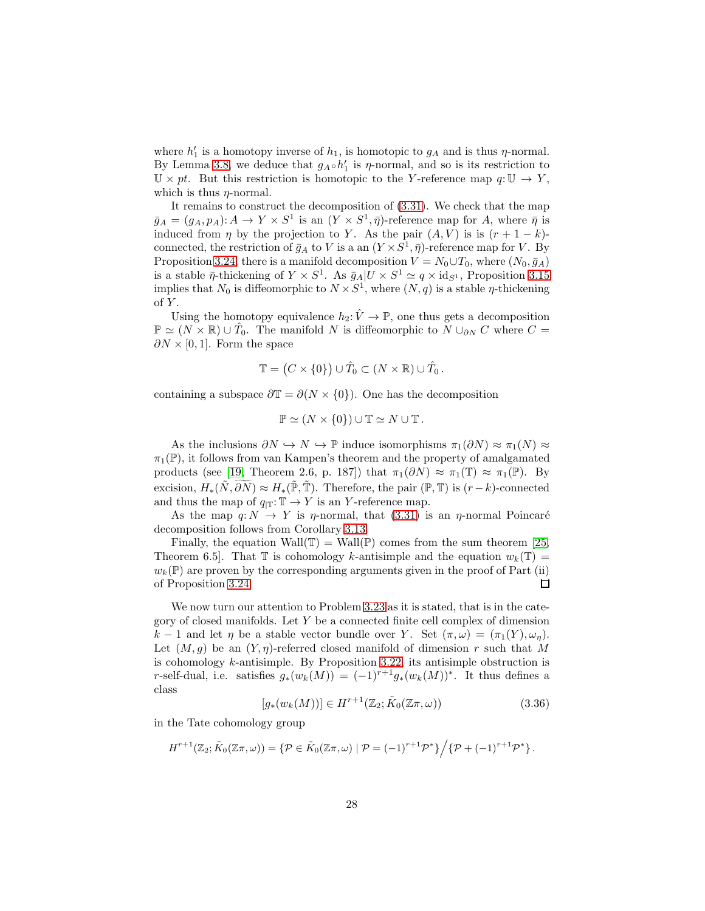where $h_1'$ is a homotopy inverse of $h_1$, is homotopic to $g_A$ and is thus $\eta$-normal. By Lemma 3.8, we deduce that $g_A \circ h_1'$ is $\eta$-normal, and so is its restriction to $\mathbb{U} \times pt$. But this restriction is homotopic to the $Y$-reference map $q\colon \mathbb{U} \to Y$, which is thus $\eta$-normal.

It remains to construct the decomposition of (3.31). We check that the map $\bar{g}_A = (g_A, p_A)\colon A \to Y \times S^1$ is an $(Y \times S^1, \bar{\eta})$-reference map for $A$, where $\bar{\eta}$ is induced from $\eta$ by the projection to $Y$. As the pair $(A, V)$ is is $(r+1-k)$-connected, the restriction of $\bar{g}_A$ to $V$ is a an $(Y \times S^1, \bar{\eta})$-reference map for $V$. By Proposition 3.24, there is a manifold decomposition $V = N_0 \cup T_0$, where $(N_0, \bar{g}_A)$ is a stable $\bar{\eta}$-thickening of $Y \times S^1$. As $\bar{g}_A | U \times S^1 \simeq q \times \mathrm{id}_{S^1}$, Proposition 3.15 implies that $N_0$ is diffeomorphic to $N \times S^1$, where $(N, q)$ is a stable $\eta$-thickening of $Y$.

Using the homotopy equivalence $h_2\colon \hat{V} \to \mathbb{P}$, one thus gets a decomposition $\mathbb{P} \simeq (N \times \mathbb{R}) \cup \hat{T}_0$. The manifold $N$ is diffeomorphic to $N \cup_{\partial N} C$ where $C = \partial N \times [0,1]$. Form the space

$$\mathbb{T} = \big(C \times \{0\}\big) \cup \hat{T}_0 \subset (N \times \mathbb{R}) \cup \hat{T}_0 \,.$$

containing a subspace $\partial \mathbb{T} = \partial(N \times \{0\})$. One has the decomposition

$$\mathbb{P} \simeq (N \times \{0\}) \cup \mathbb{T} \simeq N \cup \mathbb{T} \,.$$

As the inclusions $\partial N \hookrightarrow N \hookrightarrow \mathbb{P}$ induce isomorphisms $\pi_1(\partial N) \approx \pi_1(N) \approx \pi_1(\mathbb{P})$, it follows from van Kampen's theorem and the property of amalgamated products (see [19, Theorem 2.6, p. 187]) that $\pi_1(\partial N) \approx \pi_1(\mathbb{T}) \approx \pi_1(\mathbb{P})$. By excision, $H_*(\tilde{N}, \widetilde{\partial N}) \approx H_*(\tilde{\mathbb{P}}, \tilde{\mathbb{T}})$. Therefore, the pair $(\mathbb{P}, \mathbb{T})$ is $(r-k)$-connected and thus the map of $q_{|\mathbb{T}}\colon \mathbb{T} \to Y$ is an $Y$-reference map.

As the map $q\colon N \to Y$ is $\eta$-normal, that (3.31) is an $\eta$-normal Poincaré decomposition follows from Corollary 3.13.

Finally, the equation $\mathrm{Wall}(\mathbb{T}) = \mathrm{Wall}(\mathbb{P})$ comes from the sum theorem [25, Theorem 6.5]. That $\mathbb{T}$ is cohomology $k$-antisimple and the equation $w_k(\mathbb{T}) = w_k(\mathbb{P})$ are proven by the corresponding arguments given in the proof of Part (ii) of Proposition 3.24. □

We now turn our attention to Problem 3.23 as it is stated, that is in the category of closed manifolds. Let $Y$ be a connected finite cell complex of dimension $k-1$ and let $\eta$ be a stable vector bundle over $Y$. Set $(\pi, \omega) = (\pi_1(Y), \omega_\eta)$. Let $(M, g)$ be an $(Y, \eta)$-referred closed manifold of dimension $r$ such that $M$ is cohomology $k$-antisimple. By Proposition 3.22, its antisimple obstruction is $r$-self-dual, i.e. satisfies $g_*(w_k(M)) = (-1)^{r+1} g_*(w_k(M))^*$. It thus defines a class

$$[g_*(w_k(M))] \in H^{r+1}(\mathbb{Z}_2; \tilde{K}_0(\mathbb{Z}\pi, \omega)) \tag{3.36}$$

in the Tate cohomology group

$$H^{r+1}(\mathbb{Z}_2; \tilde{K}_0(\mathbb{Z}\pi, \omega)) = \{\mathcal{P} \in \tilde{K}_0(\mathbb{Z}\pi, \omega) \mid \mathcal{P} = (-1)^{r+1}\mathcal{P}^*\} \Big/ \{\mathcal{P} + (-1)^{r+1}\mathcal{P}^*\} \,.$$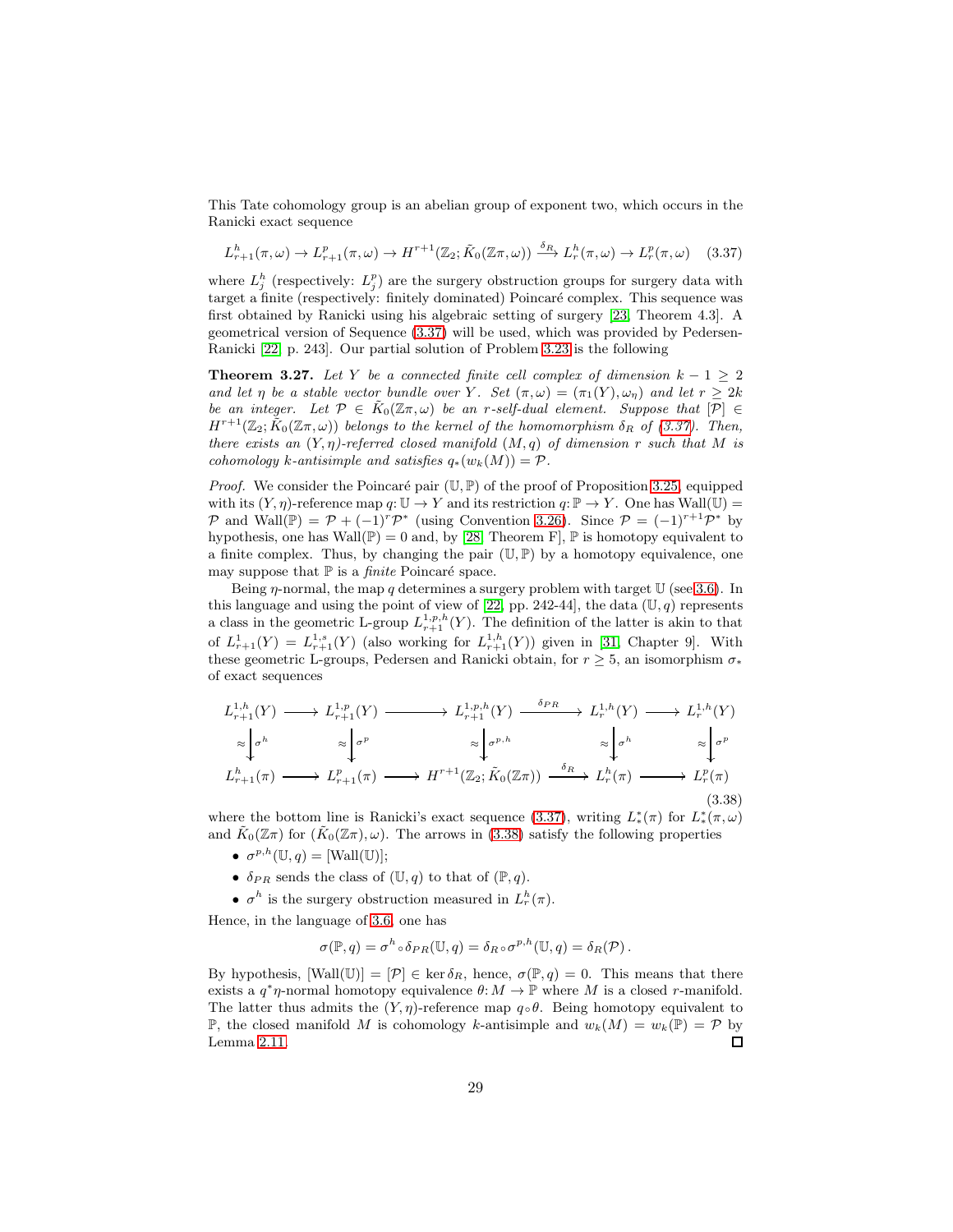This Tate cohomology group is an abelian group of exponent two, which occurs in the Ranicki exact sequence

$$L^h_{r+1}(\pi,\omega) \to L^p_{r+1}(\pi,\omega) \to H^{r+1}(\mathbb{Z}_2;\tilde K_0(\mathbb{Z}\pi,\omega)) \xrightarrow{\delta_R} L^h_r(\pi,\omega) \to L^p_r(\pi,\omega) \quad (3.37)$$

where $L^h_j$ (respectively: $L^p_j$) are the surgery obstruction groups for surgery data with target a finite (respectively: finitely dominated) Poincaré complex. This sequence was first obtained by Ranicki using his algebraic setting of surgery [23, Theorem 4.3]. A geometrical version of Sequence (3.37) will be used, which was provided by Pedersen-Ranicki [22, p. 243]. Our partial solution of Problem 3.23 is the following

**Theorem 3.27.** *Let $Y$ be a connected finite cell complex of dimension $k-1\geq 2$ and let $\eta$ be a stable vector bundle over $Y$. Set $(\pi,\omega)=(\pi_1(Y),\omega_\eta)$ and let $r\geq 2k$ be an integer. Let $\mathcal{P}\in\tilde K_0(\mathbb{Z}\pi,\omega)$ be an $r$-self-dual element. Suppose that $[\mathcal{P}]\in H^{r+1}(\mathbb{Z}_2;\tilde K_0(\mathbb{Z}\pi,\omega))$ belongs to the kernel of the homomorphism $\delta_R$ of (3.37). Then, there exists an $(Y,\eta)$-referred closed manifold $(M,q)$ of dimension $r$ such that $M$ is cohomology $k$-antisimple and satisfies $q_*(w_k(M))=\mathcal{P}$.*

*Proof.* We consider the Poincaré pair $(\mathbb{U},\mathbb{P})$ of the proof of Proposition 3.25, equipped with its $(Y,\eta)$-reference map $q\colon\mathbb{U}\to Y$ and its restriction $q\colon\mathbb{P}\to Y$. One has $\mathrm{Wall}(\mathbb{U})=\mathcal{P}$ and $\mathrm{Wall}(\mathbb{P})=\mathcal{P}+(-1)^r\mathcal{P}^*$ (using Convention 3.26). Since $\mathcal{P}=(-1)^{r+1}\mathcal{P}^*$ by hypothesis, one has $\mathrm{Wall}(\mathbb{P})=0$ and, by [28, Theorem F], $\mathbb{P}$ is homotopy equivalent to a finite complex. Thus, by changing the pair $(\mathbb{U},\mathbb{P})$ by a homotopy equivalence, one may suppose that $\mathbb{P}$ is a *finite* Poincaré space.

Being $\eta$-normal, the map $q$ determines a surgery problem with target $\mathbb{U}$ (see 3.6). In this language and using the point of view of [22, pp. 242-44], the data $(\mathbb{U},q)$ represents a class in the geometric L-group $L^{1,p,h}_{r+1}(Y)$. The definition of the latter is akin to that of $L^1_{r+1}(Y)=L^{1,s}_{r+1}(Y)$ (also working for $L^{1,h}_{r+1}(Y)$) given in [31, Chapter 9]. With these geometric L-groups, Pedersen and Ranicki obtain, for $r\geq 5$, an isomorphism $\sigma_*$ of exact sequences

$$\begin{array}{ccccccccc}
L^{1,h}_{r+1}(Y) & \longrightarrow & L^{1,p}_{r+1}(Y) & \longrightarrow & L^{1,p,h}_{r+1}(Y) & \xrightarrow{\delta_{PR}} & L^{1,h}_r(Y) & \longrightarrow & L^{1,h}_r(Y) \\
\approx\downarrow\sigma^h & & \approx\downarrow\sigma^p & & \approx\downarrow\sigma^{p,h} & & \approx\downarrow\sigma^h & & \approx\downarrow\sigma^p \\
L^h_{r+1}(\pi) & \longrightarrow & L^p_{r+1}(\pi) & \longrightarrow & H^{r+1}(\mathbb{Z}_2;\tilde K_0(\mathbb{Z}\pi)) & \xrightarrow{\delta_R} & L^h_r(\pi) & \longrightarrow & L^p_r(\pi)
\end{array} \quad (3.38)$$

where the bottom line is Ranicki's exact sequence (3.37), writing $L^*_*(\pi)$ for $L^*_*(\pi,\omega)$ and $\tilde K_0(\mathbb{Z}\pi)$ for $(\tilde K_0(\mathbb{Z}\pi),\omega)$. The arrows in (3.38) satisfy the following properties

- $\sigma^{p,h}(\mathbb{U},q)=[\mathrm{Wall}(\mathbb{U})]$;
- $\delta_{PR}$ sends the class of $(\mathbb{U},q)$ to that of $(\mathbb{P},q)$.
- $\sigma^h$ is the surgery obstruction measured in $L^h_r(\pi)$.

Hence, in the language of 3.6, one has

$$\sigma(\mathbb{P},q)=\sigma^h\circ\delta_{PR}(\mathbb{U},q)=\delta_R\circ\sigma^{p,h}(\mathbb{U},q)=\delta_R(\mathcal{P})\,.$$

By hypothesis, $[\mathrm{Wall}(\mathbb{U})]=[\mathcal{P}]\in\ker\delta_R$, hence, $\sigma(\mathbb{P},q)=0$. This means that there exists a $q^*\eta$-normal homotopy equivalence $\theta\colon M\to\mathbb{P}$ where $M$ is a closed $r$-manifold. The latter thus admits the $(Y,\eta)$-reference map $q\circ\theta$. Being homotopy equivalent to $\mathbb{P}$, the closed manifold $M$ is cohomology $k$-antisimple and $w_k(M)=w_k(\mathbb{P})=\mathcal{P}$ by Lemma 2.11. □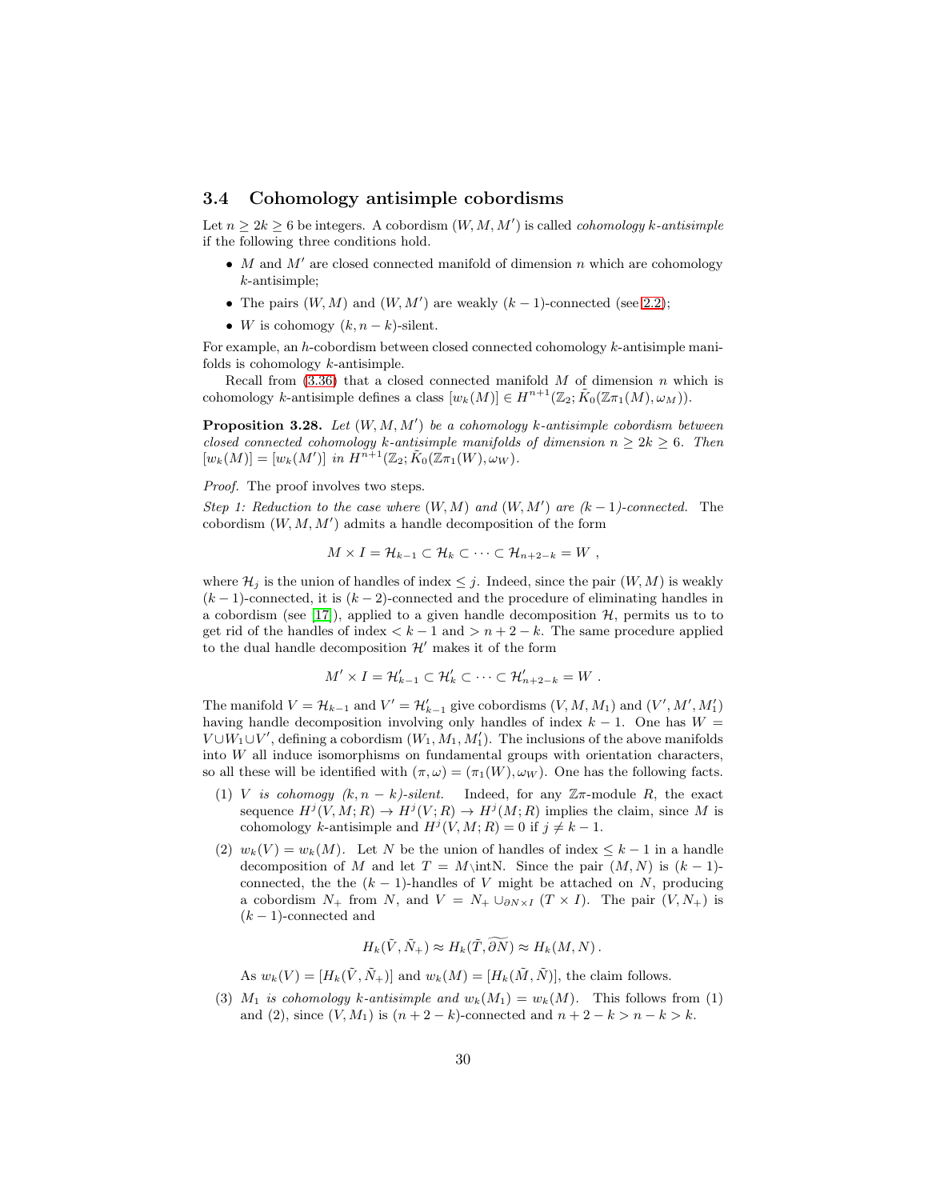### 3.4 Cohomology antisimple cobordisms

Let $n \geq 2k \geq 6$ be integers. A cobordism $(W, M, M')$ is called *cohomology k-antisimple* if the following three conditions hold.

- $M$ and $M'$ are closed connected manifold of dimension $n$ which are cohomology $k$-antisimple;
- The pairs $(W, M)$ and $(W, M')$ are weakly $(k-1)$-connected (see 2.2);
- $W$ is cohomogy $(k, n-k)$-silent.

For example, an $h$-cobordism between closed connected cohomology $k$-antisimple manifolds is cohomology $k$-antisimple.

Recall from (3.36) that a closed connected manifold $M$ of dimension $n$ which is cohomology $k$-antisimple defines a class $[w_k(M)] \in H^{n+1}(\mathbb{Z}_2; \tilde{K}_0(\mathbb{Z}\pi_1(M), \omega_M))$.

**Proposition 3.28.** *Let $(W, M, M')$ be a cohomology $k$-antisimple cobordism between closed connected cohomology $k$-antisimple manifolds of dimension $n \geq 2k \geq 6$. Then $[w_k(M)] = [w_k(M')]$ in $H^{n+1}(\mathbb{Z}_2; \tilde{K}_0(\mathbb{Z}\pi_1(W), \omega_W)$.*

*Proof.* The proof involves two steps.

*Step 1: Reduction to the case where $(W, M)$ and $(W, M')$ are $(k-1)$-connected.* The cobordism $(W, M, M')$ admits a handle decomposition of the form

$$M \times I = \mathcal{H}_{k-1} \subset \mathcal{H}_k \subset \cdots \subset \mathcal{H}_{n+2-k} = W ,$$

where $\mathcal{H}_j$ is the union of handles of index $\leq j$. Indeed, since the pair $(W, M)$ is weakly $(k-1)$-connected, it is $(k-2)$-connected and the procedure of eliminating handles in a cobordism (see [17]), applied to a given handle decomposition $\mathcal{H}$, permits us to to get rid of the handles of index $< k-1$ and $> n+2-k$. The same procedure applied to the dual handle decomposition $\mathcal{H}'$ makes it of the form

$$M' \times I = \mathcal{H}'_{k-1} \subset \mathcal{H}'_k \subset \cdots \subset \mathcal{H}'_{n+2-k} = W .$$

The manifold $V = \mathcal{H}_{k-1}$ and $V' = \mathcal{H}'_{k-1}$ give cobordisms $(V, M, M_1)$ and $(V', M', M'_1)$ having handle decomposition involving only handles of index $k-1$. One has $W = V \cup W_1 \cup V'$, defining a cobordism $(W_1, M_1, M'_1)$. The inclusions of the above manifolds into $W$ all induce isomorphisms on fundamental groups with orientation characters, so all these will be identified with $(\pi, \omega) = (\pi_1(W), \omega_W)$. One has the following facts.

1. *$V$ is cohomogy $(k, n-k)$-silent.* Indeed, for any $\mathbb{Z}\pi$-module $R$, the exact sequence $H^j(V, M; R) \to H^j(V; R) \to H^j(M; R)$ implies the claim, since $M$ is cohomology $k$-antisimple and $H^j(V, M; R) = 0$ if $j \neq k-1$.
2. $w_k(V) = w_k(M)$. Let $N$ be the union of handles of index $\leq k-1$ in a handle decomposition of $M$ and let $T = M \backslash \mathrm{intN}$. Since the pair $(M, N)$ is $(k-1)$-connected, the the $(k-1)$-handles of $V$ might be attached on $N$, producing a cobordism $N_+$ from $N$, and $V = N_+ \cup_{\partial N \times I} (T \times I)$. The pair $(V, N_+)$ is $(k-1)$-connected and

   $$H_k(\tilde{V}, \tilde{N}_+) \approx H_k(\tilde{T}, \widetilde{\partial N}) \approx H_k(M, N) .$$

   As $w_k(V) = [H_k(\tilde{V}, \tilde{N}_+)]$ and $w_k(M) = [H_k(\tilde{M}, \tilde{N})]$, the claim follows.
3. *$M_1$ is cohomology $k$-antisimple and $w_k(M_1) = w_k(M)$.* This follows from (1) and (2), since $(V, M_1)$ is $(n+2-k)$-connected and $n+2-k > n-k > k$.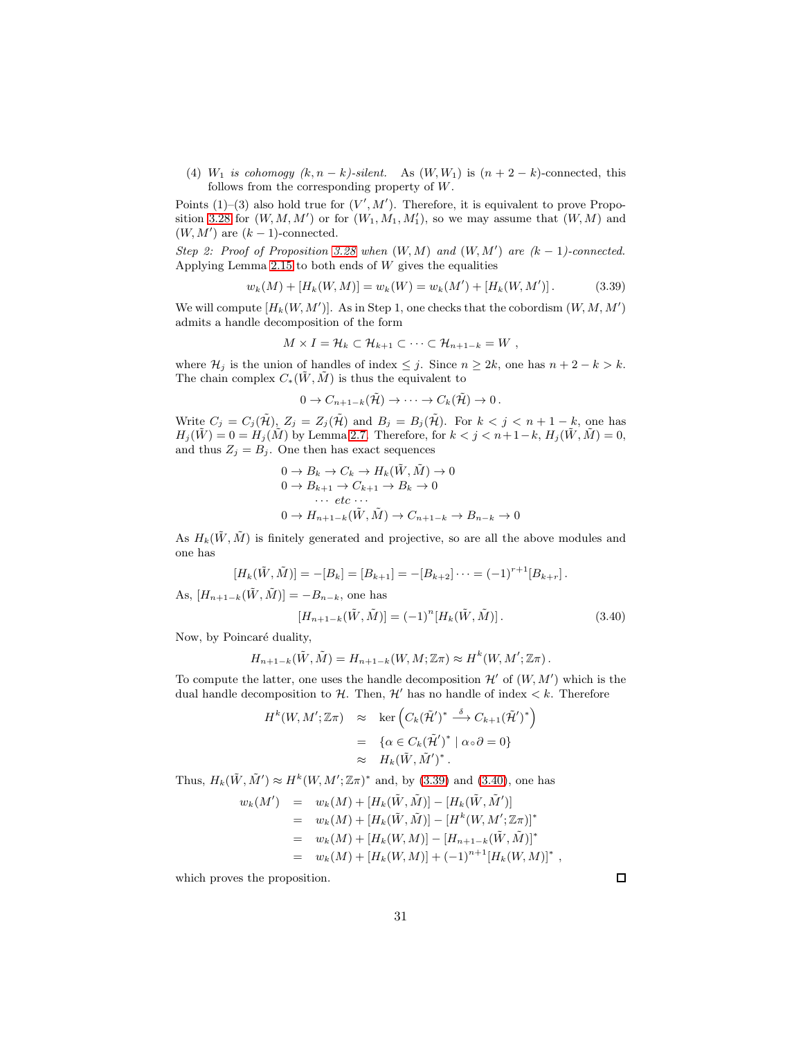(4) $W_1$ *is cohomogy* $(k, n-k)$*-silent.* As $(W, W_1)$ is $(n+2-k)$-connected, this follows from the corresponding property of $W$.

Points (1)–(3) also hold true for $(V', M')$. Therefore, it is equivalent to prove Proposition 3.28 for $(W, M, M')$ or for $(W_1, M_1, M_1')$, so we may assume that $(W, M)$ and $(W, M')$ are $(k-1)$-connected.

*Step 2: Proof of Proposition 3.28 when* $(W, M)$ *and* $(W, M')$ *are* $(k-1)$*-connected.* Applying Lemma 2.15 to both ends of $W$ gives the equalities

$$w_k(M) + [H_k(W, M)] = w_k(W) = w_k(M') + [H_k(W, M')]\,. \tag{3.39}$$

We will compute $[H_k(W, M')]$. As in Step 1, one checks that the cobordism $(W, M, M')$ admits a handle decomposition of the form

$$M \times I = \mathcal{H}_k \subset \mathcal{H}_{k+1} \subset \cdots \subset \mathcal{H}_{n+1-k} = W\ ,$$

where $\mathcal{H}_j$ is the union of handles of index $\leq j$. Since $n \geq 2k$, one has $n+2-k > k$. The chain complex $C_*(\tilde{W}, \tilde{M})$ is thus the equivalent to

$$0 \to C_{n+1-k}(\tilde{\mathcal{H}}) \to \cdots \to C_k(\tilde{\mathcal{H}}) \to 0\,.$$

Write $C_j = C_j(\tilde{\mathcal{H}})$, $Z_j = Z_j(\tilde{\mathcal{H}})$ and $B_j = B_j(\tilde{\mathcal{H}})$. For $k < j < n+1-k$, one has $H_j(\tilde{W}) = 0 = H_j(\tilde{M})$ by Lemma 2.7. Therefore, for $k < j < n+1-k$, $H_j(\tilde{W}, \tilde{M}) = 0$, and thus $Z_j = B_j$. One then has exact sequences

$$\begin{array}{l}
0 \to B_k \to C_k \to H_k(\tilde{W}, \tilde{M}) \to 0 \\
0 \to B_{k+1} \to C_{k+1} \to B_k \to 0 \\
\qquad \cdots\ etc\ \cdots \\
0 \to H_{n+1-k}(\tilde{W}, \tilde{M}) \to C_{n+1-k} \to B_{n-k} \to 0
\end{array}$$

As $H_k(\tilde{W}, \tilde{M})$ is finitely generated and projective, so are all the above modules and one has

$$[H_k(\tilde{W}, \tilde{M})] = -[B_k] = [B_{k+1}] = -[B_{k+2}] \cdots = (-1)^{r+1}[B_{k+r}]\,.$$

As, $[H_{n+1-k}(\tilde{W}, \tilde{M})] = -B_{n-k}$, one has

$$[H_{n+1-k}(\tilde{W}, \tilde{M})] = (-1)^n [H_k(\tilde{W}, \tilde{M})]\,. \tag{3.40}$$

Now, by Poincaré duality,

$$H_{n+1-k}(\tilde{W}, \tilde{M}) = H_{n+1-k}(W, M; \mathbb{Z}\pi) \approx H^k(W, M'; \mathbb{Z}\pi)\,.$$

To compute the latter, one uses the handle decomposition $\mathcal{H}'$ of $(W, M')$ which is the dual handle decomposition to $\mathcal{H}$. Then, $\mathcal{H}'$ has no handle of index $< k$. Therefore

$$\begin{array}{rcl}
H^k(W, M'; \mathbb{Z}\pi) & \approx & \ker\left(C_k(\tilde{\mathcal{H}}')^* \xrightarrow{\delta} C_{k+1}(\tilde{\mathcal{H}}')^*\right) \\
& = & \{\alpha \in C_k(\tilde{\mathcal{H}}')^* \mid \alpha \circ \partial = 0\} \\
& \approx & H_k(\tilde{W}, \tilde{M}')^*\,.
\end{array}$$

Thus, $H_k(\tilde{W}, \tilde{M}') \approx H^k(W, M'; \mathbb{Z}\pi)^*$ and, by (3.39) and (3.40), one has

$$\begin{array}{rcl}
w_k(M') & = & w_k(M) + [H_k(\tilde{W}, \tilde{M})] - [H_k(\tilde{W}, \tilde{M}')] \\
& = & w_k(M) + [H_k(\tilde{W}, \tilde{M})] - [H^k(W, M'; \mathbb{Z}\pi)]^* \\
& = & w_k(M) + [H_k(W, M)] - [H_{n+1-k}(\tilde{W}, \tilde{M})]^* \\
& = & w_k(M) + [H_k(W, M)] + (-1)^{n+1}[H_k(W, M)]^*\ ,
\end{array}$$

which proves the proposition. □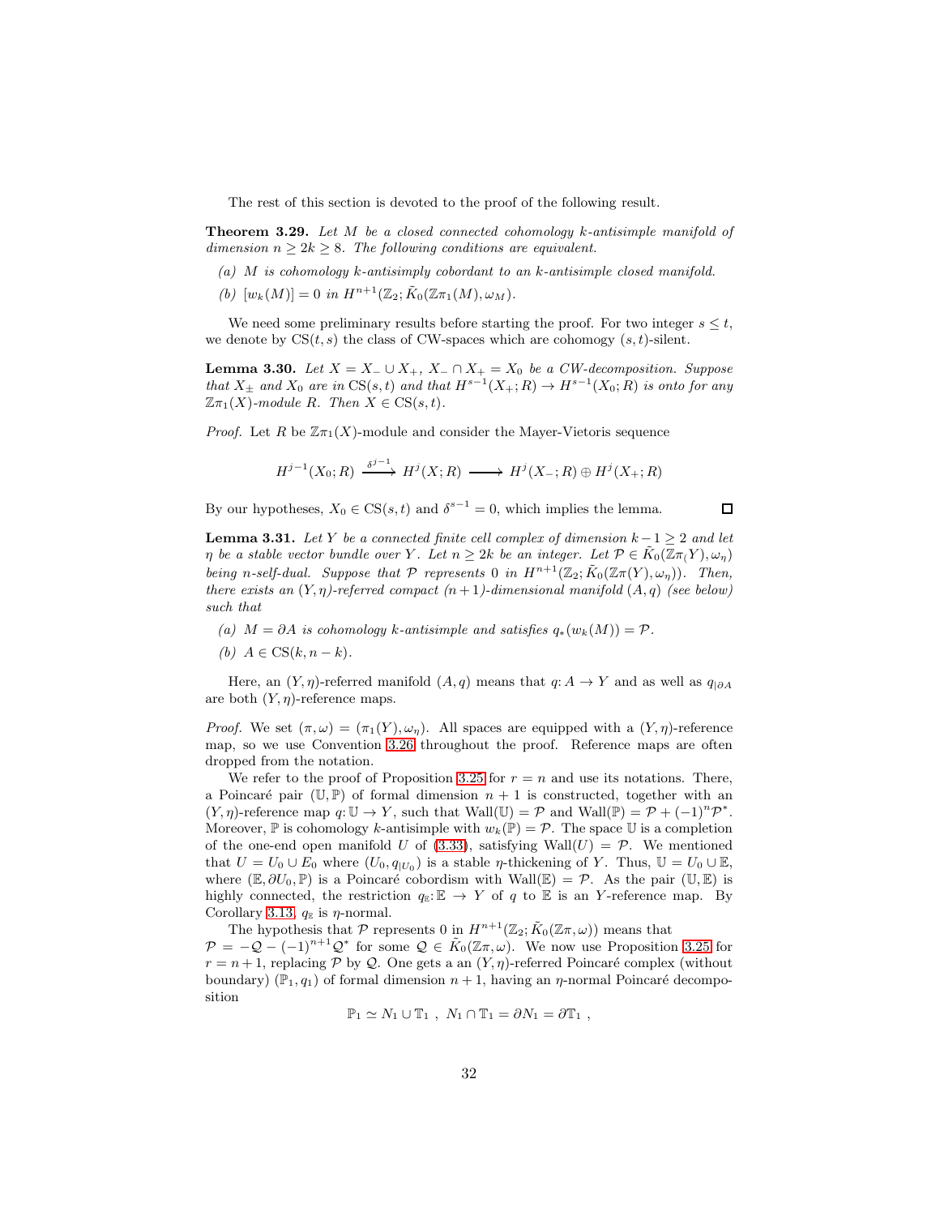The rest of this section is devoted to the proof of the following result.

**Theorem 3.29.** *Let $M$ be a closed connected cohomology $k$-antisimple manifold of dimension $n \geq 2k \geq 8$. The following conditions are equivalent.*

*(a) $M$ is cohomology $k$-antisimply cobordant to an $k$-antisimple closed manifold.*

*(b) $[w_k(M)] = 0$ in $H^{n+1}(\mathbb{Z}_2; \tilde{K}_0(\mathbb{Z}\pi_1(M), \omega_M)$.*

We need some preliminary results before starting the proof. For two integer $s \leq t$, we denote by $\mathrm{CS}(t,s)$ the class of CW-spaces which are cohomogy $(s,t)$-silent.

**Lemma 3.30.** *Let $X = X_- \cup X_+$, $X_- \cap X_+ = X_0$ be a CW-decomposition. Suppose that $X_\pm$ and $X_0$ are in $\mathrm{CS}(s,t)$ and that $H^{s-1}(X_+; R) \to H^{s-1}(X_0; R)$ is onto for any $\mathbb{Z}\pi_1(X)$-module $R$. Then $X \in \mathrm{CS}(s,t)$.*

*Proof.* Let $R$ be $\mathbb{Z}\pi_1(X)$-module and consider the Mayer-Vietoris sequence

$$H^{j-1}(X_0; R) \xrightarrow{\delta^{j-1}} H^j(X; R) \longrightarrow H^j(X_-; R) \oplus H^j(X_+; R)$$

By our hypotheses, $X_0 \in \mathrm{CS}(s,t)$ and $\delta^{s-1} = 0$, which implies the lemma. $\square$

**Lemma 3.31.** *Let $Y$ be a connected finite cell complex of dimension $k-1 \geq 2$ and let $\eta$ be a stable vector bundle over $Y$. Let $n \geq 2k$ be an integer. Let $\mathcal{P} \in \tilde{K}_0(\mathbb{Z}\pi_(Y), \omega_\eta)$ being $n$-self-dual. Suppose that $\mathcal{P}$ represents $0$ in $H^{n+1}(\mathbb{Z}_2; \tilde{K}_0(\mathbb{Z}\pi(Y), \omega_\eta))$. Then, there exists an $(Y,\eta)$-referred compact $(n+1)$-dimensional manifold $(A,q)$ (see below) such that*

*(a) $M = \partial A$ is cohomology $k$-antisimple and satisfies $q_*(w_k(M)) = \mathcal{P}$.*

*(b) $A \in \mathrm{CS}(k, n-k)$.*

Here, an $(Y,\eta)$-referred manifold $(A,q)$ means that $q: A \to Y$ and as well as $q_{|\partial A}$ are both $(Y,\eta)$-reference maps.

*Proof.* We set $(\pi,\omega) = (\pi_1(Y), \omega_\eta)$. All spaces are equipped with a $(Y,\eta)$-reference map, so we use Convention 3.26 throughout the proof. Reference maps are often dropped from the notation.

We refer to the proof of Proposition 3.25 for $r = n$ and use its notations. There, a Poincaré pair $(\mathbb{U}, \mathbb{P})$ of formal dimension $n+1$ is constructed, together with an $(Y,\eta)$-reference map $q: \mathbb{U} \to Y$, such that $\mathrm{Wall}(\mathbb{U}) = \mathcal{P}$ and $\mathrm{Wall}(\mathbb{P}) = \mathcal{P} + (-1)^n \mathcal{P}^*$. Moreover, $\mathbb{P}$ is cohomology $k$-antisimple with $w_k(\mathbb{P}) = \mathcal{P}$. The space $\mathbb{U}$ is a completion of the one-end open manifold $U$ of (3.33), satisfying $\mathrm{Wall}(U) = \mathcal{P}$. We mentioned that $U = U_0 \cup E_0$ where $(U_0, q_{|U_0})$ is a stable $\eta$-thickening of $Y$. Thus, $\mathbb{U} = U_0 \cup \mathbb{E}$, where $(\mathbb{E}, \partial U_0, \mathbb{P})$ is a Poincaré cobordism with $\mathrm{Wall}(\mathbb{E}) = \mathcal{P}$. As the pair $(\mathbb{U}, \mathbb{E})$ is highly connected, the restriction $q_{\mathbb{E}}: \mathbb{E} \to Y$ of $q$ to $\mathbb{E}$ is an $Y$-reference map. By Corollary 3.13, $q_{\mathbb{E}}$ is $\eta$-normal.

The hypothesis that $\mathcal{P}$ represents $0$ in $H^{n+1}(\mathbb{Z}_2; \tilde{K}_0(\mathbb{Z}\pi, \omega))$ means that $\mathcal{P} = -\mathcal{Q} - (-1)^{n+1}\mathcal{Q}^*$ for some $\mathcal{Q} \in \tilde{K}_0(\mathbb{Z}\pi, \omega)$. We now use Proposition 3.25 for $r = n+1$, replacing $\mathcal{P}$ by $\mathcal{Q}$. One gets a an $(Y,\eta)$-referred Poincaré complex (without boundary) $(\mathbb{P}_1, q_1)$ of formal dimension $n+1$, having an $\eta$-normal Poincaré decomposition

$$\mathbb{P}_1 \simeq N_1 \cup \mathbb{T}_1 \ , \ N_1 \cap \mathbb{T}_1 = \partial N_1 = \partial \mathbb{T}_1 \ ,$$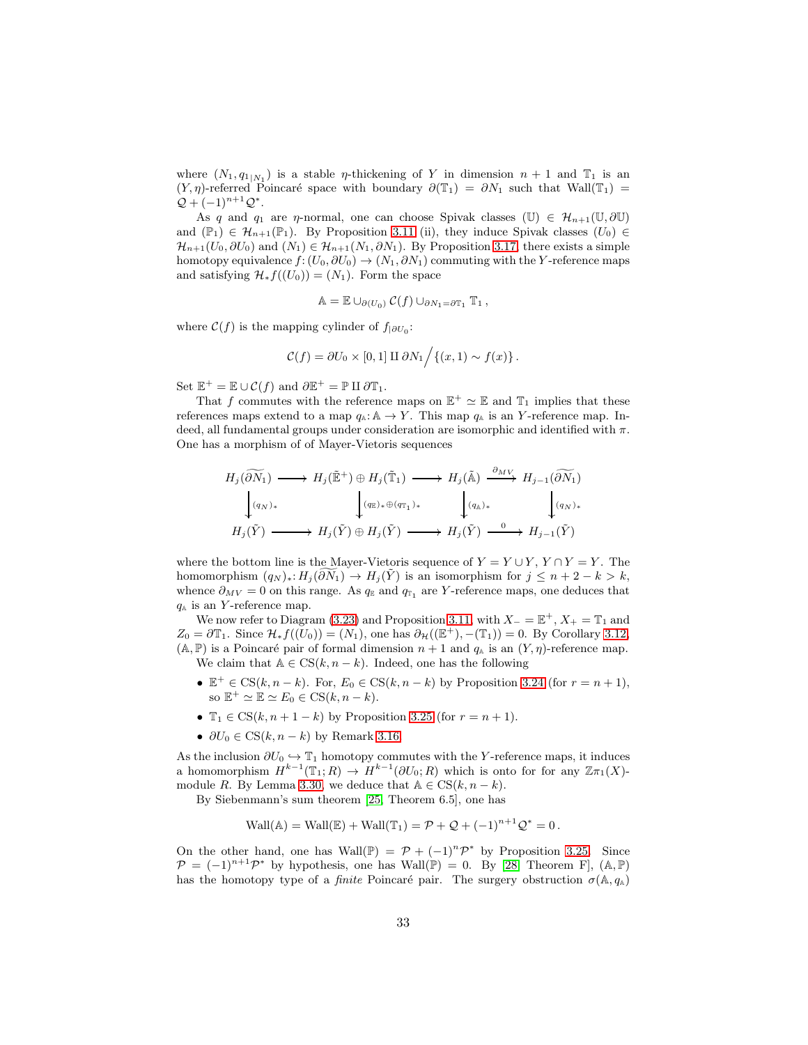where $(N_1, q_{1|N_1})$ is a stable $\eta$-thickening of $Y$ in dimension $n+1$ and $\mathbb{T}_1$ is an $(Y,\eta)$-referred Poincaré space with boundary $\partial(\mathbb{T}_1) = \partial N_1$ such that $\mathrm{Wall}(\mathbb{T}_1) = \mathcal{Q} + (-1)^{n+1}\mathcal{Q}^*$.

As $q$ and $q_1$ are $\eta$-normal, one can choose Spivak classes $(\mathbb{U}) \in \mathcal{H}_{n+1}(\mathbb{U}, \partial\mathbb{U})$ and $(\mathbb{P}_1) \in \mathcal{H}_{n+1}(\mathbb{P}_1)$. By Proposition 3.11 (ii), they induce Spivak classes $(U_0) \in \mathcal{H}_{n+1}(U_0, \partial U_0)$ and $(N_1) \in \mathcal{H}_{n+1}(N_1, \partial N_1)$. By Proposition 3.17, there exists a simple homotopy equivalence $f\colon (U_0, \partial U_0) \to (N_1, \partial N_1)$ commuting with the $Y$-reference maps and satisfying $\mathcal{H}_* f((U_0)) = (N_1)$. Form the space

$$\mathbb{A} = \mathbb{E} \cup_{\partial(U_0)} \mathcal{C}(f) \cup_{\partial N_1 = \partial \mathbb{T}_1} \mathbb{T}_1 \,,$$

where $\mathcal{C}(f)$ is the mapping cylinder of $f_{|\partial U_0}$:

$$\mathcal{C}(f) = \partial U_0 \times [0,1] \amalg \partial N_1 \Big/ \{(x,1) \sim f(x)\} \,.$$

Set $\mathbb{E}^+ = \mathbb{E} \cup \mathcal{C}(f)$ and $\partial \mathbb{E}^+ = \mathbb{P} \amalg \partial \mathbb{T}_1$.

That $f$ commutes with the reference maps on $\mathbb{E}^+ \simeq \mathbb{E}$ and $\mathbb{T}_1$ implies that these references maps extend to a map $q_{\mathbb{A}}\colon \mathbb{A} \to Y$. This map $q_{\mathbb{A}}$ is an $Y$-reference map. Indeed, all fundamental groups under consideration are isomorphic and identified with $\pi$. One has a morphism of of Mayer-Vietoris sequences

$$\begin{array}{ccccccc}
H_j(\widetilde{\partial N_1}) & \longrightarrow & H_j(\tilde{\mathbb{E}}^+) \oplus H_j(\tilde{\mathbb{T}}_1) & \longrightarrow & H_j(\tilde{\mathbb{A}}) & \xrightarrow{\partial_{MV}} & H_{j-1}(\widetilde{\partial N_1}) \\
\Big\downarrow{\scriptstyle (q_N)_*} & & \Big\downarrow{\scriptstyle (q_{\mathbb{E}})_* \oplus (q_{\mathbb{T}_1})_*} & & \Big\downarrow{\scriptstyle (q_{\mathbb{A}})_*} & & \Big\downarrow{\scriptstyle (q_N)_*} \\
H_j(\tilde{Y}) & \longrightarrow & H_j(\tilde{Y}) \oplus H_j(\tilde{Y}) & \longrightarrow & H_j(\tilde{Y}) & \xrightarrow{0} & H_{j-1}(\tilde{Y})
\end{array}$$

where the bottom line is the Mayer-Vietoris sequence of $Y = Y \cup Y$, $Y \cap Y = Y$. The homomorphism $(q_N)_*\colon H_j(\widetilde{\partial N_1}) \to H_j(\tilde{Y})$ is an isomorphism for $j \leq n+2-k > k$, whence $\partial_{MV} = 0$ on this range. As $q_{\mathbb{E}}$ and $q_{\mathbb{T}_1}$ are $Y$-reference maps, one deduces that $q_{\mathbb{A}}$ is an $Y$-reference map.

We now refer to Diagram (3.23) and Proposition 3.11, with $X_- = \mathbb{E}^+$, $X_+ = \mathbb{T}_1$ and $Z_0 = \partial \mathbb{T}_1$. Since $\mathcal{H}_* f((U_0)) = (N_1)$, one has $\partial_{\mathcal{H}}((\mathbb{E}^+), -(\mathbb{T}_1)) = 0$. By Corollary 3.12, $(\mathbb{A}, \mathbb{P})$ is a Poincaré pair of formal dimension $n+1$ and $q_{\mathbb{A}}$ is an $(Y,\eta)$-reference map.

We claim that $\mathbb{A} \in \mathrm{CS}(k, n-k)$. Indeed, one has the following

- $\mathbb{E}^+ \in \mathrm{CS}(k, n-k)$. For, $E_0 \in \mathrm{CS}(k, n-k)$ by Proposition 3.24 (for $r = n+1$), so $\mathbb{E}^+ \simeq \mathbb{E} \simeq E_0 \in \mathrm{CS}(k, n-k)$.
- $\mathbb{T}_1 \in \mathrm{CS}(k, n+1-k)$ by Proposition 3.25 (for $r = n+1$).
- $\partial U_0 \in \mathrm{CS}(k, n-k)$ by Remark 3.16.

As the inclusion $\partial U_0 \hookrightarrow \mathbb{T}_1$ homotopy commutes with the $Y$-reference maps, it induces a homomorphism $H^{k-1}(\mathbb{T}_1; R) \to H^{k-1}(\partial U_0; R)$ which is onto for for any $\mathbb{Z}\pi_1(X)$-module $R$. By Lemma 3.30, we deduce that $\mathbb{A} \in \mathrm{CS}(k, n-k)$.

By Siebenmann's sum theorem [25, Theorem 6.5], one has

$$\mathrm{Wall}(\mathbb{A}) = \mathrm{Wall}(\mathbb{E}) + \mathrm{Wall}(\mathbb{T}_1) = \mathcal{P} + \mathcal{Q} + (-1)^{n+1}\mathcal{Q}^* = 0 \,.$$

On the other hand, one has $\mathrm{Wall}(\mathbb{P}) = \mathcal{P} + (-1)^n \mathcal{P}^*$ by Proposition 3.25. Since $\mathcal{P} = (-1)^{n+1}\mathcal{P}^*$ by hypothesis, one has $\mathrm{Wall}(\mathbb{P}) = 0$. By [28, Theorem F], $(\mathbb{A}, \mathbb{P})$ has the homotopy type of a *finite* Poincaré pair. The surgery obstruction $\sigma(\mathbb{A}, q_{\mathbb{A}})$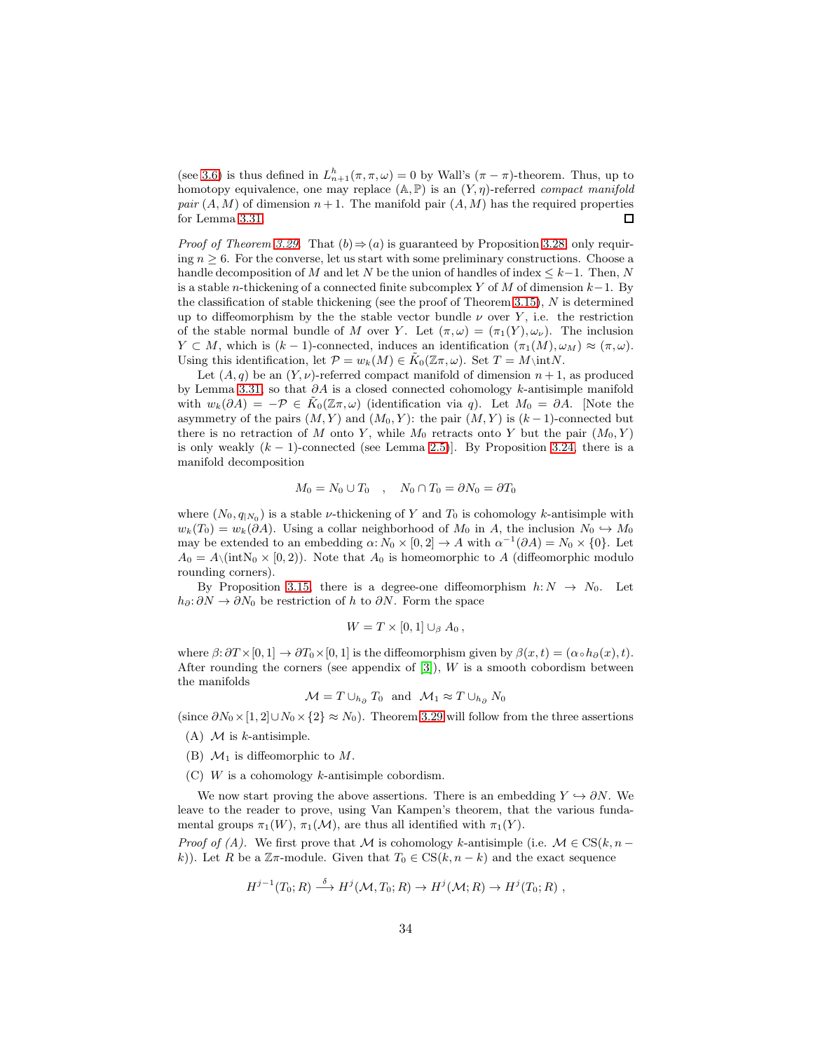(see 3.6) is thus defined in $L^h_{n+1}(\pi,\pi,\omega) = 0$ by Wall's $(\pi-\pi)$-theorem. Thus, up to homotopy equivalence, one may replace $(\mathbb{A},\mathbb{P})$ is an $(Y,\eta)$-referred *compact manifold pair* $(A,M)$ of dimension $n+1$. The manifold pair $(A,M)$ has the required properties for Lemma 3.31. □

*Proof of Theorem 3.29.* That $(b)\Rightarrow(a)$ is guaranteed by Proposition 3.28 only requiring $n\geq 6$. For the converse, let us start with some preliminary constructions. Choose a handle decomposition of $M$ and let $N$ be the union of handles of index $\leq k-1$. Then, $N$ is a stable $n$-thickening of a connected finite subcomplex $Y$ of $M$ of dimension $k-1$. By the classification of stable thickening (see the proof of Theorem 3.15), $N$ is determined up to diffeomorphism by the the stable vector bundle $\nu$ over $Y$, i.e. the restriction of the stable normal bundle of $M$ over $Y$. Let $(\pi,\omega) = (\pi_1(Y),\omega_\nu)$. The inclusion $Y\subset M$, which is $(k-1)$-connected, induces an identification $(\pi_1(M),\omega_M)\approx(\pi,\omega)$. Using this identification, let $\mathcal{P} = w_k(M)\in\tilde{K}_0(\mathbb{Z}\pi,\omega)$. Set $T = M\backslash\mathrm{int}N$.

Let $(A,q)$ be an $(Y,\nu)$-referred compact manifold of dimension $n+1$, as produced by Lemma 3.31, so that $\partial A$ is a closed connected cohomology $k$-antisimple manifold with $w_k(\partial A) = -\mathcal{P}\in\tilde{K}_0(\mathbb{Z}\pi,\omega)$ (identification via $q$). Let $M_0 = \partial A$. [Note the asymmetry of the pairs $(M,Y)$ and $(M_0,Y)$: the pair $(M,Y)$ is $(k-1)$-connected but there is no retraction of $M$ onto $Y$, while $M_0$ retracts onto $Y$ but the pair $(M_0,Y)$ is only weakly $(k-1)$-connected (see Lemma 2.5)]. By Proposition 3.24, there is a manifold decomposition

$$M_0 = N_0\cup T_0 \quad , \quad N_0\cap T_0 = \partial N_0 = \partial T_0$$

where $(N_0,q_{|N_0})$ is a stable $\nu$-thickening of $Y$ and $T_0$ is cohomology $k$-antisimple with $w_k(T_0) = w_k(\partial A)$. Using a collar neighborhood of $M_0$ in $A$, the inclusion $N_0\hookrightarrow M_0$ may be extended to an embedding $\alpha\colon N_0\times[0,2]\to A$ with $\alpha^{-1}(\partial A) = N_0\times\{0\}$. Let $A_0 = A\backslash(\mathrm{intN}_0\times[0,2))$. Note that $A_0$ is homeomorphic to $A$ (diffeomorphic modulo rounding corners).

By Proposition 3.15, there is a degree-one diffeomorphism $h\colon N\to N_0$. Let $h_\partial\colon\partial N\to\partial N_0$ be restriction of $h$ to $\partial N$. Form the space

$$W = T\times[0,1]\cup_\beta A_0\,,$$

where $\beta\colon\partial T\times[0,1]\to\partial T_0\times[0,1]$ is the diffeomorphism given by $\beta(x,t) = (\alpha\circ h_\partial(x),t)$. After rounding the corners (see appendix of [3]), $W$ is a smooth cobordism between the manifolds

$$\mathcal{M} = T\cup_{h_\partial}T_0 \ \text{ and } \ \mathcal{M}_1\approx T\cup_{h_\partial}N_0$$

(since $\partial N_0\times[1,2]\cup N_0\times\{2\}\approx N_0$). Theorem 3.29 will follow from the three assertions

(A) $\mathcal{M}$ is $k$-antisimple.

(B) $\mathcal{M}_1$ is diffeomorphic to $M$.

(C) $W$ is a cohomology $k$-antisimple cobordism.

We now start proving the above assertions. There is an embedding $Y\hookrightarrow\partial N$. We leave to the reader to prove, using Van Kampen's theorem, that the various fundamental groups $\pi_1(W)$, $\pi_1(\mathcal{M})$, are thus all identified with $\pi_1(Y)$.

*Proof of (A).* We first prove that $\mathcal{M}$ is cohomology $k$-antisimple (i.e. $\mathcal{M}\in\mathrm{CS}(k,n-k)$). Let $R$ be a $\mathbb{Z}\pi$-module. Given that $T_0\in\mathrm{CS}(k,n-k)$ and the exact sequence

$$H^{j-1}(T_0;R)\xrightarrow{\ \delta\ }H^j(\mathcal{M},T_0;R)\to H^j(\mathcal{M};R)\to H^j(T_0;R)\ ,$$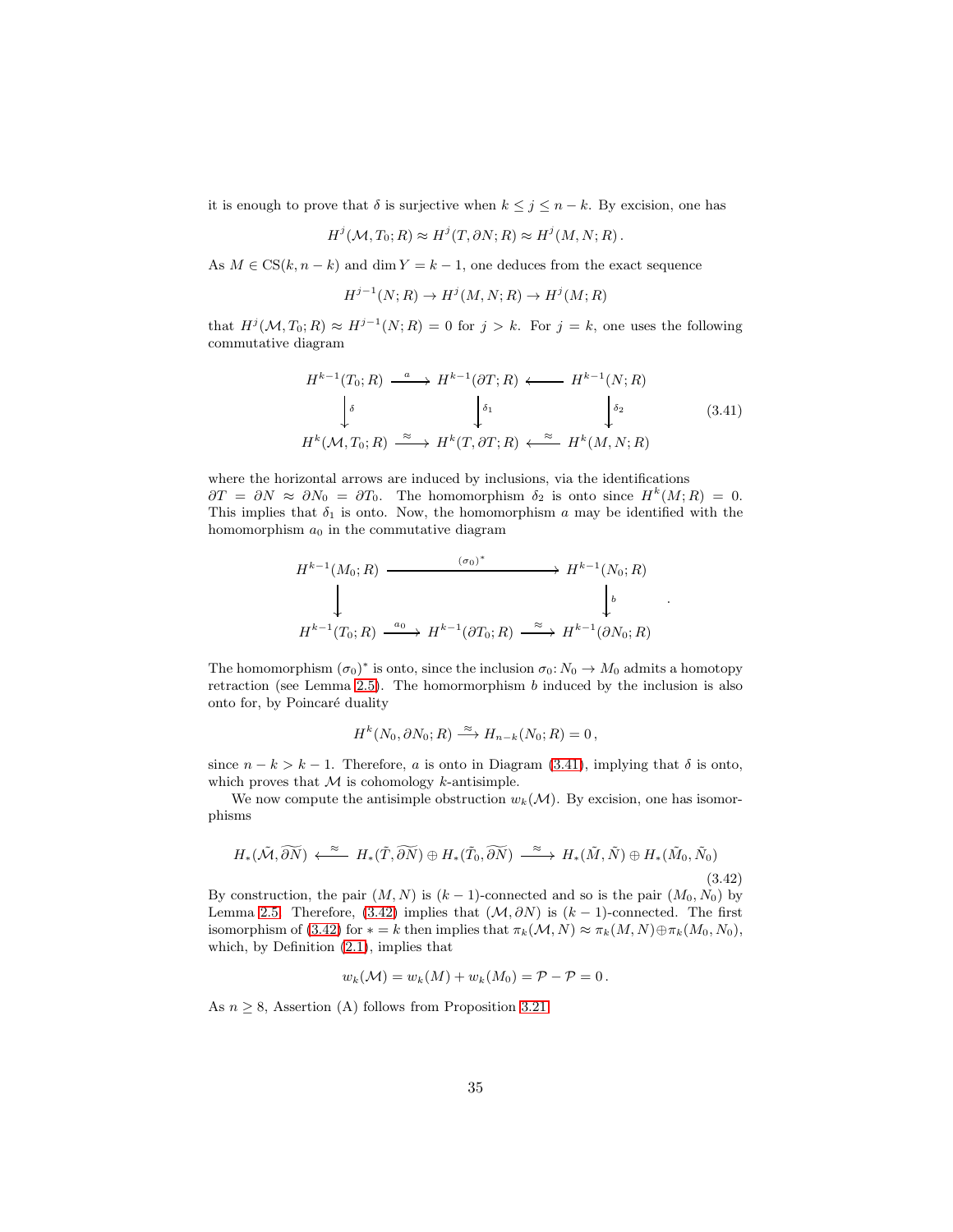it is enough to prove that $\delta$ is surjective when $k \le j \le n-k$. By excision, one has

$$H^j(\mathcal{M}, T_0; R) \approx H^j(T, \partial N; R) \approx H^j(M, N; R)\,.$$

As $M \in \mathrm{CS}(k, n-k)$ and $\dim Y = k-1$, one deduces from the exact sequence

$$H^{j-1}(N; R) \to H^j(M, N; R) \to H^j(M; R)$$

that $H^j(\mathcal{M}, T_0; R) \approx H^{j-1}(N; R) = 0$ for $j > k$. For $j = k$, one uses the following commutative diagram

$$\begin{array}{ccccc}
H^{k-1}(T_0; R) & \xrightarrow{\ a\ } & H^{k-1}(\partial T; R) & \longleftarrow & H^{k-1}(N; R) \\
\Big\downarrow{\scriptstyle \delta} & & \Big\downarrow{\scriptstyle \delta_1} & & \Big\downarrow{\scriptstyle \delta_2} \\
H^k(\mathcal{M}, T_0; R) & \xrightarrow{\ \approx\ } & H^k(T, \partial T; R) & \xleftarrow{\ \approx\ } & H^k(M, N; R)
\end{array} \tag{3.41}$$

where the horizontal arrows are induced by inclusions, via the identifications $\partial T = \partial N \approx \partial N_0 = \partial T_0$. The homomorphism $\delta_2$ is onto since $H^k(M; R) = 0$. This implies that $\delta_1$ is onto. Now, the homomorphism $a$ may be identified with the homomorphism $a_0$ in the commutative diagram

$$\begin{array}{ccccc}
H^{k-1}(M_0; R) & & \xrightarrow{\quad (\sigma_0)^* \quad} & & H^{k-1}(N_0; R) \\
\Big\downarrow & & & & \Big\downarrow{\scriptstyle b} \\
H^{k-1}(T_0; R) & \xrightarrow{\ a_0\ } & H^{k-1}(\partial T_0; R) & \xrightarrow{\ \approx\ } & H^{k-1}(\partial N_0; R)
\end{array}\,.$$

The homomorphism $(\sigma_0)^*$ is onto, since the inclusion $\sigma_0 \colon N_0 \to M_0$ admits a homotopy retraction (see Lemma 2.5). The hommormorphism $b$ induced by the inclusion is also onto for, by Poincaré duality

$$H^k(N_0, \partial N_0; R) \xrightarrow{\approx} H_{n-k}(N_0; R) = 0\,,$$

since $n - k > k - 1$. Therefore, $a$ is onto in Diagram (3.41), implying that $\delta$ is onto, which proves that $\mathcal{M}$ is cohomology $k$-antisimple.

We now compute the antisimple obstruction $w_k(\mathcal{M})$. By excision, one has isomorphisms

$$H_*(\tilde{\mathcal{M}}, \widetilde{\partial N}) \xleftarrow{\ \approx\ } H_*(\tilde{T}, \widetilde{\partial N}) \oplus H_*(\tilde{T}_0, \widetilde{\partial N}) \xrightarrow{\ \approx\ } H_*(\tilde{M}, \tilde{N}) \oplus H_*(\tilde{M}_0, \tilde{N}_0) \tag{3.42}$$

By construction, the pair $(M, N)$ is $(k-1)$-connected and so is the pair $(M_0, N_0)$ by Lemma 2.5. Therefore, (3.42) implies that $(\mathcal{M}, \partial N)$ is $(k-1)$-connected. The first isomorphism of (3.42) for $* = k$ then implies that $\pi_k(\mathcal{M}, N) \approx \pi_k(M, N) \oplus \pi_k(M_0, N_0)$, which, by Definition (2.1), implies that

$$w_k(\mathcal{M}) = w_k(M) + w_k(M_0) = \mathcal{P} - \mathcal{P} = 0\,.$$

As $n \ge 8$, Assertion (A) follows from Proposition 3.21.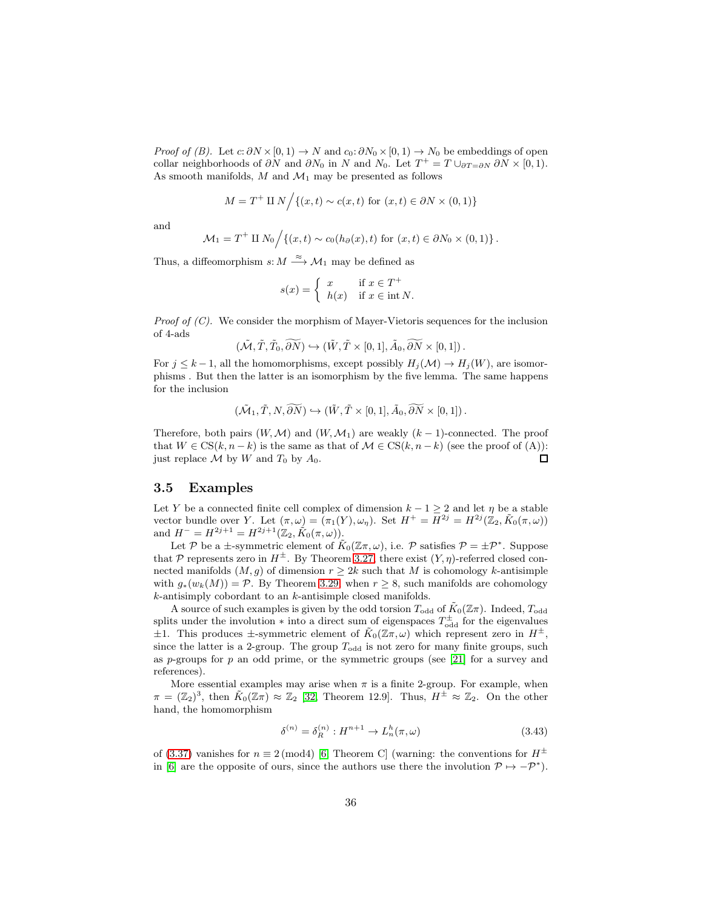*Proof of (B).* Let $c\colon \partial N \times [0,1) \to N$ and $c_0\colon \partial N_0 \times [0,1) \to N_0$ be embeddings of open collar neighborhoods of $\partial N$ and $\partial N_0$ in $N$ and $N_0$. Let $T^+ = T \cup_{\partial T = \partial N} \partial N \times [0,1)$. As smooth manifolds, $M$ and $\mathcal{M}_1$ may be presented as follows

$$M = T^+ \amalg N \Big/ \{(x,t) \sim c(x,t) \text{ for } (x,t) \in \partial N \times (0,1)\}$$

and

$$\mathcal{M}_1 = T^+ \amalg N_0 \Big/ \{(x,t) \sim c_0(h_\partial(x),t) \text{ for } (x,t) \in \partial N_0 \times (0,1)\}\,.$$

Thus, a diffeomorphism $s\colon M \xrightarrow{\approx} \mathcal{M}_1$ may be defined as

$$s(x) = \begin{cases} x & \text{if } x \in T^+ \\ h(x) & \text{if } x \in \operatorname{int} N. \end{cases}$$

*Proof of (C).* We consider the morphism of Mayer-Vietoris sequences for the inclusion of 4-ads

$$(\tilde{\mathcal{M}}, \tilde{T}, \tilde{T}_0, \widetilde{\partial N}) \hookrightarrow (\tilde{W}, \tilde{T} \times [0,1], \tilde{A}_0, \widetilde{\partial N} \times [0,1])\,.$$

For $j \le k-1$, all the homomorphisms, except possibly $H_j(\mathcal{M}) \to H_j(W)$, are isomorphisms . But then the latter is an isomorphism by the five lemma. The same happens for the inclusion

$$(\tilde{\mathcal{M}}_1, \tilde{T}, N, \widetilde{\partial N}) \hookrightarrow (\tilde{W}, \tilde{T} \times [0,1], \tilde{A}_0, \widetilde{\partial N} \times [0,1])\,.$$

Therefore, both pairs $(W, \mathcal{M})$ and $(W, \mathcal{M}_1)$ are weakly $(k-1)$-connected. The proof that $W \in \mathrm{CS}(k, n-k)$ is the same as that of $\mathcal{M} \in \mathrm{CS}(k, n-k)$ (see the proof of (A)): just replace $\mathcal{M}$ by $W$ and $T_0$ by $A_0$. □

## 3.5 Examples

Let $Y$ be a connected finite cell complex of dimension $k-1 \ge 2$ and let $\eta$ be a stable vector bundle over $Y$. Let $(\pi, \omega) = (\pi_1(Y), \omega_\eta)$. Set $H^+ = H^{2j} = H^{2j}(\mathbb{Z}_2, \tilde{K}_0(\pi,\omega))$ and $H^- = H^{2j+1} = H^{2j+1}(\mathbb{Z}_2, \tilde{K}_0(\pi,\omega))$.

Let $\mathcal{P}$ be a $\pm$-symmetric element of $\tilde{K}_0(\mathbb{Z}\pi,\omega)$, i.e. $\mathcal{P}$ satisfies $\mathcal{P} = \pm\mathcal{P}^*$. Suppose that $\mathcal{P}$ represents zero in $H^\pm$. By Theorem 3.27, there exist $(Y,\eta)$-referred closed connected manifolds $(M,g)$ of dimension $r \ge 2k$ such that $M$ is cohomology $k$-antisimple with $g_*(w_k(M)) = \mathcal{P}$. By Theorem 3.29, when $r \ge 8$, such manifolds are cohomology $k$-antisimply cobordant to an $k$-antisimple closed manifolds.

A source of such examples is given by the odd torsion $T_{\mathrm{odd}}$ of $\tilde{K}_0(\mathbb{Z}\pi)$. Indeed, $T_{\mathrm{odd}}$ splits under the involution $*$ into a direct sum of eigenspaces $T^\pm_{\mathrm{odd}}$ for the eigenvalues $\pm 1$. This produces $\pm$-symmetric element of $\tilde{K}_0(\mathbb{Z}\pi,\omega)$ which represent zero in $H^\pm$, since the latter is a 2-group. The group $T_{\mathrm{odd}}$ is not zero for many finite groups, such as $p$-groups for $p$ an odd prime, or the symmetric groups (see [21] for a survey and references).

More essential examples may arise when $\pi$ is a finite 2-group. For example, when $\pi = (\mathbb{Z}_2)^3$, then $\tilde{K}_0(\mathbb{Z}\pi) \approx \mathbb{Z}_2$ [32, Theorem 12.9]. Thus, $H^\pm \approx \mathbb{Z}_2$. On the other hand, the homomorphism

$$\delta^{(n)} = \delta_R^{(n)} : H^{n+1} \to L_n^h(\pi,\omega) \tag{3.43}$$

of (3.37) vanishes for $n \equiv 2 \,(\mathrm{mod}\, 4)$ [6, Theorem C] (warning: the conventions for $H^\pm$ in [6] are the opposite of ours, since the authors use there the involution $\mathcal{P} \mapsto -\mathcal{P}^*$).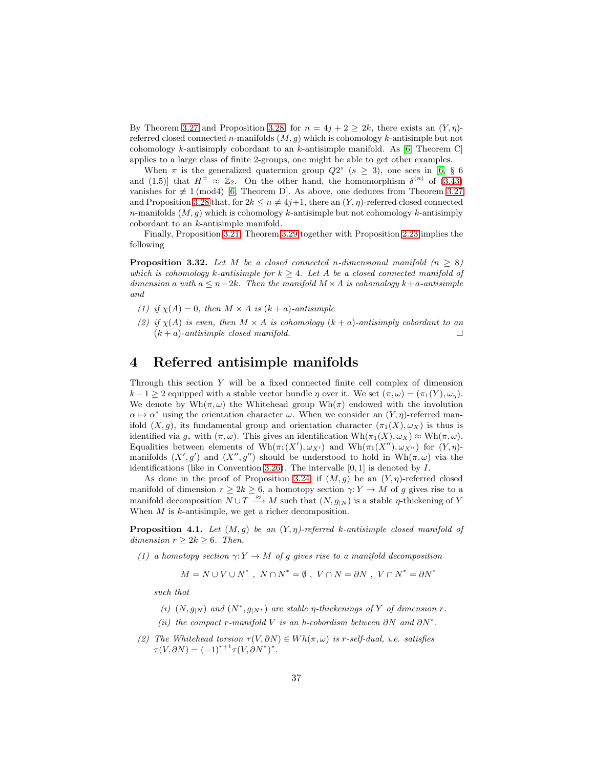By Theorem 3.27 and Proposition 3.28, for $n = 4j+2 \geq 2k$, there exists an $(Y,\eta)$-referred closed connected $n$-manifolds $(M,g)$ which is cohomology $k$-antisimple but not cohomology $k$-antisimply cobordant to an $k$-antisimple manifold. As [6, Theorem C] applies to a large class of finite 2-groups, one might be able to get other examples.

When $\pi$ is the generalized quaternion group $Q2^s$ ($s \geq 3$), one sees in [6, § 6 and (1.5)] that $H^{\pm} \approx \mathbb{Z}_2$. On the other hand, the homomorphism $\delta^{(n)}$ of (3.43) vanishes for $\not\equiv 1 \,(\mathrm{mod}4)$ [6, Theorem D]. As above, one deduces from Theorem 3.27 and Proposition 3.28 that, for $2k \leq n \neq 4j+1$, there an $(Y,\eta)$-referred closed connected $n$-manifolds $(M,g)$ which is cohomology $k$-antisimple but not cohomology $k$-antisimply cobordant to an $k$-antisimple manifold.

Finally, Proposition 3.21, Theorem 3.29 together with Proposition 2.23 implies the following

**Proposition 3.32.** *Let $M$ be a closed connected $n$-dimensional manifold ($n \geq 8$) which is cohomology $k$-antisimple for $k \geq 4$. Let $A$ be a closed connected manifold of dimension $a$ with $a \leq n-2k$. Then the manifold $M \times A$ is cohomology $k+a$-antisimple and*

1. *if $\chi(A) = 0$, then $M \times A$ is $(k+a)$-antisimple*
2. *if $\chi(A)$ is even, then $M \times A$ is cohomology $(k+a)$-antisimply cobordant to an $(k+a)$-antisimple closed manifold.* □

# 4 Referred antisimple manifolds

Through this section $Y$ will be a fixed connected finite cell complex of dimension $k-1 \geq 2$ equipped with a stable vector bundle $\eta$ over it. We set $(\pi,\omega) = (\pi_1(Y), \omega_\eta)$. We denote by $\mathrm{Wh}(\pi,\omega)$ the Whitehead group $\mathrm{Wh}(\pi)$ endowed with the involution $\alpha \mapsto \alpha^*$ using the orientation character $\omega$. When we consider an $(Y,\eta)$-referred manifold $(X,g)$, its fundamental group and orientation character $(\pi_1(X), \omega_X)$ is thus is identified via $g_*$ with $(\pi,\omega)$. This gives an identification $\mathrm{Wh}(\pi_1(X), \omega_X) \approx \mathrm{Wh}(\pi,\omega)$. Equalities between elements of $\mathrm{Wh}(\pi_1(X'), \omega_{X'})$ and $\mathrm{Wh}(\pi_1(X''), \omega_{X''})$ for $(Y,\eta)$-manifolds $(X',g')$ and $(X'',g'')$ should be understood to hold in $\mathrm{Wh}(\pi,\omega)$ via the identifications (like in Convention 3.26). The intervalle $[0,1]$ is denoted by $I$.

As done in the proof of Proposition 3.24, if $(M,g)$ be an $(Y,\eta)$-referred closed manifold of dimension $r \geq 2k \geq 6$, a homotopy section $\gamma\colon Y \to M$ of $g$ gives rise to a manifold decomposition $N \cup T \xrightarrow{\approx} M$ such that $(N, g_{|N})$ is a stable $\eta$-thickening of $Y$ When $M$ is $k$-antisimple, we get a richer decomposition.

**Proposition 4.1.** *Let $(M,g)$ be an $(Y,\eta)$-referred $k$-antisimple closed manifold of dimension $r \geq 2k \geq 6$. Then,*

1. *a homotopy section $\gamma\colon Y \to M$ of $g$ gives rise to a manifold decomposition*
$$M = N \cup V \cup N^* \ , \ N \cap N^* = \emptyset \ , \ V \cap N = \partial N \ , \ V \cap N^* = \partial N^*$$
*such that*
   - *(i) $(N, g_{|N})$ and $(N^*, g_{|N^*})$ are stable $\eta$-thickenings of $Y$ of dimension $r$.*
   - *(ii) the compact $r$-manifold $V$ is an h-cobordism between $\partial N$ and $\partial N^*$.*
2. *The Whitehead torsion $\tau(V,\partial N) \in Wh(\pi,\omega)$ is $r$-self-dual, i.e. satisfies $\tau(V,\partial N) = (-1)^{r+1}\tau(V,\partial N^*)^*$.*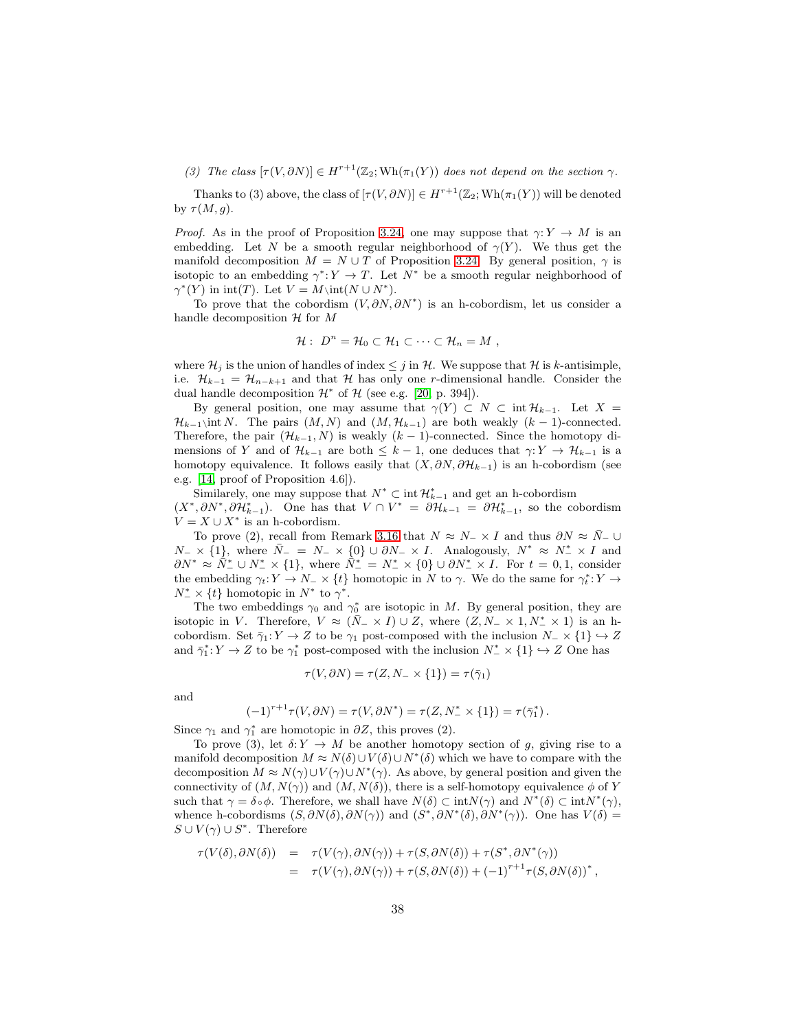*(3) The class $[\tau(V,\partial N)] \in H^{r+1}(\mathbb{Z}_2; \mathrm{Wh}(\pi_1(Y))$ does not depend on the section $\gamma$.*

Thanks to (3) above, the class of $[\tau(V,\partial N)] \in H^{r+1}(\mathbb{Z}_2; \mathrm{Wh}(\pi_1(Y))$ will be denoted by $\tau(M,g)$.

*Proof.* As in the proof of Proposition 3.24, one may suppose that $\gamma\colon Y \to M$ is an embedding. Let $N$ be a smooth regular neighborhood of $\gamma(Y)$. We thus get the manifold decomposition $M = N \cup T$ of Proposition 3.24. By general position, $\gamma$ is isotopic to an embedding $\gamma^*\colon Y \to T$. Let $N^*$ be a smooth regular neighborhood of $\gamma^*(Y)$ in $\mathrm{int}(T)$. Let $V = M \backslash \mathrm{int}(N \cup N^*)$.

To prove that the cobordism $(V, \partial N, \partial N^*)$ is an h-cobordism, let us consider a handle decomposition $\mathcal{H}$ for $M$

$$\mathcal{H}:\ D^n = \mathcal{H}_0 \subset \mathcal{H}_1 \subset \cdots \subset \mathcal{H}_n = M\ ,$$

where $\mathcal{H}_j$ is the union of handles of index $\leq j$ in $\mathcal{H}$. We suppose that $\mathcal{H}$ is $k$-antisimple, i.e. $\mathcal{H}_{k-1} = \mathcal{H}_{n-k+1}$ and that $\mathcal{H}$ has only one $r$-dimensional handle. Consider the dual handle decomposition $\mathcal{H}^*$ of $\mathcal{H}$ (see e.g. [20, p. 394]).

By general position, one may assume that $\gamma(Y) \subset N \subset \mathrm{int}\,\mathcal{H}_{k-1}$. Let $X = \mathcal{H}_{k-1} \backslash \mathrm{int}\, N$. The pairs $(M,N)$ and $(M, \mathcal{H}_{k-1})$ are both weakly $(k-1)$-connected. Therefore, the pair $(\mathcal{H}_{k-1}, N)$ is weakly $(k-1)$-connected. Since the homotopy dimensions of $Y$ and of $\mathcal{H}_{k-1}$ are both $\leq k-1$, one deduces that $\gamma\colon Y \to \mathcal{H}_{k-1}$ is a homotopy equivalence. It follows easily that $(X, \partial N, \partial\mathcal{H}_{k-1})$ is an h-cobordism (see e.g. [14, proof of Proposition 4.6]).

Similarly, one may suppose that $N^* \subset \mathrm{int}\,\mathcal{H}^*_{k-1}$ and get an h-cobordism $(X^*, \partial N^*, \partial \mathcal{H}^*_{k-1})$. One has that $V \cap V^* = \partial\mathcal{H}_{k-1} = \partial\mathcal{H}^*_{k-1}$, so the cobordism $V = X \cup X^*$ is an h-cobordism.

To prove (2), recall from Remark 3.16 that $N \approx N_- \times I$ and thus $\partial N \approx \bar{N}_- \cup N_- \times \{1\}$, where $\bar{N}_- = N_- \times \{0\} \cup \partial N_- \times I$. Analogously, $N^* \approx N^*_- \times I$ and $\partial N^* \approx \bar{N}^*_- \cup N^*_- \times \{1\}$, where $\bar{N}^*_- = N^*_- \times \{0\} \cup \partial N^*_- \times I$. For $t = 0,1$, consider the embedding $\gamma_t\colon Y \to N_- \times \{t\}$ homotopic in $N$ to $\gamma$. We do the same for $\gamma^*_t\colon Y \to N^*_- \times \{t\}$ homotopic in $N^*$ to $\gamma^*$.

The two embeddings $\gamma_0$ and $\gamma^*_0$ are isotopic in $M$. By general position, they are isotopic in $V$. Therefore, $V \approx (\bar{N}_- \times I) \cup Z$, where $(Z, N_- \times 1, N^*_- \times 1)$ is an h-cobordism. Set $\bar{\gamma}_1\colon Y \to Z$ to be $\gamma_1$ post-composed with the inclusion $N_- \times \{1\} \hookrightarrow Z$ and $\bar{\gamma}^*_1\colon Y \to Z$ to be $\gamma^*_1$ post-composed with the inclusion $N^*_- \times \{1\} \hookrightarrow Z$ One has

$$\tau(V,\partial N) = \tau(Z, N_- \times \{1\}) = \tau(\bar{\gamma}_1)$$

and

$$(-1)^{r+1}\tau(V,\partial N) = \tau(V,\partial N^*) = \tau(Z, N^*_- \times \{1\}) = \tau(\bar{\gamma}^*_1)\,.$$

Since $\gamma_1$ and $\gamma^*_1$ are homotopic in $\partial Z$, this proves (2).

To prove (3), let $\delta\colon Y \to M$ be another homotopy section of $g$, giving rise to a manifold decomposition $M \approx N(\delta) \cup V(\delta) \cup N^*(\delta)$ which we have to compare with the decomposition $M \approx N(\gamma) \cup V(\gamma) \cup N^*(\gamma)$. As above, by general position and given the connectivity of $(M, N(\gamma))$ and $(M, N(\delta))$, there is a self-homotopy equivalence $\phi$ of $Y$ such that $\gamma = \delta \circ \phi$. Therefore, we shall have $N(\delta) \subset \mathrm{int} N(\gamma)$ and $N^*(\delta) \subset \mathrm{int} N^*(\gamma)$, whence h-cobordisms $(S, \partial N(\delta), \partial N(\gamma))$ and $(S^*, \partial N^*(\delta), \partial N^*(\gamma))$. One has $V(\delta) = S \cup V(\gamma) \cup S^*$. Therefore

$$\begin{aligned}
\tau(V(\delta), \partial N(\delta)) &= \tau(V(\gamma), \partial N(\gamma)) + \tau(S, \partial N(\delta)) + \tau(S^*, \partial N^*(\gamma)) \\
&= \tau(V(\gamma), \partial N(\gamma)) + \tau(S, \partial N(\delta)) + (-1)^{r+1}\tau(S, \partial N(\delta))^*\,,
\end{aligned}$$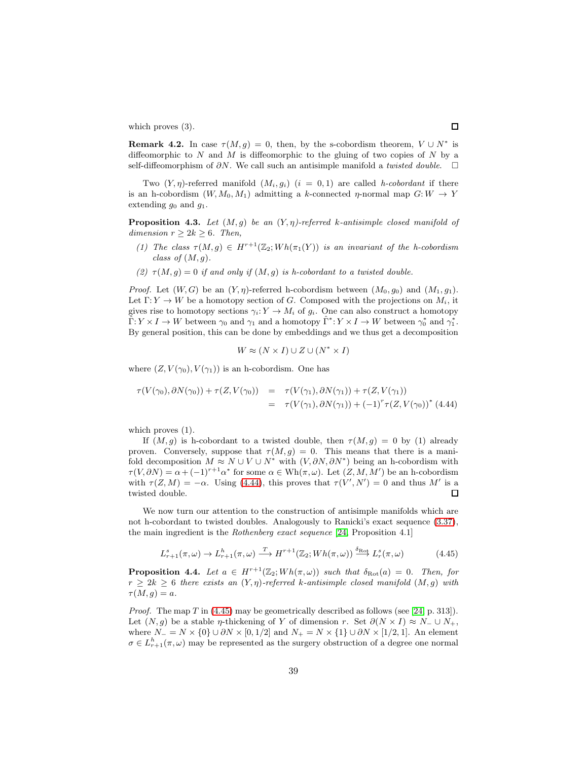which proves (3). □

**Remark 4.2.** In case $\tau(M,g) = 0$, then, by the s-cobordism theorem, $V \cup N^*$ is diffeomorphic to $N$ and $M$ is diffeomorphic to the gluing of two copies of $N$ by a self-diffeomorphism of $\partial N$. We call such an antisimple manifold a *twisted double*. □

Two $(Y,\eta)$-referred manifold $(M_i, g_i)$ $(i = 0,1)$ are called *h-cobordant* if there is an h-cobordism $(W, M_0, M_1)$ admitting a $k$-connected $\eta$-normal map $G\colon W \to Y$ extending $g_0$ and $g_1$.

**Proposition 4.3.** *Let $(M,g)$ be an $(Y,\eta)$-referred $k$-antisimple closed manifold of dimension $r \geq 2k \geq 6$. Then,*

1. *The class $\tau(M,g) \in H^{r+1}(\mathbb{Z}_2; Wh(\pi_1(Y))$ is an invariant of the h-cobordism class of $(M,g)$.*
2. *$\tau(M,g) = 0$ if and only if $(M,g)$ is h-cobordant to a twisted double.*

*Proof.* Let $(W,G)$ be an $(Y,\eta)$-referred h-cobordism between $(M_0, g_0)$ and $(M_1, g_1)$. Let $\Gamma\colon Y \to W$ be a homotopy section of $G$. Composed with the projections on $M_i$, it gives rise to homotopy sections $\gamma_i\colon Y \to M_i$ of $g_i$. One can also construct a homotopy $\hat\Gamma\colon Y \times I \to W$ between $\gamma_0$ and $\gamma_1$ and a homotopy $\hat\Gamma^*\colon Y \times I \to W$ between $\gamma_0^*$ and $\gamma_1^*$. By general position, this can be done by embeddings and we thus get a decomposition

$$W \approx (N \times I) \cup Z \cup (N^* \times I)$$

where $(Z, V(\gamma_0), V(\gamma_1))$ is an h-cobordism. One has

$$\begin{aligned} \tau(V(\gamma_0), \partial N(\gamma_0)) + \tau(Z, V(\gamma_0)) &= \tau(V(\gamma_1), \partial N(\gamma_1)) + \tau(Z, V(\gamma_1)) \\ &= \tau(V(\gamma_1), \partial N(\gamma_1)) + (-1)^r \tau(Z, V(\gamma_0))^* \quad (4.44) \end{aligned}$$

which proves (1).

If $(M,g)$ is h-cobordant to a twisted double, then $\tau(M,g) = 0$ by (1) already proven. Conversely, suppose that $\tau(M,g) = 0$. This means that there is a manifold decomposition $M \approx N \cup V \cup N^*$ with $(V, \partial N, \partial N^*)$ being an h-cobordism with $\tau(V, \partial N) = \alpha + (-1)^{r+1}\alpha^*$ for some $\alpha \in \mathrm{Wh}(\pi,\omega)$. Let $(Z, M, M')$ be an h-cobordism with $\tau(Z, M) = -\alpha$. Using (4.44), this proves that $\tau(V', N') = 0$ and thus $M'$ is a twisted double. □

We now turn our attention to the construction of antisimple manifolds which are not h-cobordant to twisted doubles. Analogously to Ranicki's exact sequence (3.37), the main ingredient is the *Rothenberg exact sequence* [24, Proposition 4.1]

$$L^s_{r+1}(\pi,\omega) \to L^h_{r+1}(\pi,\omega) \xrightarrow{T} H^{r+1}(\mathbb{Z}_2; Wh(\pi,\omega)) \xrightarrow{\delta_{\mathrm{Rot}}} L^s_r(\pi,\omega) \quad (4.45)$$

**Proposition 4.4.** *Let $a \in H^{r+1}(\mathbb{Z}_2; Wh(\pi,\omega))$ such that $\delta_{\mathrm{Rot}}(a) = 0$. Then, for $r \geq 2k \geq 6$ there exists an $(Y,\eta)$-referred $k$-antisimple closed manifold $(M,g)$ with $\tau(M,g) = a$.*

*Proof.* The map $T$ in (4.45) may be geometrically described as follows (see [24, p. 313]). Let $(N,g)$ be a stable $\eta$-thickening of $Y$ of dimension $r$. Set $\partial(N \times I) \approx N_- \cup N_+$, where $N_- = N \times \{0\} \cup \partial N \times [0, 1/2]$ and $N_+ = N \times \{1\} \cup \partial N \times [1/2, 1]$. An element $\sigma \in L^h_{r+1}(\pi,\omega)$ may be represented as the surgery obstruction of a degree one normal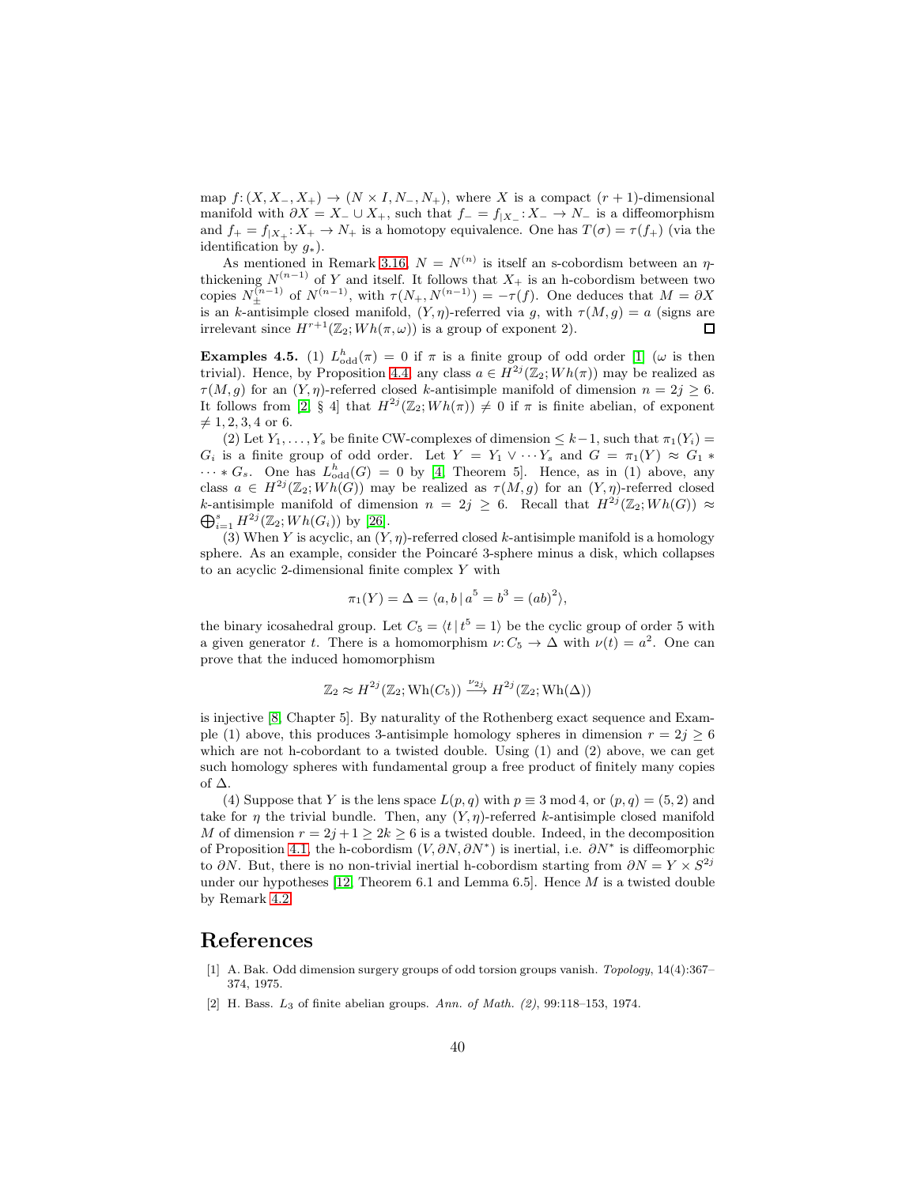map $f\colon (X, X_-, X_+) \to (N \times I, N_-, N_+)$, where $X$ is a compact $(r+1)$-dimensional manifold with $\partial X = X_- \cup X_+$, such that $f_- = f_{|X_-}\colon X_- \to N_-$ is a diffeomorphism and $f_+ = f_{|X_+}\colon X_+ \to N_+$ is a homotopy equivalence. One has $T(\sigma) = \tau(f_+)$ (via the identification by $g_*$).

As mentioned in Remark 3.16, $N = N^{(n)}$ is itself an s-cobordism between an $\eta$-thickening $N^{(n-1)}$ of $Y$ and itself. It follows that $X_+$ is an h-cobordism between two copies $N_\pm^{(n-1)}$ of $N^{(n-1)}$, with $\tau(N_+, N^{(n-1)}) = -\tau(f)$. One deduces that $M = \partial X$ is an $k$-antisimple closed manifold, $(Y, \eta)$-referred via $g$, with $\tau(M, g) = a$ (signs are irrelevant since $H^{r+1}(\mathbb{Z}_2; Wh(\pi, \omega))$ is a group of exponent 2). ◻

**Examples 4.5.** (1) $L^h_{\rm odd}(\pi) = 0$ if $\pi$ is a finite group of odd order [1] ($\omega$ is then trivial). Hence, by Proposition 4.4, any class $a \in H^{2j}(\mathbb{Z}_2; Wh(\pi))$ may be realized as $\tau(M, g)$ for an $(Y, \eta)$-referred closed $k$-antisimple manifold of dimension $n = 2j \geq 6$. It follows from [2, § 4] that $H^{2j}(\mathbb{Z}_2; Wh(\pi)) \neq 0$ if $\pi$ is finite abelian, of exponent $\neq 1, 2, 3, 4$ or 6.

(2) Let $Y_1, \dots, Y_s$ be finite CW-complexes of dimension $\leq k-1$, such that $\pi_1(Y_i) = G_i$ is a finite group of odd order. Let $Y = Y_1 \vee \cdots Y_s$ and $G = \pi_1(Y) \approx G_1 * \cdots * G_s$. One has $L^h_{\rm odd}(G) = 0$ by [4, Theorem 5]. Hence, as in (1) above, any class $a \in H^{2j}(\mathbb{Z}_2; Wh(G))$ may be realized as $\tau(M, g)$ for an $(Y, \eta)$-referred closed $k$-antisimple manifold of dimension $n = 2j \geq 6$. Recall that $H^{2j}(\mathbb{Z}_2; Wh(G)) \approx \bigoplus_{i=1}^{s} H^{2j}(\mathbb{Z}_2; Wh(G_i))$ by [26].

(3) When $Y$ is acyclic, an $(Y, \eta)$-referred closed $k$-antisimple manifold is a homology sphere. As an example, consider the Poincaré 3-sphere minus a disk, which collapses to an acyclic 2-dimensional finite complex $Y$ with

$$\pi_1(Y) = \Delta = \langle a, b \,|\, a^5 = b^3 = (ab)^2 \rangle,$$

the binary icosahedral group. Let $C_5 = \langle t \,|\, t^5 = 1 \rangle$ be the cyclic group of order 5 with a given generator $t$. There is a homomorphism $\nu\colon C_5 \to \Delta$ with $\nu(t) = a^2$. One can prove that the induced homomorphism

$$\mathbb{Z}_2 \approx H^{2j}(\mathbb{Z}_2; \mathrm{Wh}(C_5)) \xrightarrow{\nu_{2j}} H^{2j}(\mathbb{Z}_2; \mathrm{Wh}(\Delta))$$

is injective [8, Chapter 5]. By naturality of the Rothenberg exact sequence and Example (1) above, this produces 3-antisimple homology spheres in dimension $r = 2j \geq 6$ which are not h-cobordant to a twisted double. Using (1) and (2) above, we can get such homology spheres with fundamental group a free product of finitely many copies of $\Delta$.

(4) Suppose that $Y$ is the lens space $L(p, q)$ with $p \equiv 3 \bmod 4$, or $(p, q) = (5, 2)$ and take for $\eta$ the trivial bundle. Then, any $(Y, \eta)$-referred $k$-antisimple closed manifold $M$ of dimension $r = 2j + 1 \geq 2k \geq 6$ is a twisted double. Indeed, in the decomposition of Proposition 4.1, the h-cobordism $(V, \partial N, \partial N^*)$ is inertial, i.e. $\partial N^*$ is diffeomorphic to $\partial N$. But, there is no non-trivial inertial h-cobordism starting from $\partial N = Y \times S^{2j}$ under our hypotheses [12, Theorem 6.1 and Lemma 6.5]. Hence $M$ is a twisted double by Remark 4.2.

# References

[1] A. Bak. Odd dimension surgery groups of odd torsion groups vanish. *Topology*, 14(4):367–374, 1975.

[2] H. Bass. $L_3$ of finite abelian groups. *Ann. of Math. (2)*, 99:118–153, 1974.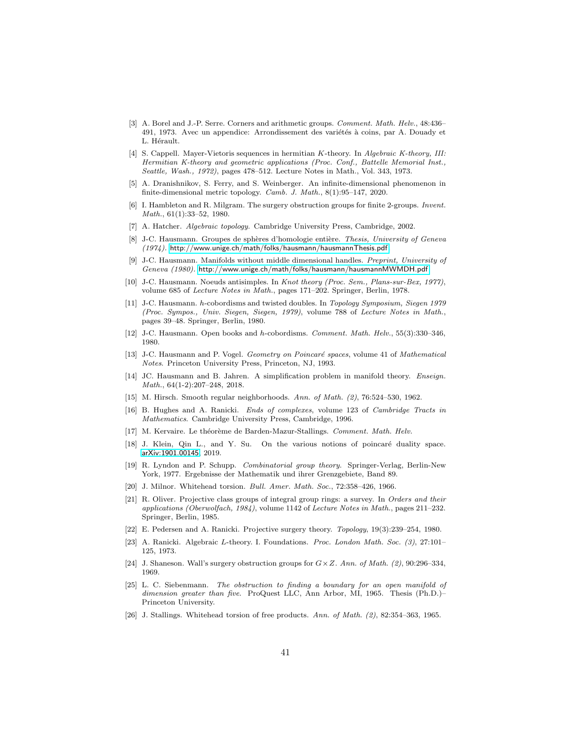[3] A. Borel and J.-P. Serre. Corners and arithmetic groups. *Comment. Math. Helv.*, 48:436–491, 1973. Avec un appendice: Arrondissement des variétés à coins, par A. Douady et L. Hérault.

[4] S. Cappell. Mayer-Vietoris sequences in hermitian $K$-theory. In *Algebraic K-theory, III: Hermitian K-theory and geometric applications (Proc. Conf., Battelle Memorial Inst., Seattle, Wash., 1972)*, pages 478–512. Lecture Notes in Math., Vol. 343, 1973.

[5] A. Dranishnikov, S. Ferry, and S. Weinberger. An infinite-dimensional phenomenon in finite-dimensional metric topology. *Camb. J. Math.*, 8(1):95–147, 2020.

[6] I. Hambleton and R. Milgram. The surgery obstruction groups for finite 2-groups. *Invent. Math.*, 61(1):33–52, 1980.

[7] A. Hatcher. *Algebraic topology.* Cambridge University Press, Cambridge, 2002.

[8] J-C. Hausmann. Groupes de sphères d'homologie entière. *Thesis, University of Geneva (1974).* http://www.unige.ch/math/folks/hausmann/hausmannThesis.pdf

[9] J-C. Hausmann. Manifolds without middle dimensional handles. *Preprint, University of Geneva (1980).* http://www.unige.ch/math/folks/hausmann/hausmannMWMDH.pdf

[10] J-C. Hausmann. Noeuds antisimples. In *Knot theory (Proc. Sem., Plans-sur-Bex, 1977)*, volume 685 of *Lecture Notes in Math.*, pages 171–202. Springer, Berlin, 1978.

[11] J-C. Hausmann. $h$-cobordisms and twisted doubles. In *Topology Symposium, Siegen 1979 (Proc. Sympos., Univ. Siegen, Siegen, 1979)*, volume 788 of *Lecture Notes in Math.*, pages 39–48. Springer, Berlin, 1980.

[12] J-C. Hausmann. Open books and $h$-cobordisms. *Comment. Math. Helv.*, 55(3):330–346, 1980.

[13] J-C. Hausmann and P. Vogel. *Geometry on Poincaré spaces*, volume 41 of *Mathematical Notes*. Princeton University Press, Princeton, NJ, 1993.

[14] JC. Hausmann and B. Jahren. A simplification problem in manifold theory. *Enseign. Math.*, 64(1-2):207–248, 2018.

[15] M. Hirsch. Smooth regular neighborhoods. *Ann. of Math. (2)*, 76:524–530, 1962.

[16] B. Hughes and A. Ranicki. *Ends of complexes*, volume 123 of *Cambridge Tracts in Mathematics*. Cambridge University Press, Cambridge, 1996.

[17] M. Kervaire. Le théorème de Barden-Mazur-Stallings. *Comment. Math. Helv.*

[18] J. Klein, Qin L., and Y. Su. On the various notions of poincaré duality space. arXiv:1901.00145, 2019.

[19] R. Lyndon and P. Schupp. *Combinatorial group theory.* Springer-Verlag, Berlin-New York, 1977. Ergebnisse der Mathematik und ihrer Grenzgebiete, Band 89.

[20] J. Milnor. Whitehead torsion. *Bull. Amer. Math. Soc.*, 72:358–426, 1966.

[21] R. Oliver. Projective class groups of integral group rings: a survey. In *Orders and their applications (Oberwolfach, 1984)*, volume 1142 of *Lecture Notes in Math.*, pages 211–232. Springer, Berlin, 1985.

[22] E. Pedersen and A. Ranicki. Projective surgery theory. *Topology*, 19(3):239–254, 1980.

[23] A. Ranicki. Algebraic $L$-theory. I. Foundations. *Proc. London Math. Soc. (3)*, 27:101–125, 1973.

[24] J. Shaneson. Wall's surgery obstruction groups for $G \times Z$. *Ann. of Math. (2)*, 90:296–334, 1969.

[25] L. C. Siebenmann. *The obstruction to finding a boundary for an open manifold of dimension greater than five.* ProQuest LLC, Ann Arbor, MI, 1965. Thesis (Ph.D.)–Princeton University.

[26] J. Stallings. Whitehead torsion of free products. *Ann. of Math. (2)*, 82:354–363, 1965.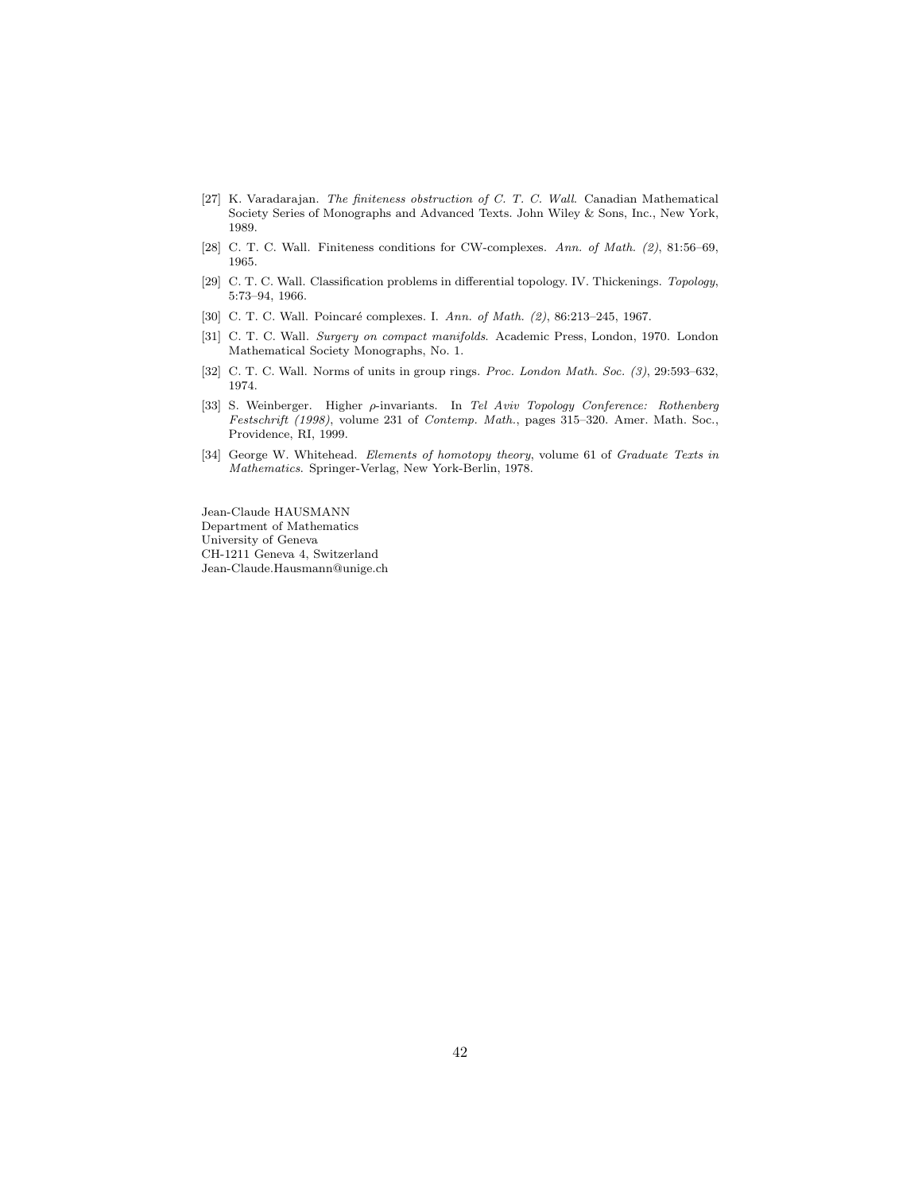[27] K. Varadarajan. *The finiteness obstruction of C. T. C. Wall.* Canadian Mathematical Society Series of Monographs and Advanced Texts. John Wiley & Sons, Inc., New York, 1989.

[28] C. T. C. Wall. Finiteness conditions for CW-complexes. *Ann. of Math. (2)*, 81:56–69, 1965.

[29] C. T. C. Wall. Classification problems in differential topology. IV. Thickenings. *Topology*, 5:73–94, 1966.

[30] C. T. C. Wall. Poincaré complexes. I. *Ann. of Math. (2)*, 86:213–245, 1967.

[31] C. T. C. Wall. *Surgery on compact manifolds.* Academic Press, London, 1970. London Mathematical Society Monographs, No. 1.

[32] C. T. C. Wall. Norms of units in group rings. *Proc. London Math. Soc. (3)*, 29:593–632, 1974.

[33] S. Weinberger. Higher $\rho$-invariants. In *Tel Aviv Topology Conference: Rothenberg Festschrift (1998)*, volume 231 of *Contemp. Math.*, pages 315–320. Amer. Math. Soc., Providence, RI, 1999.

[34] George W. Whitehead. *Elements of homotopy theory*, volume 61 of *Graduate Texts in Mathematics*. Springer-Verlag, New York-Berlin, 1978.

Jean-Claude HAUSMANN  
Department of Mathematics  
University of Geneva  
CH-1211 Geneva 4, Switzerland  
Jean-Claude.Hausmann@unige.ch